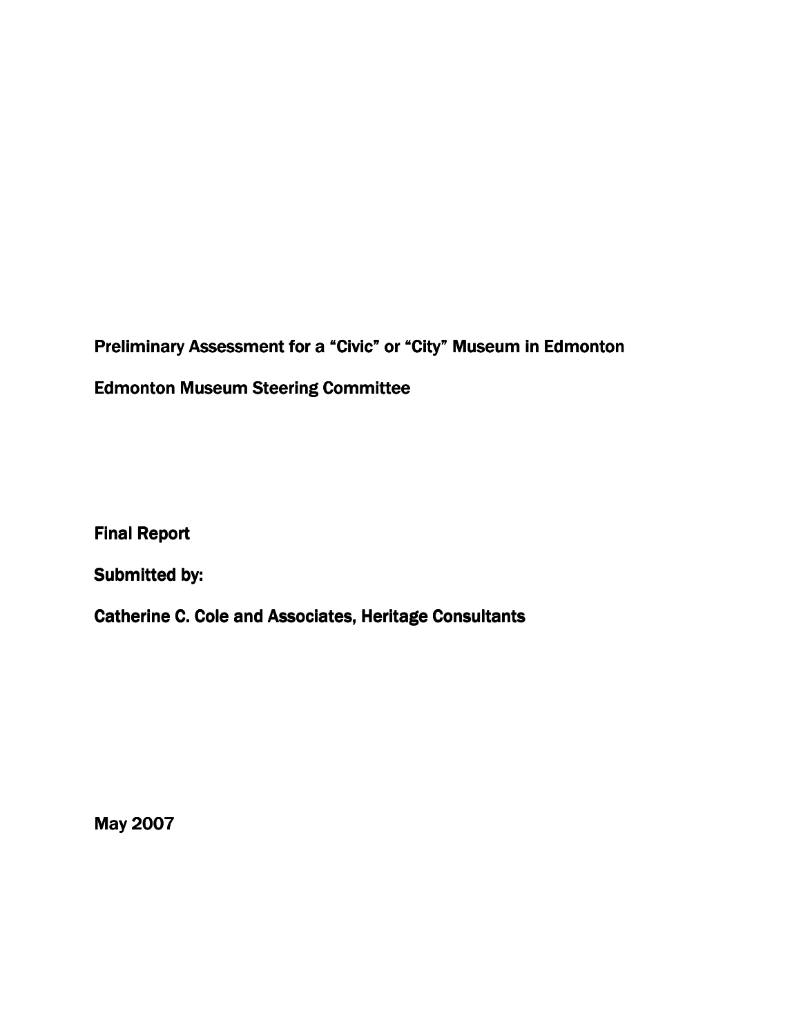# Preliminary Assessment for a "Civic" or "City" Museum in Edmonton

## Edmonton Museum Steering Committee

**Final Report**

**Submitted by:**

**Catherine C. Cole and Associates, Heritage Consultants**

**May 2007**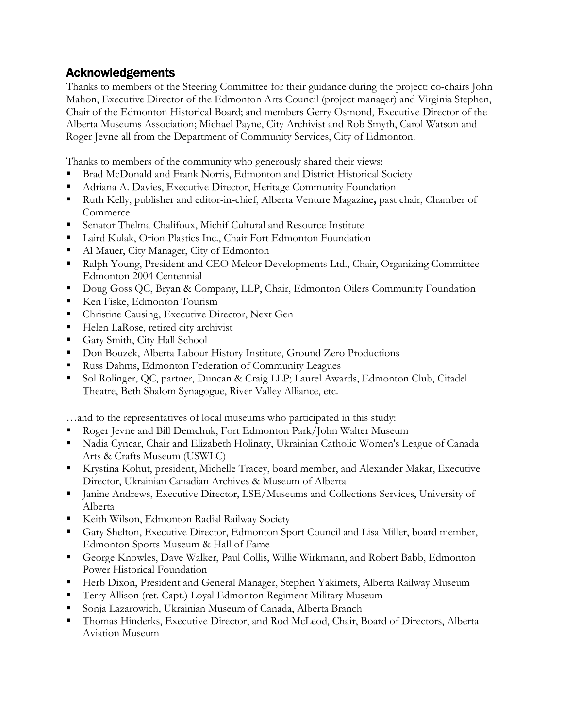## Acknowledgements

Thanks to members of the Steering Committee for their guidance during the project: co-chairs John Mahon, Executive Director of the Edmonton Arts Council (project manager) and Virginia Stephen, Chair of the Edmonton Historical Board; and members Gerry Osmond, Executive Director of the Alberta Museums Association; Michael Payne, City Archivist and Rob Smyth, Carol Watson and Roger Jevne all from the Department of Community Services, City of Edmonton.

Thanks to members of the community who generously shared their views:

- Brad McDonald and Frank Norris, Edmonton and District Historical Society
- Adriana A. Davies, Executive Director, Heritage Community Foundation
- Ruth Kelly, publisher and editor-in-chief, Alberta Venture Magazine**,** past chair, Chamber of Commerce
- Senator Thelma Chalifoux, Michif Cultural and Resource Institute
- Laird Kulak, Orion Plastics Inc., Chair Fort Edmonton Foundation
- Al Mauer, City Manager, City of Edmonton
- Ralph Young, President and CEO Melcor Developments Ltd., Chair, Organizing Committee Edmonton 2004 Centennial
- Doug Goss QC, Bryan & Company, LLP, Chair, Edmonton Oilers Community Foundation
- Ken Fiske, Edmonton Tourism
- Christine Causing, Executive Director, Next Gen
- Helen LaRose, retired city archivist
- Gary Smith, City Hall School
- Don Bouzek, Alberta Labour History Institute, Ground Zero Productions
- Russ Dahms, Edmonton Federation of Community Leagues
- Sol Rolinger, QC, partner, Duncan & Craig LLP; Laurel Awards, Edmonton Club, Citadel Theatre, Beth Shalom Synagogue, River Valley Alliance, etc.

…and to the representatives of local museums who participated in this study:

- Roger Jevne and Bill Demchuk, Fort Edmonton Park/John Walter Museum
- Nadia Cyncar, Chair and Elizabeth Holinaty, Ukrainian Catholic Women's League of Canada Arts & Crafts Museum (USWLC)
- Krystina Kohut, president, Michelle Tracey, board member, and Alexander Makar, Executive Director, Ukrainian Canadian Archives & Museum of Alberta
- Janine Andrews, Executive Director, LSE/Museums and Collections Services, University of Alberta
- Keith Wilson, Edmonton Radial Railway Society
- Gary Shelton, Executive Director, Edmonton Sport Council and Lisa Miller, board member, Edmonton Sports Museum & Hall of Fame
- George Knowles, Dave Walker, Paul Collis, Willie Wirkmann, and Robert Babb, Edmonton Power Historical Foundation
- Herb Dixon, President and General Manager, Stephen Yakimets, Alberta Railway Museum
- Terry Allison (ret. Capt.) Loyal Edmonton Regiment Military Museum
- Sonja Lazarowich, Ukrainian Museum of Canada, Alberta Branch
- Thomas Hinderks, Executive Director, and Rod McLeod, Chair, Board of Directors, Alberta Aviation Museum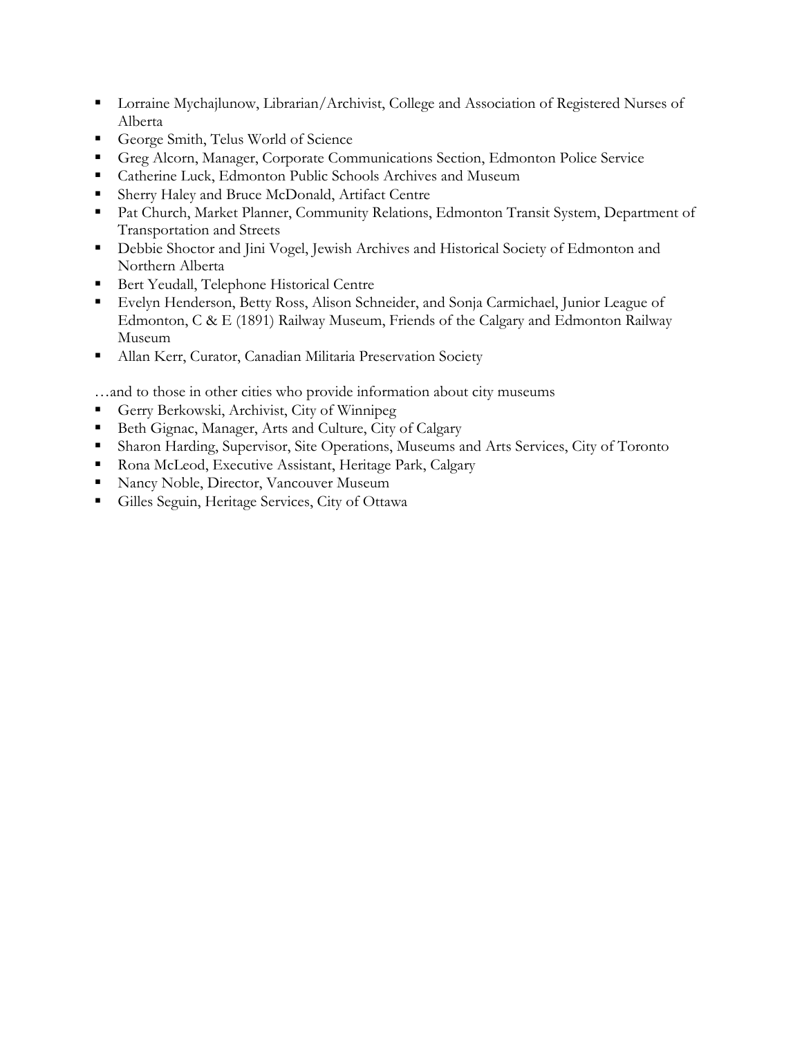- Lorraine Mychajlunow, Librarian/Archivist, College and Association of Registered Nurses of Alberta
- George Smith, Telus World of Science
- Greg Alcorn, Manager, Corporate Communications Section, Edmonton Police Service
- Catherine Luck, Edmonton Public Schools Archives and Museum
- Sherry Haley and Bruce McDonald, Artifact Centre
- Pat Church, Market Planner, Community Relations, Edmonton Transit System, Department of Transportation and Streets
- Debbie Shoctor and Jini Vogel, Jewish Archives and Historical Society of Edmonton and Northern Alberta
- Bert Yeudall, Telephone Historical Centre
- Evelyn Henderson, Betty Ross, Alison Schneider, and Sonja Carmichael, Junior League of Edmonton, C & E (1891) Railway Museum, Friends of the Calgary and Edmonton Railway Museum
- Allan Kerr, Curator, Canadian Militaria Preservation Society

…and to those in other cities who provide information about city museums

- Gerry Berkowski, Archivist, City of Winnipeg
- Beth Gignac, Manager, Arts and Culture, City of Calgary
- Sharon Harding, Supervisor, Site Operations, Museums and Arts Services, City of Toronto
- Rona McLeod, Executive Assistant, Heritage Park, Calgary
- Nancy Noble, Director, Vancouver Museum
- Gilles Seguin, Heritage Services, City of Ottawa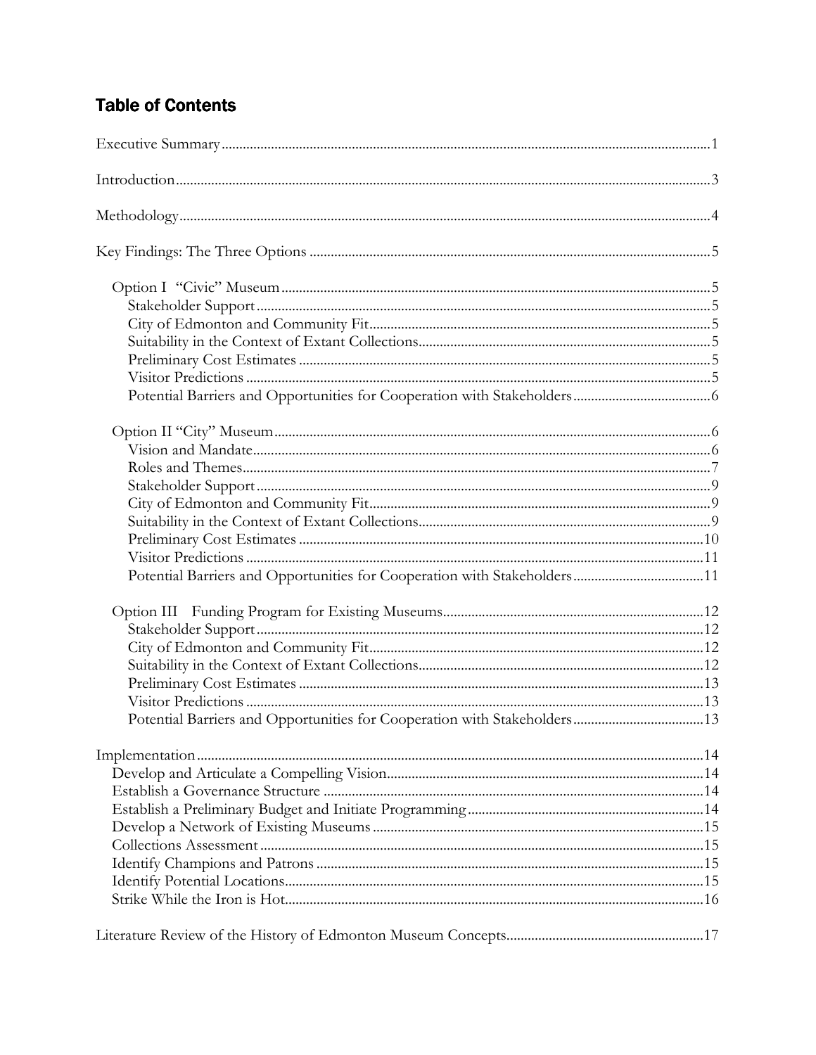## Table of Contents

Executive Summary....................................................................................................................................1

Introduction...............................................................................................................................................3

Methodology..............................................................................................................................................4

Key Findings: The Three Options ..........................................................................................................5

- Option I "Civic" Museum ..................................................................................................................5
  - Stakeholder Support ........................................................................................................................5
  - City of Edmonton and Community Fit............................................................................................5
  - Suitability in the Context of Extant Collections...............................................................................5
  - Preliminary Cost Estimates ..............................................................................................................5
  - Visitor Predictions ............................................................................................................................5
  - Potential Barriers and Opportunities for Cooperation with Stakeholders......................................6

- Option II "City" Museum ....................................................................................................................6
  - Vision and Mandate...........................................................................................................................6
  - Roles and Themes..............................................................................................................................7
  - Stakeholder Support ........................................................................................................................9
  - City of Edmonton and Community Fit............................................................................................9
  - Suitability in the Context of Extant Collections...............................................................................9
  - Preliminary Cost Estimates ............................................................................................................10
  - Visitor Predictions ..........................................................................................................................11
  - Potential Barriers and Opportunities for Cooperation with Stakeholders....................................11

- Option III Funding Program for Existing Museums......................................................................12
  - Stakeholder Support ......................................................................................................................12
  - City of Edmonton and Community Fit..........................................................................................12
  - Suitability in the Context of Extant Collections.............................................................................12
  - Preliminary Cost Estimates ............................................................................................................13
  - Visitor Predictions ..........................................................................................................................13
  - Potential Barriers and Opportunities for Cooperation with Stakeholders....................................13

Implementation.......................................................................................................................................14

- Develop and Articulate a Compelling Vision.....................................................................................14
- Establish a Governance Structure .....................................................................................................14
- Establish a Preliminary Budget and Initiate Programming...............................................................14
- Develop a Network of Existing Museums .........................................................................................15
- Collections Assessment .....................................................................................................................15
- Identify Champions and Patrons .......................................................................................................15
- Identify Potential Locations...............................................................................................................15
- Strike While the Iron is Hot...............................................................................................................16

Literature Review of the History of Edmonton Museum Concepts.....................................................17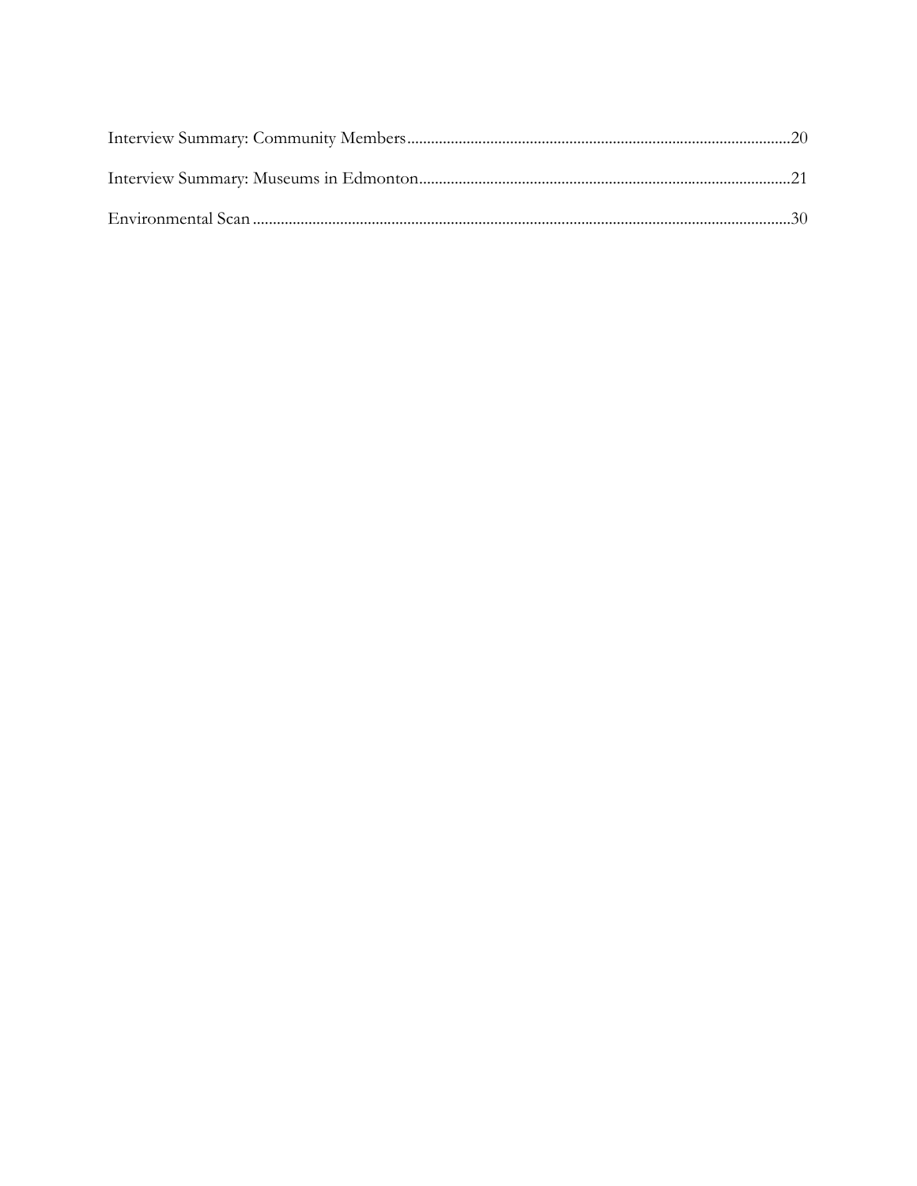Interview Summary: Community Members....................................................................................................20

Interview Summary: Museums in Edmonton..............................................................................................21

Environmental Scan ........................................................................................................................................30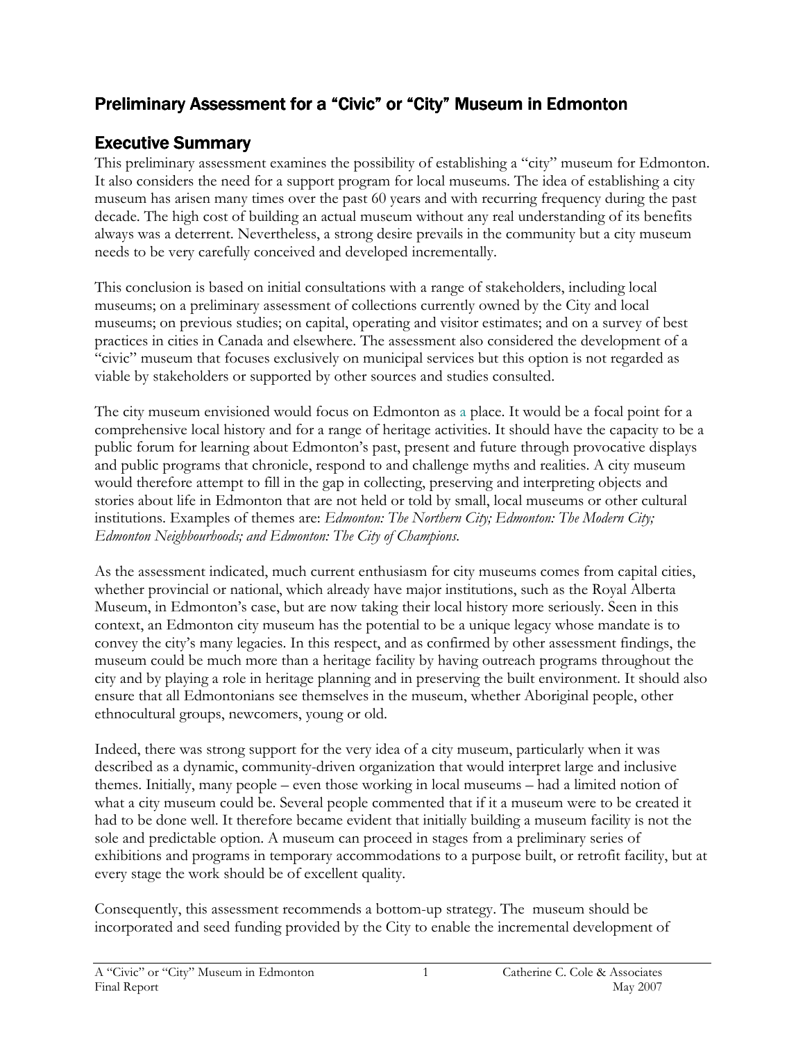# Preliminary Assessment for a "Civic" or "City" Museum in Edmonton

## Executive Summary

This preliminary assessment examines the possibility of establishing a "city" museum for Edmonton. It also considers the need for a support program for local museums. The idea of establishing a city museum has arisen many times over the past 60 years and with recurring frequency during the past decade. The high cost of building an actual museum without any real understanding of its benefits always was a deterrent. Nevertheless, a strong desire prevails in the community but a city museum needs to be very carefully conceived and developed incrementally.

This conclusion is based on initial consultations with a range of stakeholders, including local museums; on a preliminary assessment of collections currently owned by the City and local museums; on previous studies; on capital, operating and visitor estimates; and on a survey of best practices in cities in Canada and elsewhere. The assessment also considered the development of a "civic" museum that focuses exclusively on municipal services but this option is not regarded as viable by stakeholders or supported by other sources and studies consulted.

The city museum envisioned would focus on Edmonton as a place. It would be a focal point for a comprehensive local history and for a range of heritage activities. It should have the capacity to be a public forum for learning about Edmonton's past, present and future through provocative displays and public programs that chronicle, respond to and challenge myths and realities. A city museum would therefore attempt to fill in the gap in collecting, preserving and interpreting objects and stories about life in Edmonton that are not held or told by small, local museums or other cultural institutions. Examples of themes are: *Edmonton: The Northern City; Edmonton: The Modern City; Edmonton Neighbourhoods; and Edmonton: The City of Champions.*

As the assessment indicated, much current enthusiasm for city museums comes from capital cities, whether provincial or national, which already have major institutions, such as the Royal Alberta Museum, in Edmonton's case, but are now taking their local history more seriously. Seen in this context, an Edmonton city museum has the potential to be a unique legacy whose mandate is to convey the city's many legacies. In this respect, and as confirmed by other assessment findings, the museum could be much more than a heritage facility by having outreach programs throughout the city and by playing a role in heritage planning and in preserving the built environment. It should also ensure that all Edmontonians see themselves in the museum, whether Aboriginal people, other ethnocultural groups, newcomers, young or old.

Indeed, there was strong support for the very idea of a city museum, particularly when it was described as a dynamic, community-driven organization that would interpret large and inclusive themes. Initially, many people – even those working in local museums – had a limited notion of what a city museum could be. Several people commented that if it a museum were to be created it had to be done well. It therefore became evident that initially building a museum facility is not the sole and predictable option. A museum can proceed in stages from a preliminary series of exhibitions and programs in temporary accommodations to a purpose built, or retrofit facility, but at every stage the work should be of excellent quality.

Consequently, this assessment recommends a bottom-up strategy. The museum should be incorporated and seed funding provided by the City to enable the incremental development of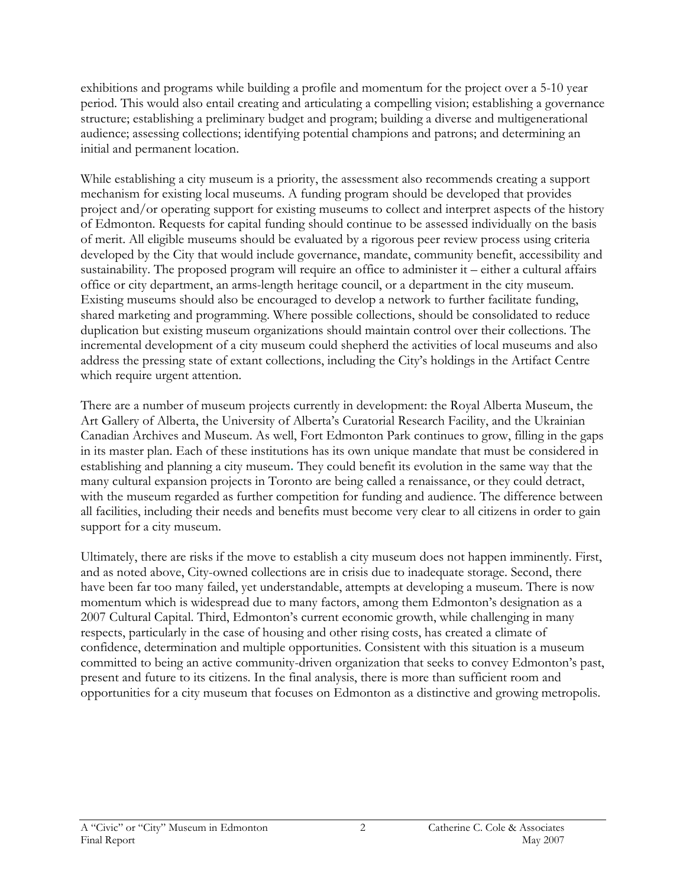exhibitions and programs while building a profile and momentum for the project over a 5-10 year period. This would also entail creating and articulating a compelling vision; establishing a governance structure; establishing a preliminary budget and program; building a diverse and multigenerational audience; assessing collections; identifying potential champions and patrons; and determining an initial and permanent location.

While establishing a city museum is a priority, the assessment also recommends creating a support mechanism for existing local museums. A funding program should be developed that provides project and/or operating support for existing museums to collect and interpret aspects of the history of Edmonton. Requests for capital funding should continue to be assessed individually on the basis of merit. All eligible museums should be evaluated by a rigorous peer review process using criteria developed by the City that would include governance, mandate, community benefit, accessibility and sustainability. The proposed program will require an office to administer it – either a cultural affairs office or city department, an arms-length heritage council, or a department in the city museum. Existing museums should also be encouraged to develop a network to further facilitate funding, shared marketing and programming. Where possible collections, should be consolidated to reduce duplication but existing museum organizations should maintain control over their collections. The incremental development of a city museum could shepherd the activities of local museums and also address the pressing state of extant collections, including the City's holdings in the Artifact Centre which require urgent attention.

There are a number of museum projects currently in development: the Royal Alberta Museum, the Art Gallery of Alberta, the University of Alberta's Curatorial Research Facility, and the Ukrainian Canadian Archives and Museum. As well, Fort Edmonton Park continues to grow, filling in the gaps in its master plan. Each of these institutions has its own unique mandate that must be considered in establishing and planning a city museum. They could benefit its evolution in the same way that the many cultural expansion projects in Toronto are being called a renaissance, or they could detract, with the museum regarded as further competition for funding and audience. The difference between all facilities, including their needs and benefits must become very clear to all citizens in order to gain support for a city museum.

Ultimately, there are risks if the move to establish a city museum does not happen imminently. First, and as noted above, City-owned collections are in crisis due to inadequate storage. Second, there have been far too many failed, yet understandable, attempts at developing a museum. There is now momentum which is widespread due to many factors, among them Edmonton's designation as a 2007 Cultural Capital. Third, Edmonton's current economic growth, while challenging in many respects, particularly in the case of housing and other rising costs, has created a climate of confidence, determination and multiple opportunities. Consistent with this situation is a museum committed to being an active community-driven organization that seeks to convey Edmonton's past, present and future to its citizens. In the final analysis, there is more than sufficient room and opportunities for a city museum that focuses on Edmonton as a distinctive and growing metropolis.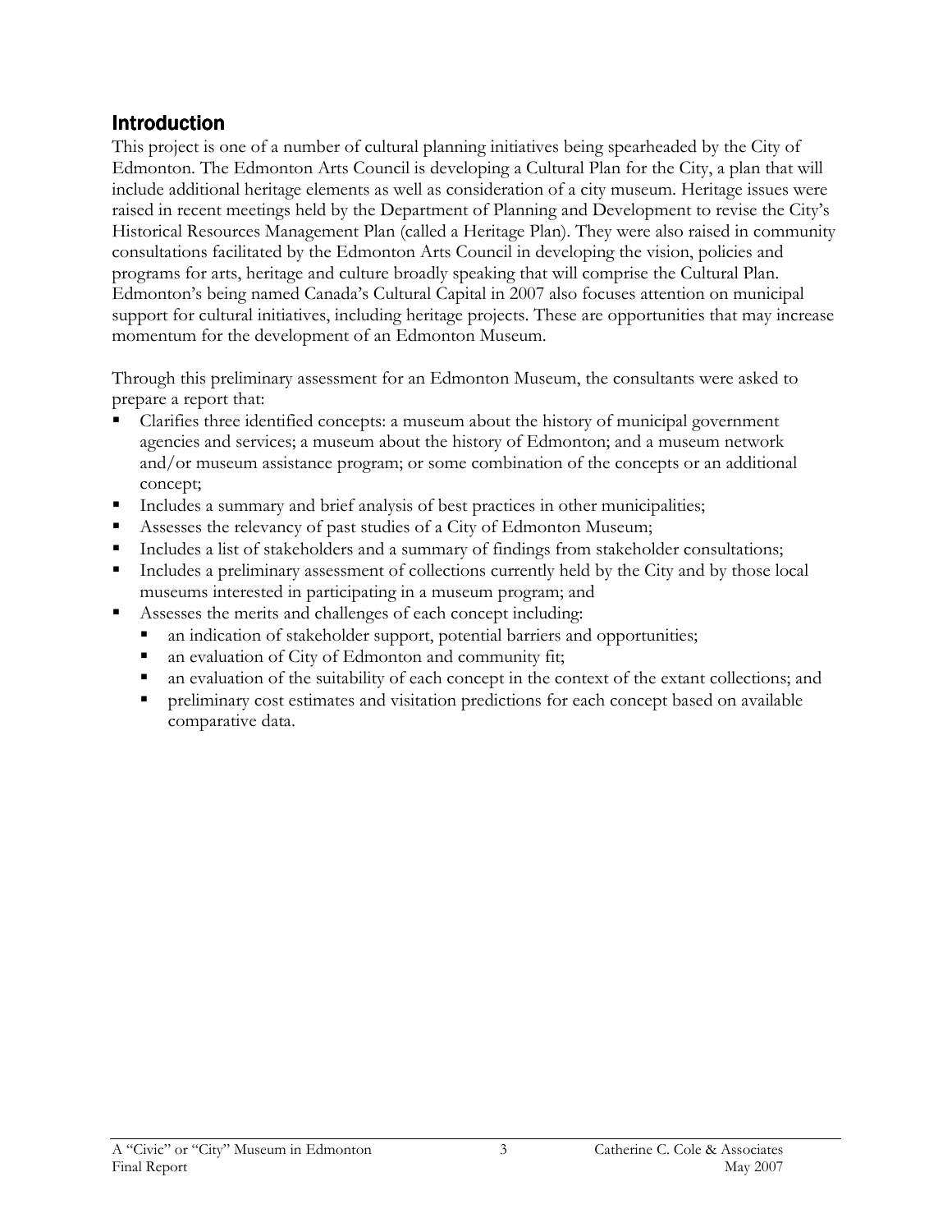## Introduction

This project is one of a number of cultural planning initiatives being spearheaded by the City of Edmonton. The Edmonton Arts Council is developing a Cultural Plan for the City, a plan that will include additional heritage elements as well as consideration of a city museum. Heritage issues were raised in recent meetings held by the Department of Planning and Development to revise the City's Historical Resources Management Plan (called a Heritage Plan). They were also raised in community consultations facilitated by the Edmonton Arts Council in developing the vision, policies and programs for arts, heritage and culture broadly speaking that will comprise the Cultural Plan. Edmonton's being named Canada's Cultural Capital in 2007 also focuses attention on municipal support for cultural initiatives, including heritage projects. These are opportunities that may increase momentum for the development of an Edmonton Museum.

Through this preliminary assessment for an Edmonton Museum, the consultants were asked to prepare a report that:

- Clarifies three identified concepts: a museum about the history of municipal government agencies and services; a museum about the history of Edmonton; and a museum network and/or museum assistance program; or some combination of the concepts or an additional concept;
- Includes a summary and brief analysis of best practices in other municipalities;
- Assesses the relevancy of past studies of a City of Edmonton Museum;
- Includes a list of stakeholders and a summary of findings from stakeholder consultations;
- Includes a preliminary assessment of collections currently held by the City and by those local museums interested in participating in a museum program; and
- Assesses the merits and challenges of each concept including:
  - an indication of stakeholder support, potential barriers and opportunities;
  - an evaluation of City of Edmonton and community fit;
  - an evaluation of the suitability of each concept in the context of the extant collections; and
  - preliminary cost estimates and visitation predictions for each concept based on available comparative data.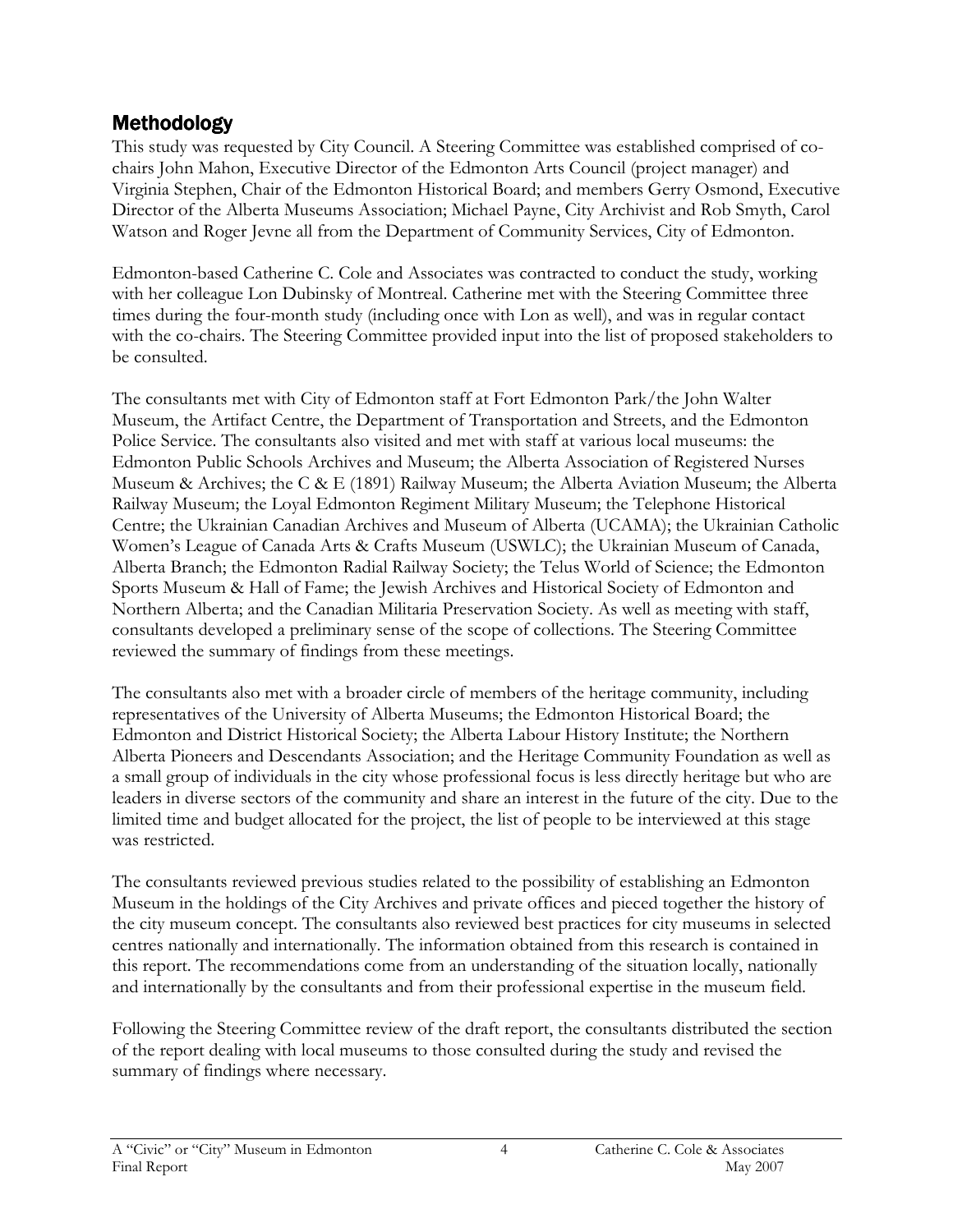## Methodology

This study was requested by City Council. A Steering Committee was established comprised of co-chairs John Mahon, Executive Director of the Edmonton Arts Council (project manager) and Virginia Stephen, Chair of the Edmonton Historical Board; and members Gerry Osmond, Executive Director of the Alberta Museums Association; Michael Payne, City Archivist and Rob Smyth, Carol Watson and Roger Jevne all from the Department of Community Services, City of Edmonton.

Edmonton-based Catherine C. Cole and Associates was contracted to conduct the study, working with her colleague Lon Dubinsky of Montreal. Catherine met with the Steering Committee three times during the four-month study (including once with Lon as well), and was in regular contact with the co-chairs. The Steering Committee provided input into the list of proposed stakeholders to be consulted.

The consultants met with City of Edmonton staff at Fort Edmonton Park/the John Walter Museum, the Artifact Centre, the Department of Transportation and Streets, and the Edmonton Police Service. The consultants also visited and met with staff at various local museums: the Edmonton Public Schools Archives and Museum; the Alberta Association of Registered Nurses Museum & Archives; the C & E (1891) Railway Museum; the Alberta Aviation Museum; the Alberta Railway Museum; the Loyal Edmonton Regiment Military Museum; the Telephone Historical Centre; the Ukrainian Canadian Archives and Museum of Alberta (UCAMA); the Ukrainian Catholic Women's League of Canada Arts & Crafts Museum (USWLC); the Ukrainian Museum of Canada, Alberta Branch; the Edmonton Radial Railway Society; the Telus World of Science; the Edmonton Sports Museum & Hall of Fame; the Jewish Archives and Historical Society of Edmonton and Northern Alberta; and the Canadian Militaria Preservation Society. As well as meeting with staff, consultants developed a preliminary sense of the scope of collections. The Steering Committee reviewed the summary of findings from these meetings.

The consultants also met with a broader circle of members of the heritage community, including representatives of the University of Alberta Museums; the Edmonton Historical Board; the Edmonton and District Historical Society; the Alberta Labour History Institute; the Northern Alberta Pioneers and Descendants Association; and the Heritage Community Foundation as well as a small group of individuals in the city whose professional focus is less directly heritage but who are leaders in diverse sectors of the community and share an interest in the future of the city. Due to the limited time and budget allocated for the project, the list of people to be interviewed at this stage was restricted.

The consultants reviewed previous studies related to the possibility of establishing an Edmonton Museum in the holdings of the City Archives and private offices and pieced together the history of the city museum concept. The consultants also reviewed best practices for city museums in selected centres nationally and internationally. The information obtained from this research is contained in this report. The recommendations come from an understanding of the situation locally, nationally and internationally by the consultants and from their professional expertise in the museum field.

Following the Steering Committee review of the draft report, the consultants distributed the section of the report dealing with local museums to those consulted during the study and revised the summary of findings where necessary.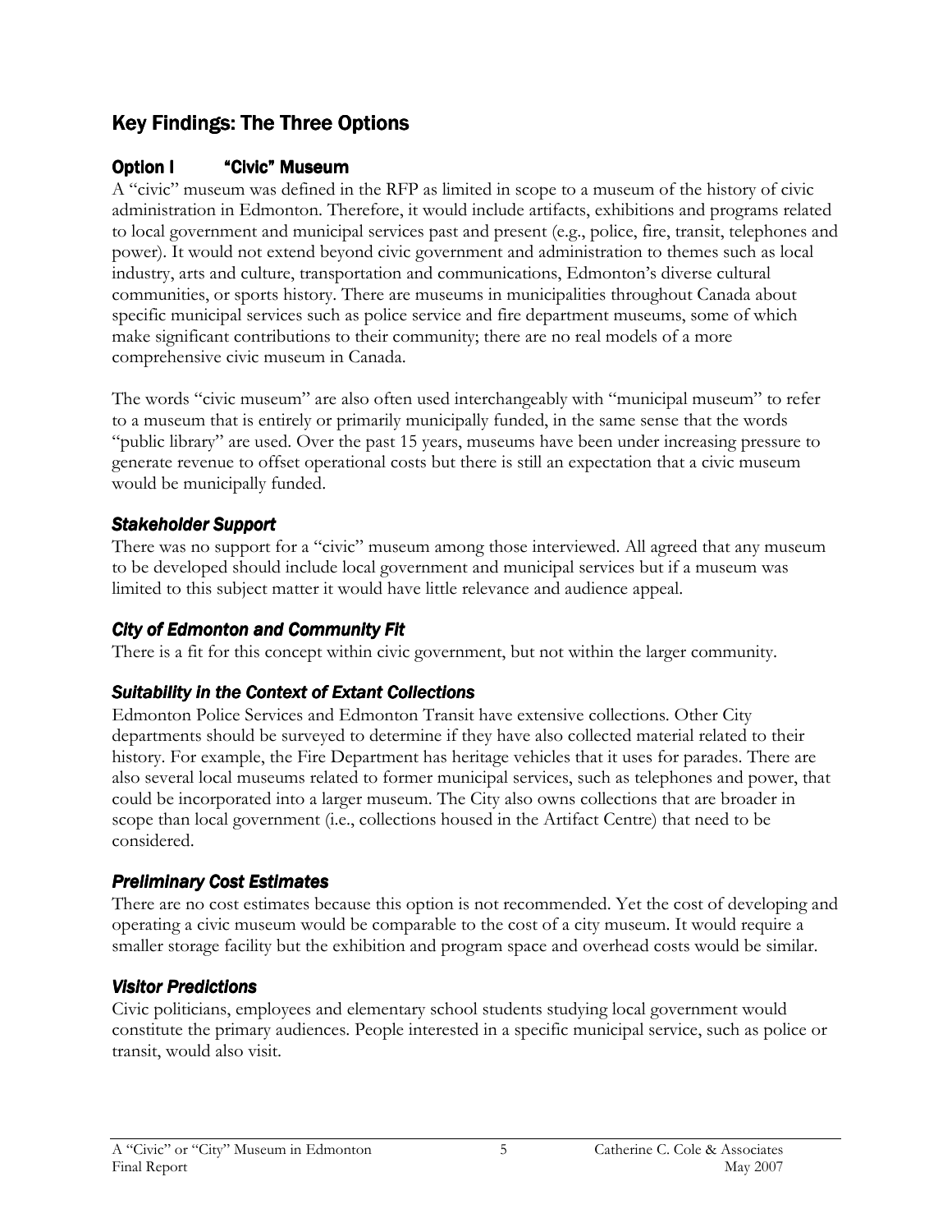## Key Findings: The Three Options

### Option I "Civic" Museum

A "civic" museum was defined in the RFP as limited in scope to a museum of the history of civic administration in Edmonton. Therefore, it would include artifacts, exhibitions and programs related to local government and municipal services past and present (e.g., police, fire, transit, telephones and power). It would not extend beyond civic government and administration to themes such as local industry, arts and culture, transportation and communications, Edmonton's diverse cultural communities, or sports history. There are museums in municipalities throughout Canada about specific municipal services such as police service and fire department museums, some of which make significant contributions to their community; there are no real models of a more comprehensive civic museum in Canada.

The words "civic museum" are also often used interchangeably with "municipal museum" to refer to a museum that is entirely or primarily municipally funded, in the same sense that the words "public library" are used. Over the past 15 years, museums have been under increasing pressure to generate revenue to offset operational costs but there is still an expectation that a civic museum would be municipally funded.

### *Stakeholder Support*

There was no support for a "civic" museum among those interviewed. All agreed that any museum to be developed should include local government and municipal services but if a museum was limited to this subject matter it would have little relevance and audience appeal.

### *City of Edmonton and Community Fit*

There is a fit for this concept within civic government, but not within the larger community.

### *Suitability in the Context of Extant Collections*

Edmonton Police Services and Edmonton Transit have extensive collections. Other City departments should be surveyed to determine if they have also collected material related to their history. For example, the Fire Department has heritage vehicles that it uses for parades. There are also several local museums related to former municipal services, such as telephones and power, that could be incorporated into a larger museum. The City also owns collections that are broader in scope than local government (i.e., collections housed in the Artifact Centre) that need to be considered.

### *Preliminary Cost Estimates*

There are no cost estimates because this option is not recommended. Yet the cost of developing and operating a civic museum would be comparable to the cost of a city museum. It would require a smaller storage facility but the exhibition and program space and overhead costs would be similar.

### *Visitor Predictions*

Civic politicians, employees and elementary school students studying local government would constitute the primary audiences. People interested in a specific municipal service, such as police or transit, would also visit.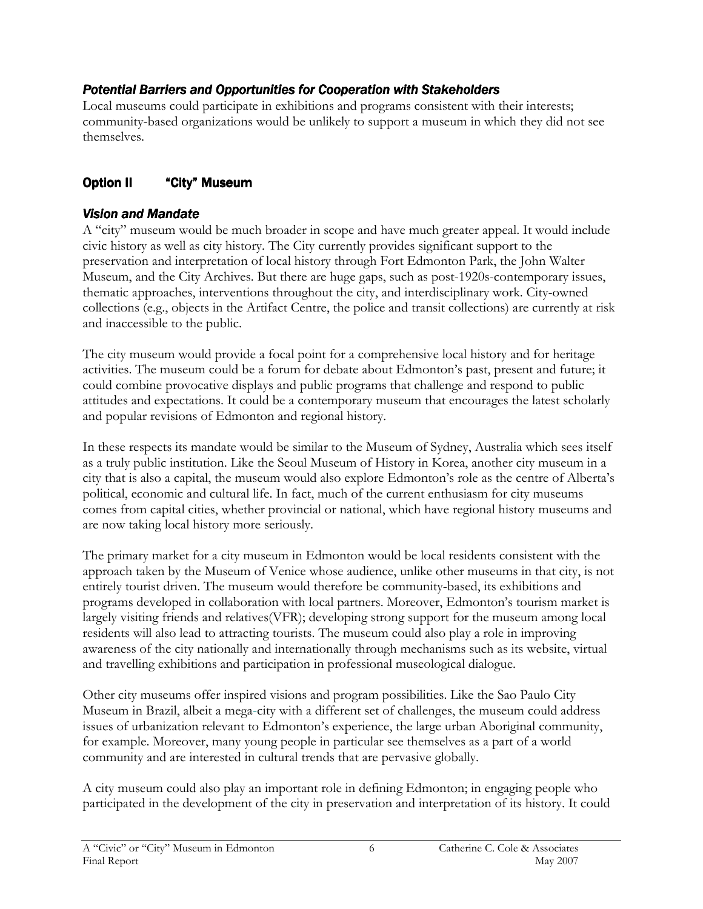### *Potential Barriers and Opportunities for Cooperation with Stakeholders*

Local museums could participate in exhibitions and programs consistent with their interests; community-based organizations would be unlikely to support a museum in which they did not see themselves.

## Option II "City" Museum

### *Vision and Mandate*

A "city" museum would be much broader in scope and have much greater appeal. It would include civic history as well as city history. The City currently provides significant support to the preservation and interpretation of local history through Fort Edmonton Park, the John Walter Museum, and the City Archives. But there are huge gaps, such as post-1920s-contemporary issues, thematic approaches, interventions throughout the city, and interdisciplinary work. City-owned collections (e.g., objects in the Artifact Centre, the police and transit collections) are currently at risk and inaccessible to the public.

The city museum would provide a focal point for a comprehensive local history and for heritage activities. The museum could be a forum for debate about Edmonton's past, present and future; it could combine provocative displays and public programs that challenge and respond to public attitudes and expectations. It could be a contemporary museum that encourages the latest scholarly and popular revisions of Edmonton and regional history.

In these respects its mandate would be similar to the Museum of Sydney, Australia which sees itself as a truly public institution. Like the Seoul Museum of History in Korea, another city museum in a city that is also a capital, the museum would also explore Edmonton's role as the centre of Alberta's political, economic and cultural life. In fact, much of the current enthusiasm for city museums comes from capital cities, whether provincial or national, which have regional history museums and are now taking local history more seriously.

The primary market for a city museum in Edmonton would be local residents consistent with the approach taken by the Museum of Venice whose audience, unlike other museums in that city, is not entirely tourist driven. The museum would therefore be community-based, its exhibitions and programs developed in collaboration with local partners. Moreover, Edmonton's tourism market is largely visiting friends and relatives(VFR); developing strong support for the museum among local residents will also lead to attracting tourists. The museum could also play a role in improving awareness of the city nationally and internationally through mechanisms such as its website, virtual and travelling exhibitions and participation in professional museological dialogue.

Other city museums offer inspired visions and program possibilities. Like the Sao Paulo City Museum in Brazil, albeit a mega-city with a different set of challenges, the museum could address issues of urbanization relevant to Edmonton's experience, the large urban Aboriginal community, for example. Moreover, many young people in particular see themselves as a part of a world community and are interested in cultural trends that are pervasive globally.

A city museum could also play an important role in defining Edmonton; in engaging people who participated in the development of the city in preservation and interpretation of its history. It could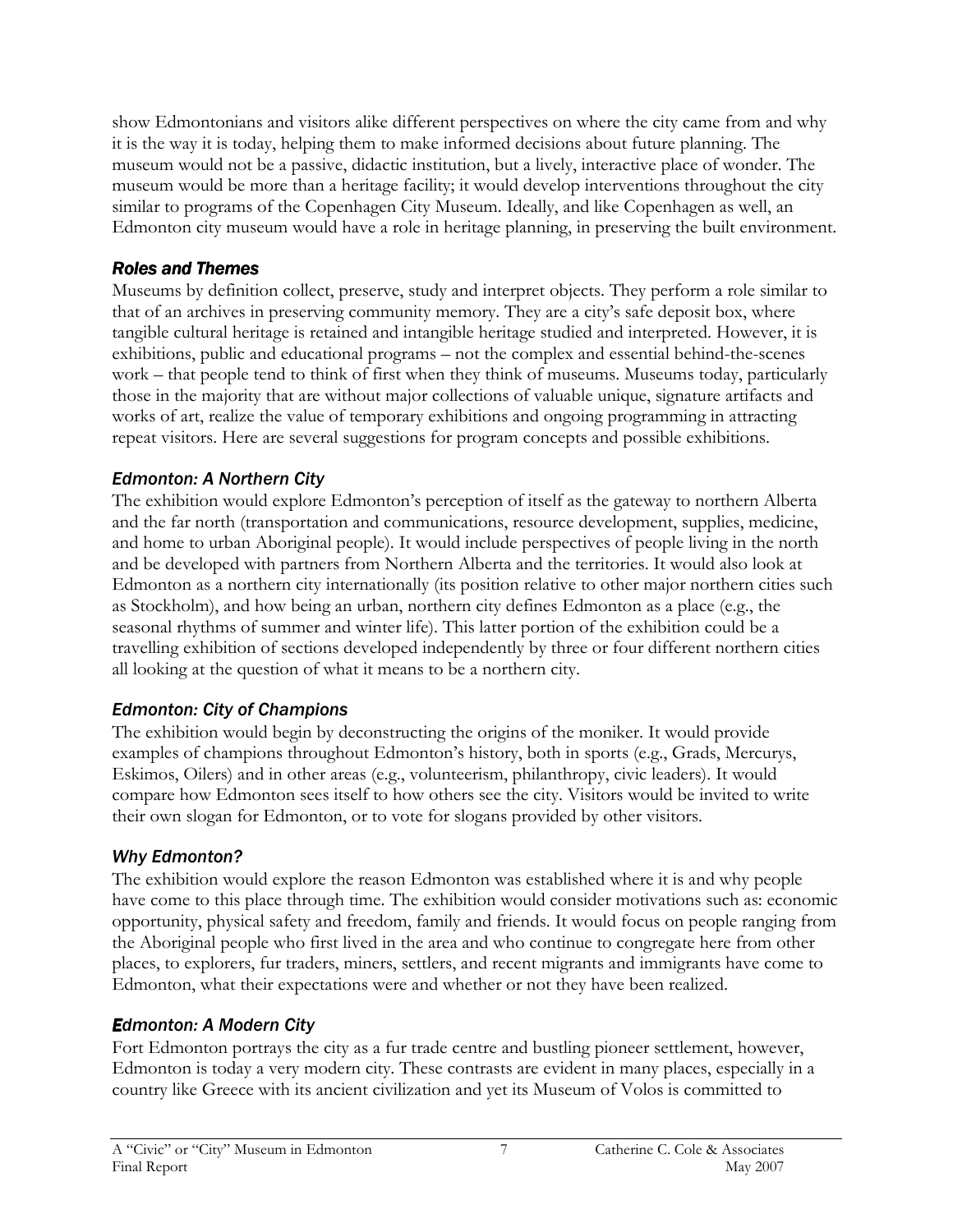show Edmontonians and visitors alike different perspectives on where the city came from and why it is the way it is today, helping them to make informed decisions about future planning. The museum would not be a passive, didactic institution, but a lively, interactive place of wonder. The museum would be more than a heritage facility; it would develop interventions throughout the city similar to programs of the Copenhagen City Museum. Ideally, and like Copenhagen as well, an Edmonton city museum would have a role in heritage planning, in preserving the built environment.

### *Roles and Themes*

Museums by definition collect, preserve, study and interpret objects. They perform a role similar to that of an archives in preserving community memory. They are a city's safe deposit box, where tangible cultural heritage is retained and intangible heritage studied and interpreted. However, it is exhibitions, public and educational programs – not the complex and essential behind-the-scenes work – that people tend to think of first when they think of museums. Museums today, particularly those in the majority that are without major collections of valuable unique, signature artifacts and works of art, realize the value of temporary exhibitions and ongoing programming in attracting repeat visitors. Here are several suggestions for program concepts and possible exhibitions.

#### *Edmonton: A Northern City*

The exhibition would explore Edmonton's perception of itself as the gateway to northern Alberta and the far north (transportation and communications, resource development, supplies, medicine, and home to urban Aboriginal people). It would include perspectives of people living in the north and be developed with partners from Northern Alberta and the territories. It would also look at Edmonton as a northern city internationally (its position relative to other major northern cities such as Stockholm), and how being an urban, northern city defines Edmonton as a place (e.g., the seasonal rhythms of summer and winter life). This latter portion of the exhibition could be a travelling exhibition of sections developed independently by three or four different northern cities all looking at the question of what it means to be a northern city.

#### *Edmonton: City of Champions*

The exhibition would begin by deconstructing the origins of the moniker. It would provide examples of champions throughout Edmonton's history, both in sports (e.g., Grads, Mercurys, Eskimos, Oilers) and in other areas (e.g., volunteerism, philanthropy, civic leaders). It would compare how Edmonton sees itself to how others see the city. Visitors would be invited to write their own slogan for Edmonton, or to vote for slogans provided by other visitors.

#### *Why Edmonton?*

The exhibition would explore the reason Edmonton was established where it is and why people have come to this place through time. The exhibition would consider motivations such as: economic opportunity, physical safety and freedom, family and friends. It would focus on people ranging from the Aboriginal people who first lived in the area and who continue to congregate here from other places, to explorers, fur traders, miners, settlers, and recent migrants and immigrants have come to Edmonton, what their expectations were and whether or not they have been realized.

#### *Edmonton: A Modern City*

Fort Edmonton portrays the city as a fur trade centre and bustling pioneer settlement, however, Edmonton is today a very modern city. These contrasts are evident in many places, especially in a country like Greece with its ancient civilization and yet its Museum of Volos is committed to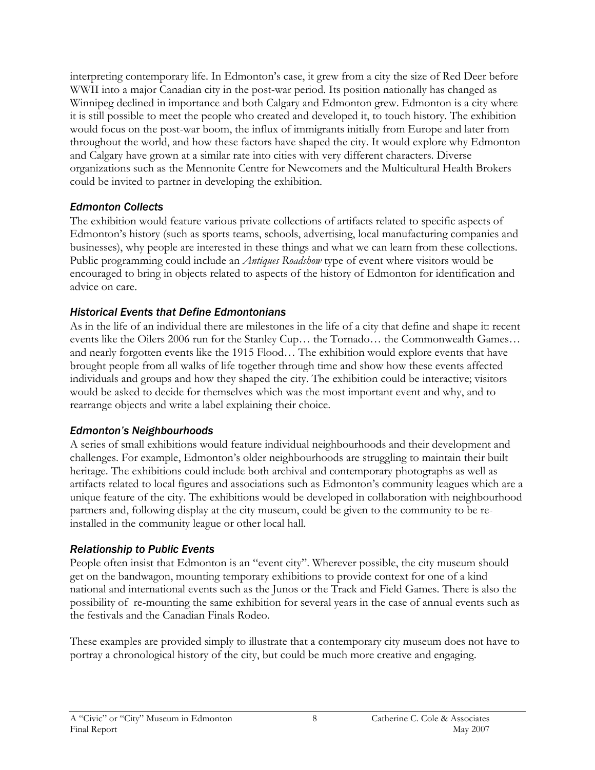interpreting contemporary life. In Edmonton's case, it grew from a city the size of Red Deer before WWII into a major Canadian city in the post-war period. Its position nationally has changed as Winnipeg declined in importance and both Calgary and Edmonton grew. Edmonton is a city where it is still possible to meet the people who created and developed it, to touch history. The exhibition would focus on the post-war boom, the influx of immigrants initially from Europe and later from throughout the world, and how these factors have shaped the city. It would explore why Edmonton and Calgary have grown at a similar rate into cities with very different characters. Diverse organizations such as the Mennonite Centre for Newcomers and the Multicultural Health Brokers could be invited to partner in developing the exhibition.

### *Edmonton Collects*

The exhibition would feature various private collections of artifacts related to specific aspects of Edmonton's history (such as sports teams, schools, advertising, local manufacturing companies and businesses), why people are interested in these things and what we can learn from these collections. Public programming could include an *Antiques Roadshow* type of event where visitors would be encouraged to bring in objects related to aspects of the history of Edmonton for identification and advice on care.

### *Historical Events that Define Edmontonians*

As in the life of an individual there are milestones in the life of a city that define and shape it: recent events like the Oilers 2006 run for the Stanley Cup… the Tornado… the Commonwealth Games… and nearly forgotten events like the 1915 Flood… The exhibition would explore events that have brought people from all walks of life together through time and show how these events affected individuals and groups and how they shaped the city. The exhibition could be interactive; visitors would be asked to decide for themselves which was the most important event and why, and to rearrange objects and write a label explaining their choice.

### *Edmonton's Neighbourhoods*

A series of small exhibitions would feature individual neighbourhoods and their development and challenges. For example, Edmonton's older neighbourhoods are struggling to maintain their built heritage. The exhibitions could include both archival and contemporary photographs as well as artifacts related to local figures and associations such as Edmonton's community leagues which are a unique feature of the city. The exhibitions would be developed in collaboration with neighbourhood partners and, following display at the city museum, could be given to the community to be re-installed in the community league or other local hall.

### *Relationship to Public Events*

People often insist that Edmonton is an "event city". Wherever possible, the city museum should get on the bandwagon, mounting temporary exhibitions to provide context for one of a kind national and international events such as the Junos or the Track and Field Games. There is also the possibility of re-mounting the same exhibition for several years in the case of annual events such as the festivals and the Canadian Finals Rodeo.

These examples are provided simply to illustrate that a contemporary city museum does not have to portray a chronological history of the city, but could be much more creative and engaging.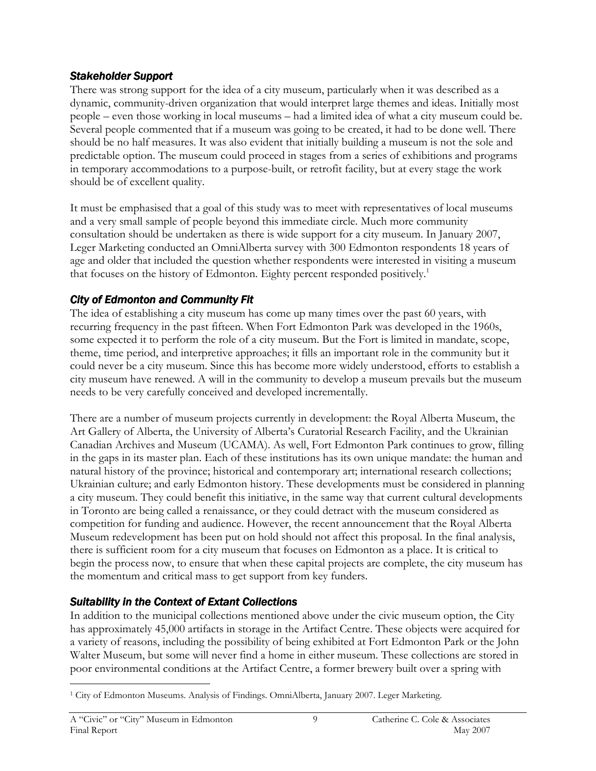### *Stakeholder Support*

There was strong support for the idea of a city museum, particularly when it was described as a dynamic, community-driven organization that would interpret large themes and ideas. Initially most people – even those working in local museums – had a limited idea of what a city museum could be. Several people commented that if a museum was going to be created, it had to be done well. There should be no half measures. It was also evident that initially building a museum is not the sole and predictable option. The museum could proceed in stages from a series of exhibitions and programs in temporary accommodations to a purpose-built, or retrofit facility, but at every stage the work should be of excellent quality.

It must be emphasised that a goal of this study was to meet with representatives of local museums and a very small sample of people beyond this immediate circle. Much more community consultation should be undertaken as there is wide support for a city museum. In January 2007, Leger Marketing conducted an OmniAlberta survey with 300 Edmonton respondents 18 years of age and older that included the question whether respondents were interested in visiting a museum that focuses on the history of Edmonton. Eighty percent responded positively.[1]

### *City of Edmonton and Community Fit*

The idea of establishing a city museum has come up many times over the past 60 years, with recurring frequency in the past fifteen. When Fort Edmonton Park was developed in the 1960s, some expected it to perform the role of a city museum. But the Fort is limited in mandate, scope, theme, time period, and interpretive approaches; it fills an important role in the community but it could never be a city museum. Since this has become more widely understood, efforts to establish a city museum have renewed. A will in the community to develop a museum prevails but the museum needs to be very carefully conceived and developed incrementally.

There are a number of museum projects currently in development: the Royal Alberta Museum, the Art Gallery of Alberta, the University of Alberta's Curatorial Research Facility, and the Ukrainian Canadian Archives and Museum (UCAMA). As well, Fort Edmonton Park continues to grow, filling in the gaps in its master plan. Each of these institutions has its own unique mandate: the human and natural history of the province; historical and contemporary art; international research collections; Ukrainian culture; and early Edmonton history. These developments must be considered in planning a city museum. They could benefit this initiative, in the same way that current cultural developments in Toronto are being called a renaissance, or they could detract with the museum considered as competition for funding and audience. However, the recent announcement that the Royal Alberta Museum redevelopment has been put on hold should not affect this proposal. In the final analysis, there is sufficient room for a city museum that focuses on Edmonton as a place. It is critical to begin the process now, to ensure that when these capital projects are complete, the city museum has the momentum and critical mass to get support from key funders.

### *Suitability in the Context of Extant Collections*

In addition to the municipal collections mentioned above under the civic museum option, the City has approximately 45,000 artifacts in storage in the Artifact Centre. These objects were acquired for a variety of reasons, including the possibility of being exhibited at Fort Edmonton Park or the John Walter Museum, but some will never find a home in either museum. These collections are stored in poor environmental conditions at the Artifact Centre, a former brewery built over a spring with

[1] City of Edmonton Museums. Analysis of Findings. OmniAlberta, January 2007. Leger Marketing.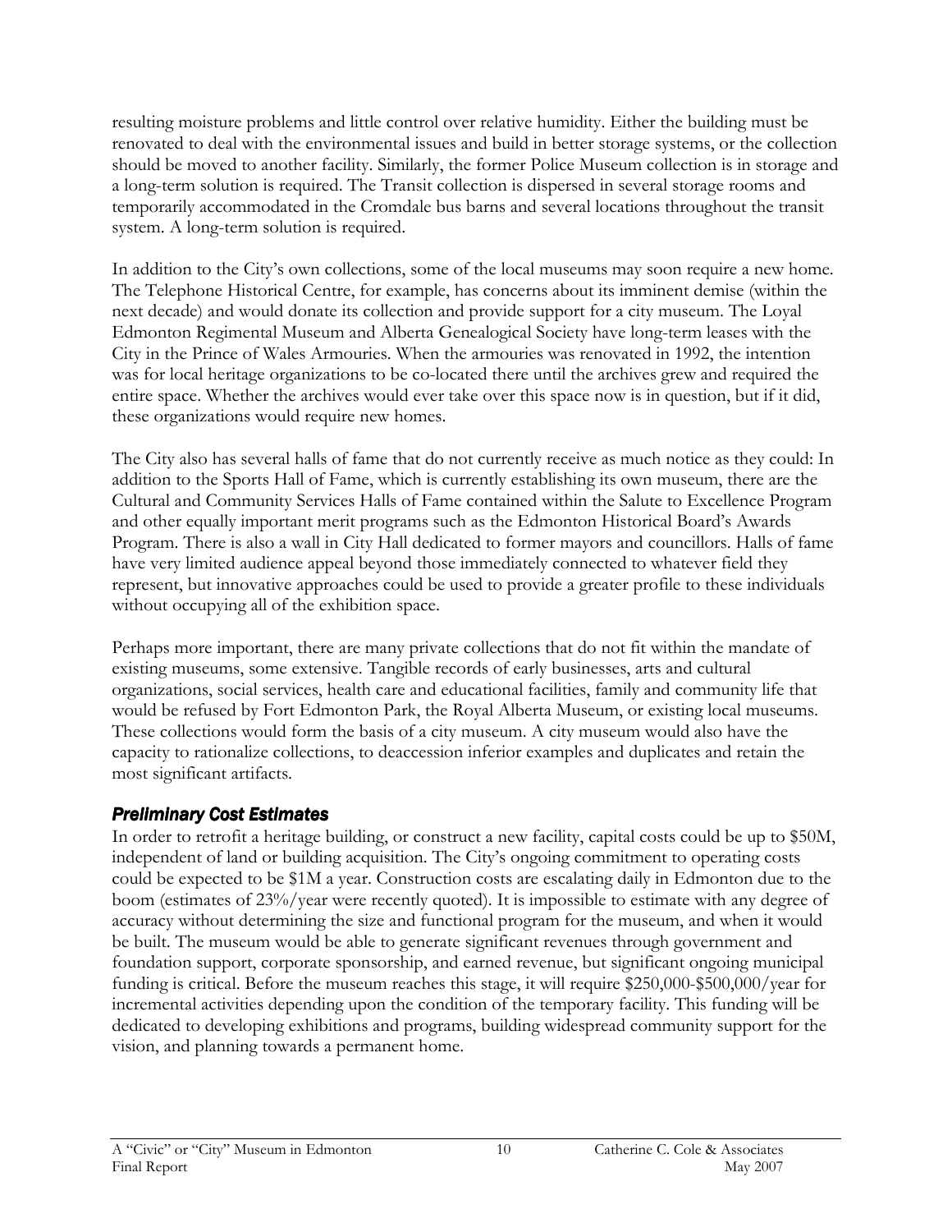resulting moisture problems and little control over relative humidity. Either the building must be renovated to deal with the environmental issues and build in better storage systems, or the collection should be moved to another facility. Similarly, the former Police Museum collection is in storage and a long-term solution is required. The Transit collection is dispersed in several storage rooms and temporarily accommodated in the Cromdale bus barns and several locations throughout the transit system. A long-term solution is required.

In addition to the City's own collections, some of the local museums may soon require a new home. The Telephone Historical Centre, for example, has concerns about its imminent demise (within the next decade) and would donate its collection and provide support for a city museum. The Loyal Edmonton Regimental Museum and Alberta Genealogical Society have long-term leases with the City in the Prince of Wales Armouries. When the armouries was renovated in 1992, the intention was for local heritage organizations to be co-located there until the archives grew and required the entire space. Whether the archives would ever take over this space now is in question, but if it did, these organizations would require new homes.

The City also has several halls of fame that do not currently receive as much notice as they could: In addition to the Sports Hall of Fame, which is currently establishing its own museum, there are the Cultural and Community Services Halls of Fame contained within the Salute to Excellence Program and other equally important merit programs such as the Edmonton Historical Board's Awards Program. There is also a wall in City Hall dedicated to former mayors and councillors. Halls of fame have very limited audience appeal beyond those immediately connected to whatever field they represent, but innovative approaches could be used to provide a greater profile to these individuals without occupying all of the exhibition space.

Perhaps more important, there are many private collections that do not fit within the mandate of existing museums, some extensive. Tangible records of early businesses, arts and cultural organizations, social services, health care and educational facilities, family and community life that would be refused by Fort Edmonton Park, the Royal Alberta Museum, or existing local museums. These collections would form the basis of a city museum. A city museum would also have the capacity to rationalize collections, to deaccession inferior examples and duplicates and retain the most significant artifacts.

### *Preliminary Cost Estimates*

In order to retrofit a heritage building, or construct a new facility, capital costs could be up to $50M, independent of land or building acquisition. The City's ongoing commitment to operating costs could be expected to be $1M a year. Construction costs are escalating daily in Edmonton due to the boom (estimates of 23%/year were recently quoted). It is impossible to estimate with any degree of accuracy without determining the size and functional program for the museum, and when it would be built. The museum would be able to generate significant revenues through government and foundation support, corporate sponsorship, and earned revenue, but significant ongoing municipal funding is critical. Before the museum reaches this stage, it will require $250,000-$500,000/year for incremental activities depending upon the condition of the temporary facility. This funding will be dedicated to developing exhibitions and programs, building widespread community support for the vision, and planning towards a permanent home.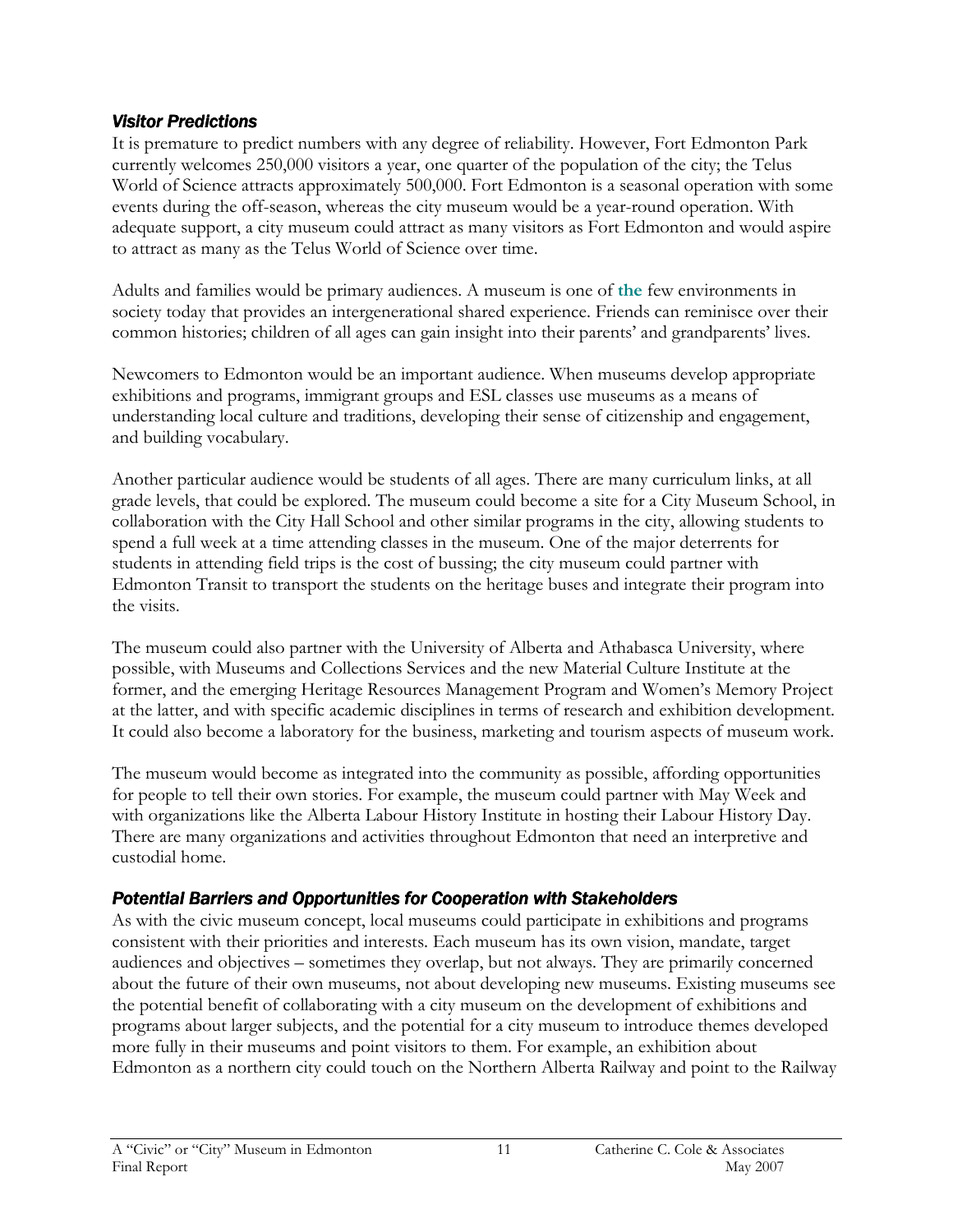### *Visitor Predictions*

It is premature to predict numbers with any degree of reliability. However, Fort Edmonton Park currently welcomes 250,000 visitors a year, one quarter of the population of the city; the Telus World of Science attracts approximately 500,000. Fort Edmonton is a seasonal operation with some events during the off-season, whereas the city museum would be a year-round operation. With adequate support, a city museum could attract as many visitors as Fort Edmonton and would aspire to attract as many as the Telus World of Science over time.

Adults and families would be primary audiences. A museum is one of **the** few environments in society today that provides an intergenerational shared experience. Friends can reminisce over their common histories; children of all ages can gain insight into their parents' and grandparents' lives.

Newcomers to Edmonton would be an important audience. When museums develop appropriate exhibitions and programs, immigrant groups and ESL classes use museums as a means of understanding local culture and traditions, developing their sense of citizenship and engagement, and building vocabulary.

Another particular audience would be students of all ages. There are many curriculum links, at all grade levels, that could be explored. The museum could become a site for a City Museum School, in collaboration with the City Hall School and other similar programs in the city, allowing students to spend a full week at a time attending classes in the museum. One of the major deterrents for students in attending field trips is the cost of bussing; the city museum could partner with Edmonton Transit to transport the students on the heritage buses and integrate their program into the visits.

The museum could also partner with the University of Alberta and Athabasca University, where possible, with Museums and Collections Services and the new Material Culture Institute at the former, and the emerging Heritage Resources Management Program and Women's Memory Project at the latter, and with specific academic disciplines in terms of research and exhibition development. It could also become a laboratory for the business, marketing and tourism aspects of museum work.

The museum would become as integrated into the community as possible, affording opportunities for people to tell their own stories. For example, the museum could partner with May Week and with organizations like the Alberta Labour History Institute in hosting their Labour History Day. There are many organizations and activities throughout Edmonton that need an interpretive and custodial home.

### *Potential Barriers and Opportunities for Cooperation with Stakeholders*

As with the civic museum concept, local museums could participate in exhibitions and programs consistent with their priorities and interests. Each museum has its own vision, mandate, target audiences and objectives – sometimes they overlap, but not always. They are primarily concerned about the future of their own museums, not about developing new museums. Existing museums see the potential benefit of collaborating with a city museum on the development of exhibitions and programs about larger subjects, and the potential for a city museum to introduce themes developed more fully in their museums and point visitors to them. For example, an exhibition about Edmonton as a northern city could touch on the Northern Alberta Railway and point to the Railway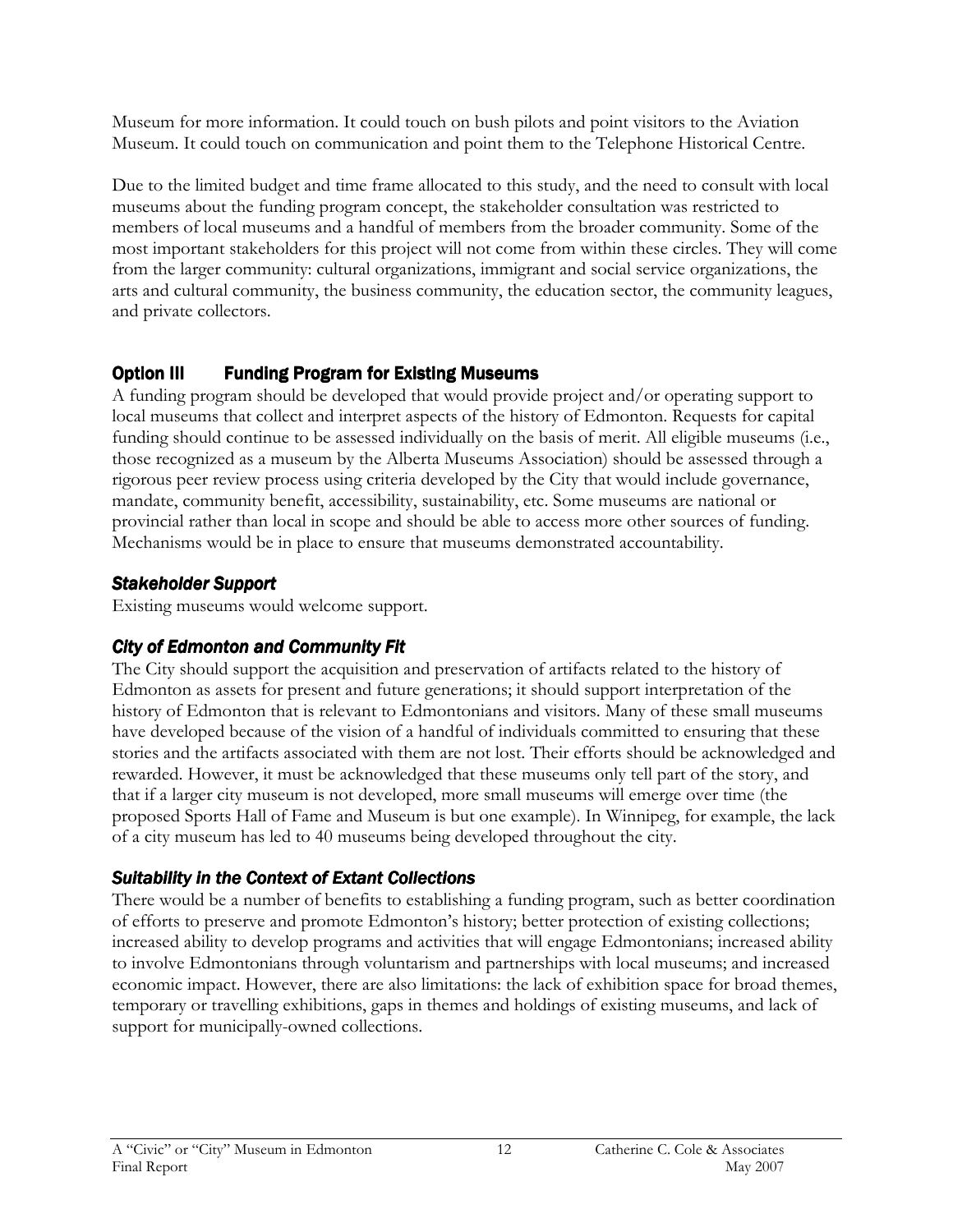Museum for more information. It could touch on bush pilots and point visitors to the Aviation Museum. It could touch on communication and point them to the Telephone Historical Centre.

Due to the limited budget and time frame allocated to this study, and the need to consult with local museums about the funding program concept, the stakeholder consultation was restricted to members of local museums and a handful of members from the broader community. Some of the most important stakeholders for this project will not come from within these circles. They will come from the larger community: cultural organizations, immigrant and social service organizations, the arts and cultural community, the business community, the education sector, the community leagues, and private collectors.

## Option III  Funding Program for Existing Museums

A funding program should be developed that would provide project and/or operating support to local museums that collect and interpret aspects of the history of Edmonton. Requests for capital funding should continue to be assessed individually on the basis of merit. All eligible museums (i.e., those recognized as a museum by the Alberta Museums Association) should be assessed through a rigorous peer review process using criteria developed by the City that would include governance, mandate, community benefit, accessibility, sustainability, etc. Some museums are national or provincial rather than local in scope and should be able to access more other sources of funding. Mechanisms would be in place to ensure that museums demonstrated accountability.

### *Stakeholder Support*

Existing museums would welcome support.

### *City of Edmonton and Community Fit*

The City should support the acquisition and preservation of artifacts related to the history of Edmonton as assets for present and future generations; it should support interpretation of the history of Edmonton that is relevant to Edmontonians and visitors. Many of these small museums have developed because of the vision of a handful of individuals committed to ensuring that these stories and the artifacts associated with them are not lost. Their efforts should be acknowledged and rewarded. However, it must be acknowledged that these museums only tell part of the story, and that if a larger city museum is not developed, more small museums will emerge over time (the proposed Sports Hall of Fame and Museum is but one example). In Winnipeg, for example, the lack of a city museum has led to 40 museums being developed throughout the city.

### *Suitability in the Context of Extant Collections*

There would be a number of benefits to establishing a funding program, such as better coordination of efforts to preserve and promote Edmonton's history; better protection of existing collections; increased ability to develop programs and activities that will engage Edmontonians; increased ability to involve Edmontonians through voluntarism and partnerships with local museums; and increased economic impact. However, there are also limitations: the lack of exhibition space for broad themes, temporary or travelling exhibitions, gaps in themes and holdings of existing museums, and lack of support for municipally-owned collections.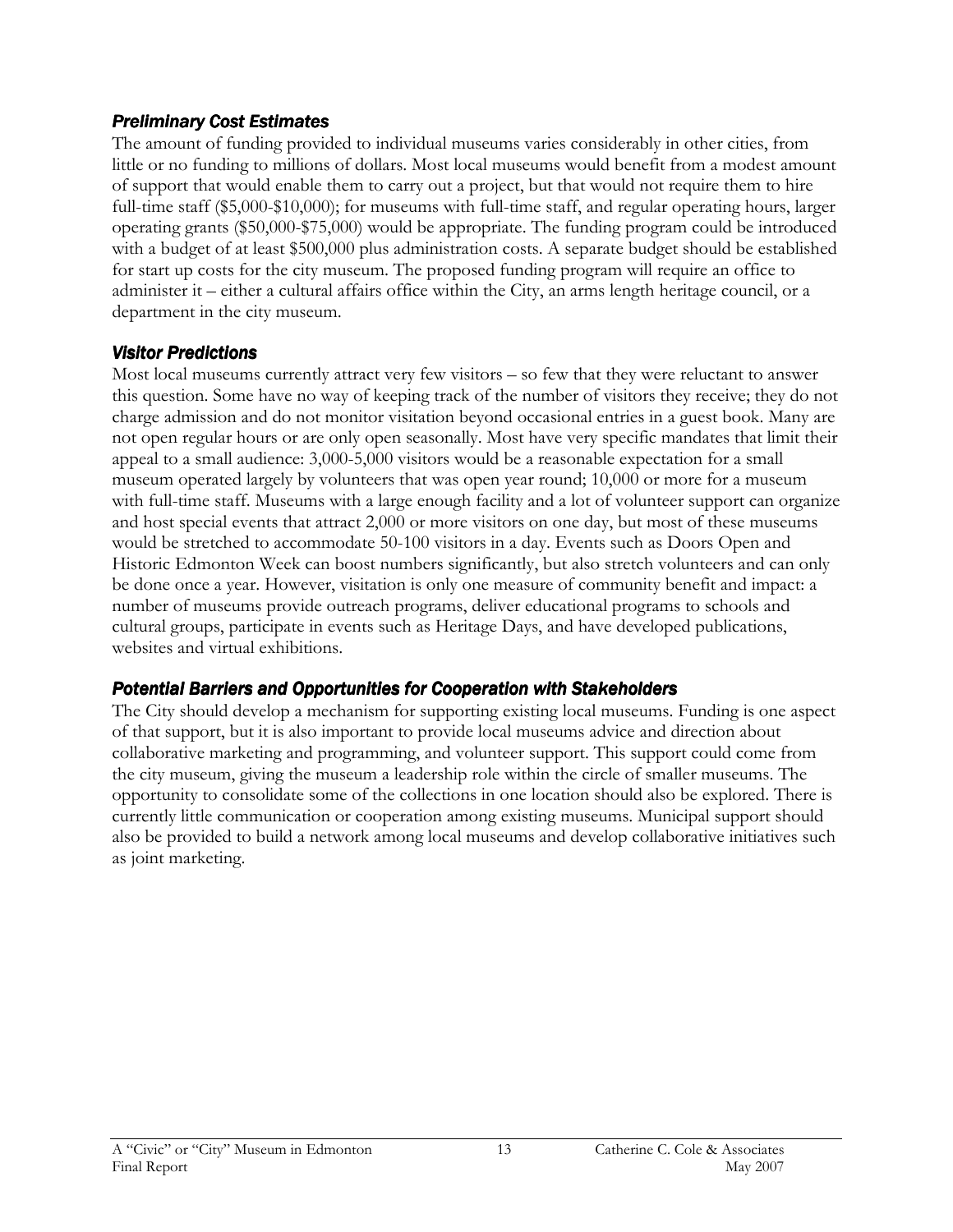### *Preliminary Cost Estimates*

The amount of funding provided to individual museums varies considerably in other cities, from little or no funding to millions of dollars. Most local museums would benefit from a modest amount of support that would enable them to carry out a project, but that would not require them to hire full-time staff ($5,000-$10,000); for museums with full-time staff, and regular operating hours, larger operating grants ($50,000-$75,000) would be appropriate. The funding program could be introduced with a budget of at least $500,000 plus administration costs. A separate budget should be established for start up costs for the city museum. The proposed funding program will require an office to administer it – either a cultural affairs office within the City, an arms length heritage council, or a department in the city museum.

### *Visitor Predictions*

Most local museums currently attract very few visitors – so few that they were reluctant to answer this question. Some have no way of keeping track of the number of visitors they receive; they do not charge admission and do not monitor visitation beyond occasional entries in a guest book. Many are not open regular hours or are only open seasonally. Most have very specific mandates that limit their appeal to a small audience: 3,000-5,000 visitors would be a reasonable expectation for a small museum operated largely by volunteers that was open year round; 10,000 or more for a museum with full-time staff. Museums with a large enough facility and a lot of volunteer support can organize and host special events that attract 2,000 or more visitors on one day, but most of these museums would be stretched to accommodate 50-100 visitors in a day. Events such as Doors Open and Historic Edmonton Week can boost numbers significantly, but also stretch volunteers and can only be done once a year. However, visitation is only one measure of community benefit and impact: a number of museums provide outreach programs, deliver educational programs to schools and cultural groups, participate in events such as Heritage Days, and have developed publications, websites and virtual exhibitions.

### *Potential Barriers and Opportunities for Cooperation with Stakeholders*

The City should develop a mechanism for supporting existing local museums. Funding is one aspect of that support, but it is also important to provide local museums advice and direction about collaborative marketing and programming, and volunteer support. This support could come from the city museum, giving the museum a leadership role within the circle of smaller museums. The opportunity to consolidate some of the collections in one location should also be explored. There is currently little communication or cooperation among existing museums. Municipal support should also be provided to build a network among local museums and develop collaborative initiatives such as joint marketing.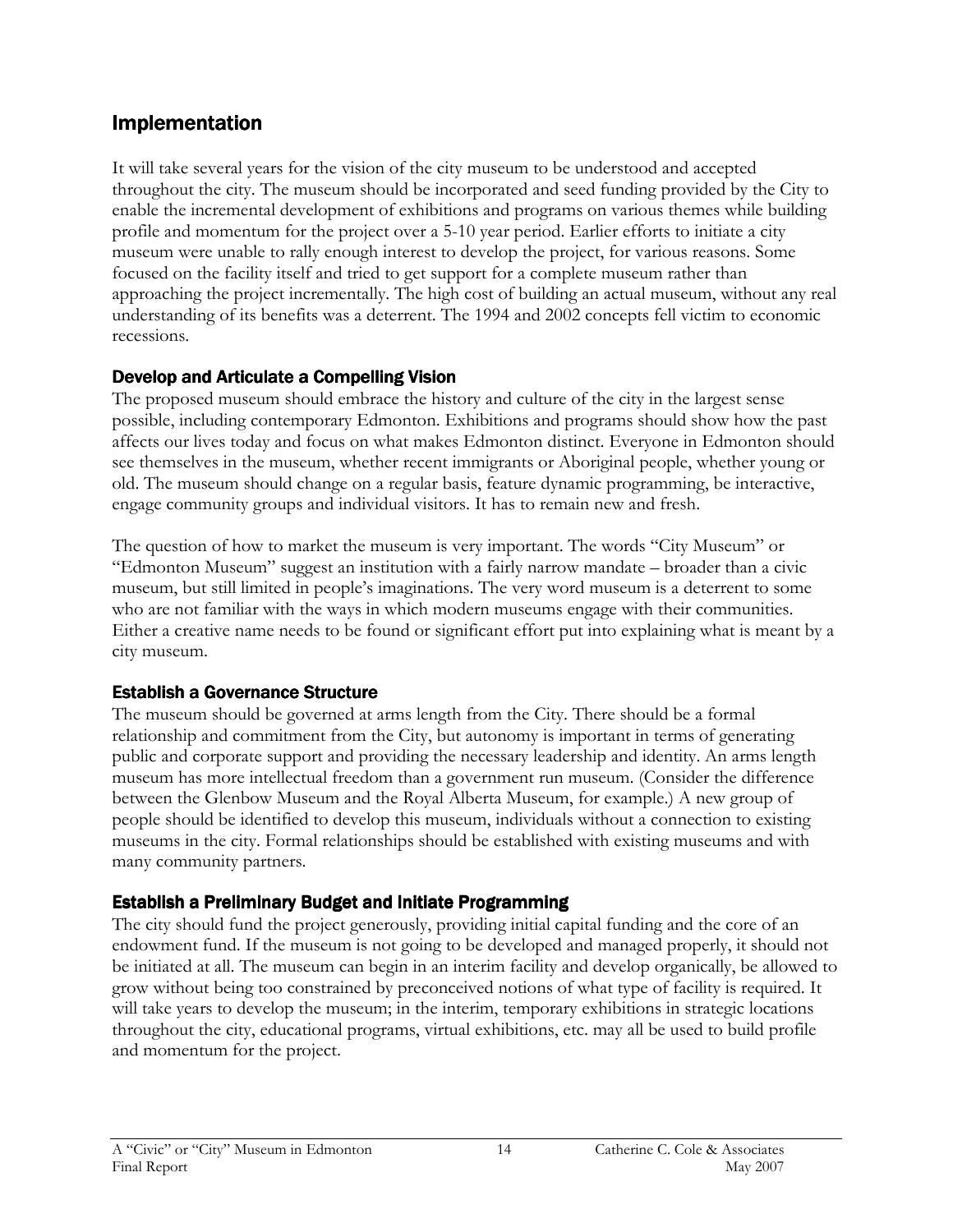## Implementation

It will take several years for the vision of the city museum to be understood and accepted throughout the city. The museum should be incorporated and seed funding provided by the City to enable the incremental development of exhibitions and programs on various themes while building profile and momentum for the project over a 5-10 year period. Earlier efforts to initiate a city museum were unable to rally enough interest to develop the project, for various reasons. Some focused on the facility itself and tried to get support for a complete museum rather than approaching the project incrementally. The high cost of building an actual museum, without any real understanding of its benefits was a deterrent. The 1994 and 2002 concepts fell victim to economic recessions.

### Develop and Articulate a Compelling Vision

The proposed museum should embrace the history and culture of the city in the largest sense possible, including contemporary Edmonton. Exhibitions and programs should show how the past affects our lives today and focus on what makes Edmonton distinct. Everyone in Edmonton should see themselves in the museum, whether recent immigrants or Aboriginal people, whether young or old. The museum should change on a regular basis, feature dynamic programming, be interactive, engage community groups and individual visitors. It has to remain new and fresh.

The question of how to market the museum is very important. The words "City Museum" or "Edmonton Museum" suggest an institution with a fairly narrow mandate – broader than a civic museum, but still limited in people's imaginations. The very word museum is a deterrent to some who are not familiar with the ways in which modern museums engage with their communities. Either a creative name needs to be found or significant effort put into explaining what is meant by a city museum.

### Establish a Governance Structure

The museum should be governed at arms length from the City. There should be a formal relationship and commitment from the City, but autonomy is important in terms of generating public and corporate support and providing the necessary leadership and identity. An arms length museum has more intellectual freedom than a government run museum. (Consider the difference between the Glenbow Museum and the Royal Alberta Museum, for example.) A new group of people should be identified to develop this museum, individuals without a connection to existing museums in the city. Formal relationships should be established with existing museums and with many community partners.

### Establish a Preliminary Budget and Initiate Programming

The city should fund the project generously, providing initial capital funding and the core of an endowment fund. If the museum is not going to be developed and managed properly, it should not be initiated at all. The museum can begin in an interim facility and develop organically, be allowed to grow without being too constrained by preconceived notions of what type of facility is required. It will take years to develop the museum; in the interim, temporary exhibitions in strategic locations throughout the city, educational programs, virtual exhibitions, etc. may all be used to build profile and momentum for the project.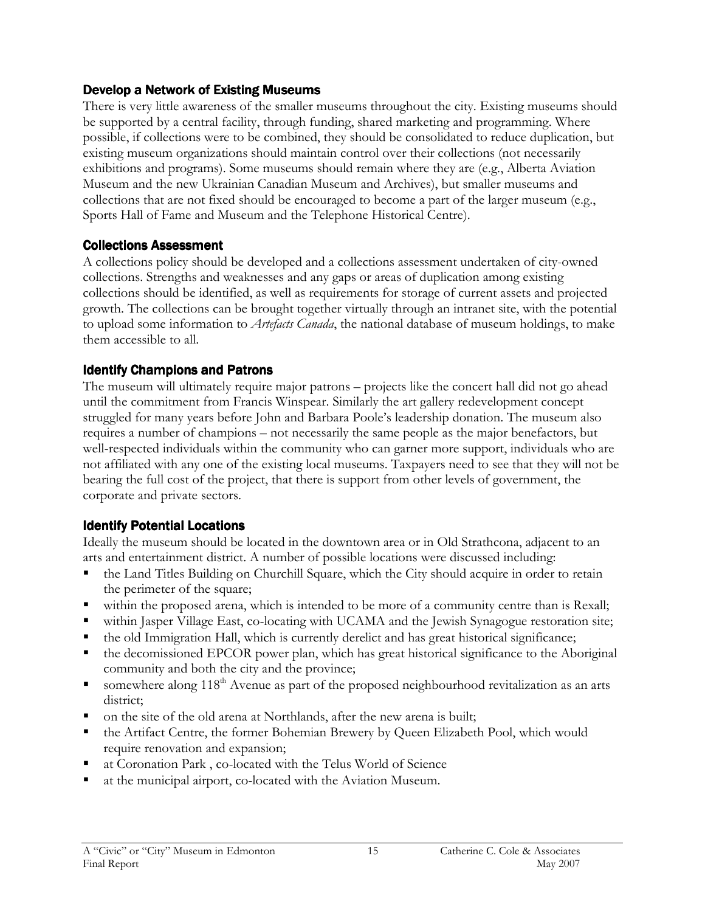### Develop a Network of Existing Museums

There is very little awareness of the smaller museums throughout the city. Existing museums should be supported by a central facility, through funding, shared marketing and programming. Where possible, if collections were to be combined, they should be consolidated to reduce duplication, but existing museum organizations should maintain control over their collections (not necessarily exhibitions and programs). Some museums should remain where they are (e.g., Alberta Aviation Museum and the new Ukrainian Canadian Museum and Archives), but smaller museums and collections that are not fixed should be encouraged to become a part of the larger museum (e.g., Sports Hall of Fame and Museum and the Telephone Historical Centre).

### Collections Assessment

A collections policy should be developed and a collections assessment undertaken of city-owned collections. Strengths and weaknesses and any gaps or areas of duplication among existing collections should be identified, as well as requirements for storage of current assets and projected growth. The collections can be brought together virtually through an intranet site, with the potential to upload some information to *Artefacts Canada*, the national database of museum holdings, to make them accessible to all.

### Identify Champions and Patrons

The museum will ultimately require major patrons – projects like the concert hall did not go ahead until the commitment from Francis Winspear. Similarly the art gallery redevelopment concept struggled for many years before John and Barbara Poole's leadership donation. The museum also requires a number of champions – not necessarily the same people as the major benefactors, but well-respected individuals within the community who can garner more support, individuals who are not affiliated with any one of the existing local museums. Taxpayers need to see that they will not be bearing the full cost of the project, that there is support from other levels of government, the corporate and private sectors.

### Identify Potential Locations

Ideally the museum should be located in the downtown area or in Old Strathcona, adjacent to an arts and entertainment district. A number of possible locations were discussed including:

- the Land Titles Building on Churchill Square, which the City should acquire in order to retain the perimeter of the square;
- within the proposed arena, which is intended to be more of a community centre than is Rexall;
- within Jasper Village East, co-locating with UCAMA and the Jewish Synagogue restoration site;
- the old Immigration Hall, which is currently derelict and has great historical significance;
- the decomissioned EPCOR power plan, which has great historical significance to the Aboriginal community and both the city and the province;
- somewhere along 118th Avenue as part of the proposed neighbourhood revitalization as an arts district;
- on the site of the old arena at Northlands, after the new arena is built;
- the Artifact Centre, the former Bohemian Brewery by Queen Elizabeth Pool, which would require renovation and expansion;
- at Coronation Park , co-located with the Telus World of Science
- at the municipal airport, co-located with the Aviation Museum.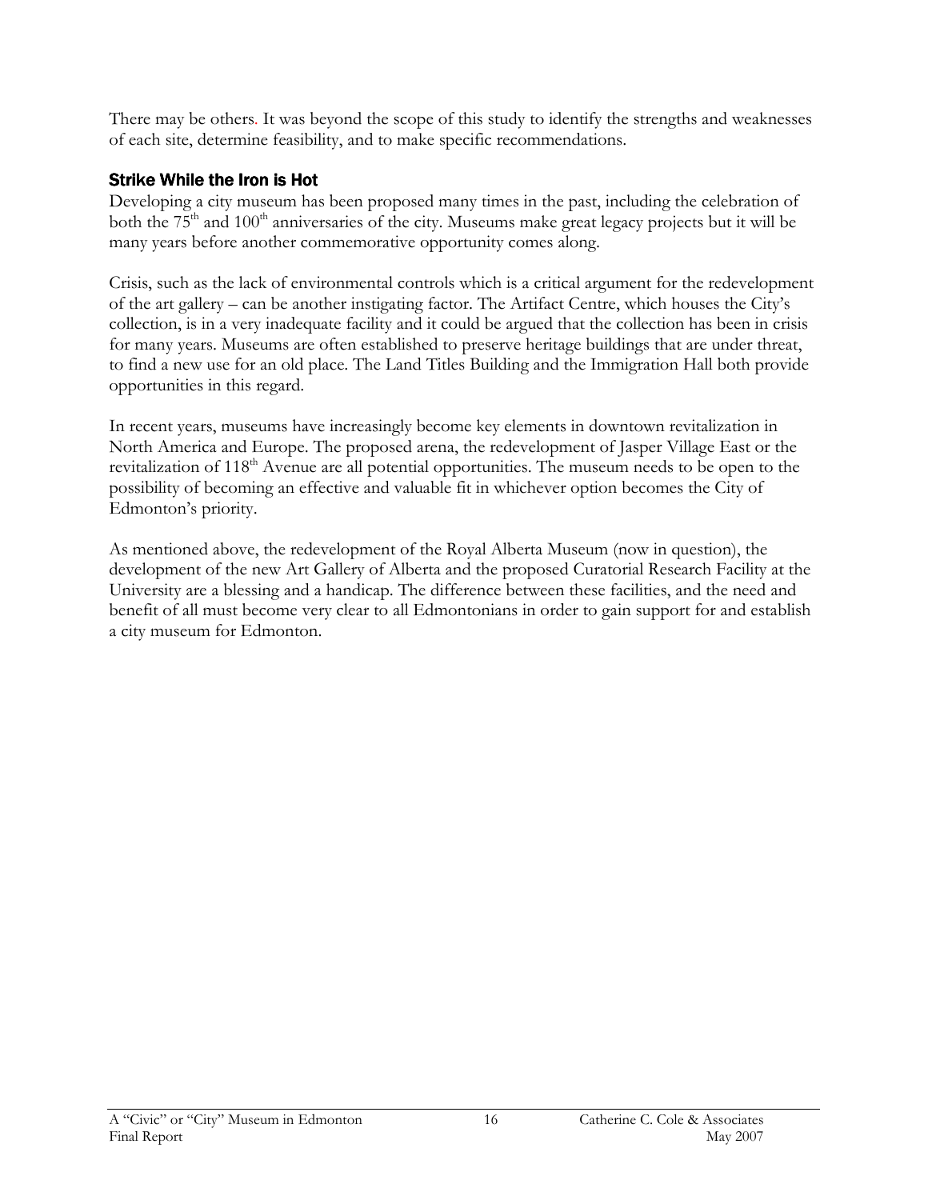There may be others. It was beyond the scope of this study to identify the strengths and weaknesses of each site, determine feasibility, and to make specific recommendations.

### Strike While the Iron is Hot

Developing a city museum has been proposed many times in the past, including the celebration of both the 75th and 100th anniversaries of the city. Museums make great legacy projects but it will be many years before another commemorative opportunity comes along.

Crisis, such as the lack of environmental controls which is a critical argument for the redevelopment of the art gallery – can be another instigating factor. The Artifact Centre, which houses the City's collection, is in a very inadequate facility and it could be argued that the collection has been in crisis for many years. Museums are often established to preserve heritage buildings that are under threat, to find a new use for an old place. The Land Titles Building and the Immigration Hall both provide opportunities in this regard.

In recent years, museums have increasingly become key elements in downtown revitalization in North America and Europe. The proposed arena, the redevelopment of Jasper Village East or the revitalization of 118th Avenue are all potential opportunities. The museum needs to be open to the possibility of becoming an effective and valuable fit in whichever option becomes the City of Edmonton's priority.

As mentioned above, the redevelopment of the Royal Alberta Museum (now in question), the development of the new Art Gallery of Alberta and the proposed Curatorial Research Facility at the University are a blessing and a handicap. The difference between these facilities, and the need and benefit of all must become very clear to all Edmontonians in order to gain support for and establish a city museum for Edmonton.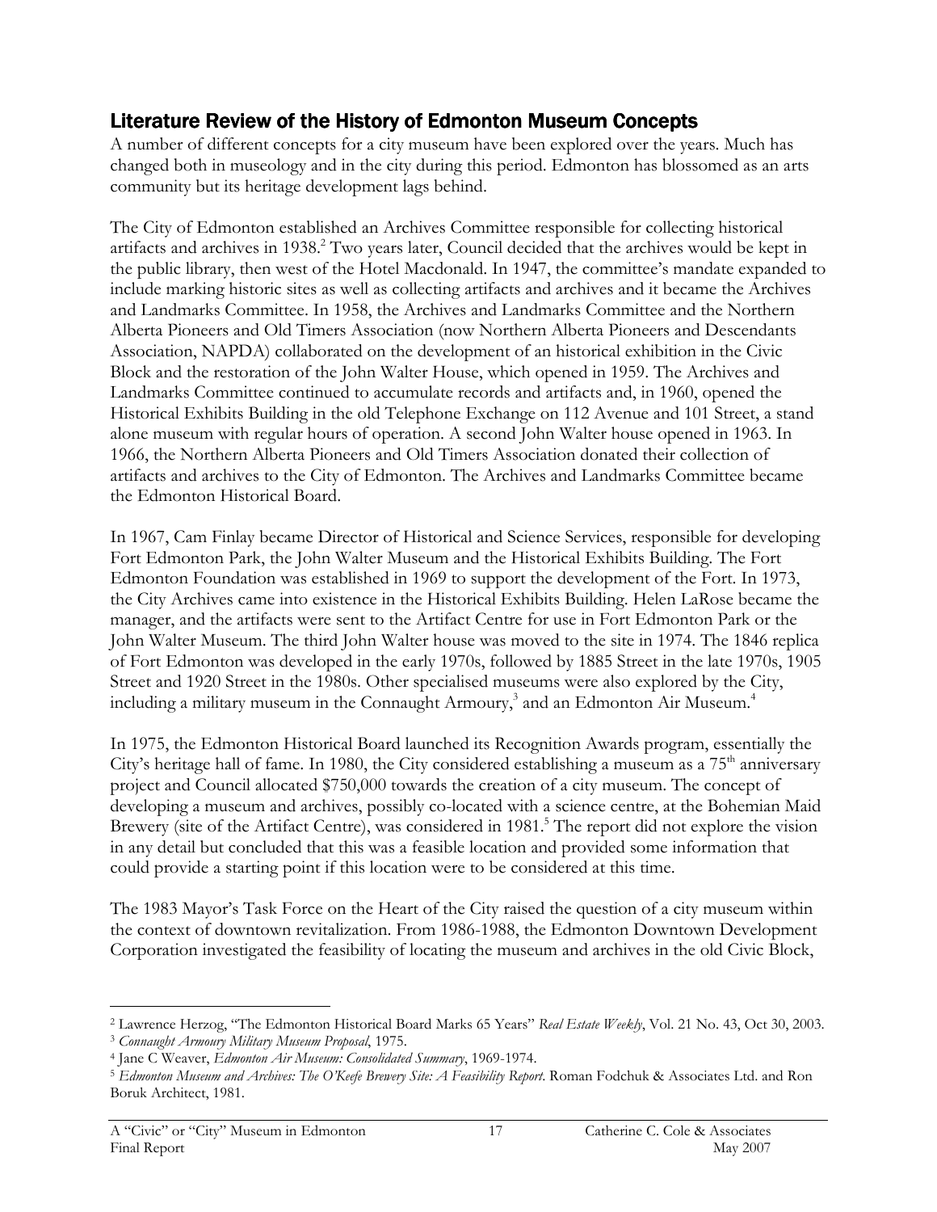## Literature Review of the History of Edmonton Museum Concepts

A number of different concepts for a city museum have been explored over the years. Much has changed both in museology and in the city during this period. Edmonton has blossomed as an arts community but its heritage development lags behind.

The City of Edmonton established an Archives Committee responsible for collecting historical artifacts and archives in 1938.[2] Two years later, Council decided that the archives would be kept in the public library, then west of the Hotel Macdonald. In 1947, the committee's mandate expanded to include marking historic sites as well as collecting artifacts and archives and it became the Archives and Landmarks Committee. In 1958, the Archives and Landmarks Committee and the Northern Alberta Pioneers and Old Timers Association (now Northern Alberta Pioneers and Descendants Association, NAPDA) collaborated on the development of an historical exhibition in the Civic Block and the restoration of the John Walter House, which opened in 1959. The Archives and Landmarks Committee continued to accumulate records and artifacts and, in 1960, opened the Historical Exhibits Building in the old Telephone Exchange on 112 Avenue and 101 Street, a stand alone museum with regular hours of operation. A second John Walter house opened in 1963. In 1966, the Northern Alberta Pioneers and Old Timers Association donated their collection of artifacts and archives to the City of Edmonton. The Archives and Landmarks Committee became the Edmonton Historical Board.

In 1967, Cam Finlay became Director of Historical and Science Services, responsible for developing Fort Edmonton Park, the John Walter Museum and the Historical Exhibits Building. The Fort Edmonton Foundation was established in 1969 to support the development of the Fort. In 1973, the City Archives came into existence in the Historical Exhibits Building. Helen LaRose became the manager, and the artifacts were sent to the Artifact Centre for use in Fort Edmonton Park or the John Walter Museum. The third John Walter house was moved to the site in 1974. The 1846 replica of Fort Edmonton was developed in the early 1970s, followed by 1885 Street in the late 1970s, 1905 Street and 1920 Street in the 1980s. Other specialised museums were also explored by the City, including a military museum in the Connaught Armoury,[3] and an Edmonton Air Museum.[4]

In 1975, the Edmonton Historical Board launched its Recognition Awards program, essentially the City's heritage hall of fame. In 1980, the City considered establishing a museum as a 75th anniversary project and Council allocated $750,000 towards the creation of a city museum. The concept of developing a museum and archives, possibly co-located with a science centre, at the Bohemian Maid Brewery (site of the Artifact Centre), was considered in 1981.[5] The report did not explore the vision in any detail but concluded that this was a feasible location and provided some information that could provide a starting point if this location were to be considered at this time.

The 1983 Mayor's Task Force on the Heart of the City raised the question of a city museum within the context of downtown revitalization. From 1986-1988, the Edmonton Downtown Development Corporation investigated the feasibility of locating the museum and archives in the old Civic Block,

---

[2] Lawrence Herzog, "The Edmonton Historical Board Marks 65 Years" *Real Estate Weekly*, Vol. 21 No. 43, Oct 30, 2003.

[3] *Connaught Armoury Military Museum Proposal*, 1975.

[4] Jane C Weaver, *Edmonton Air Museum: Consolidated Summary*, 1969-1974.

[5] *Edmonton Museum and Archives: The O'Keefe Brewery Site: A Feasibility Report*. Roman Fodchuk & Associates Ltd. and Ron Boruk Architect, 1981.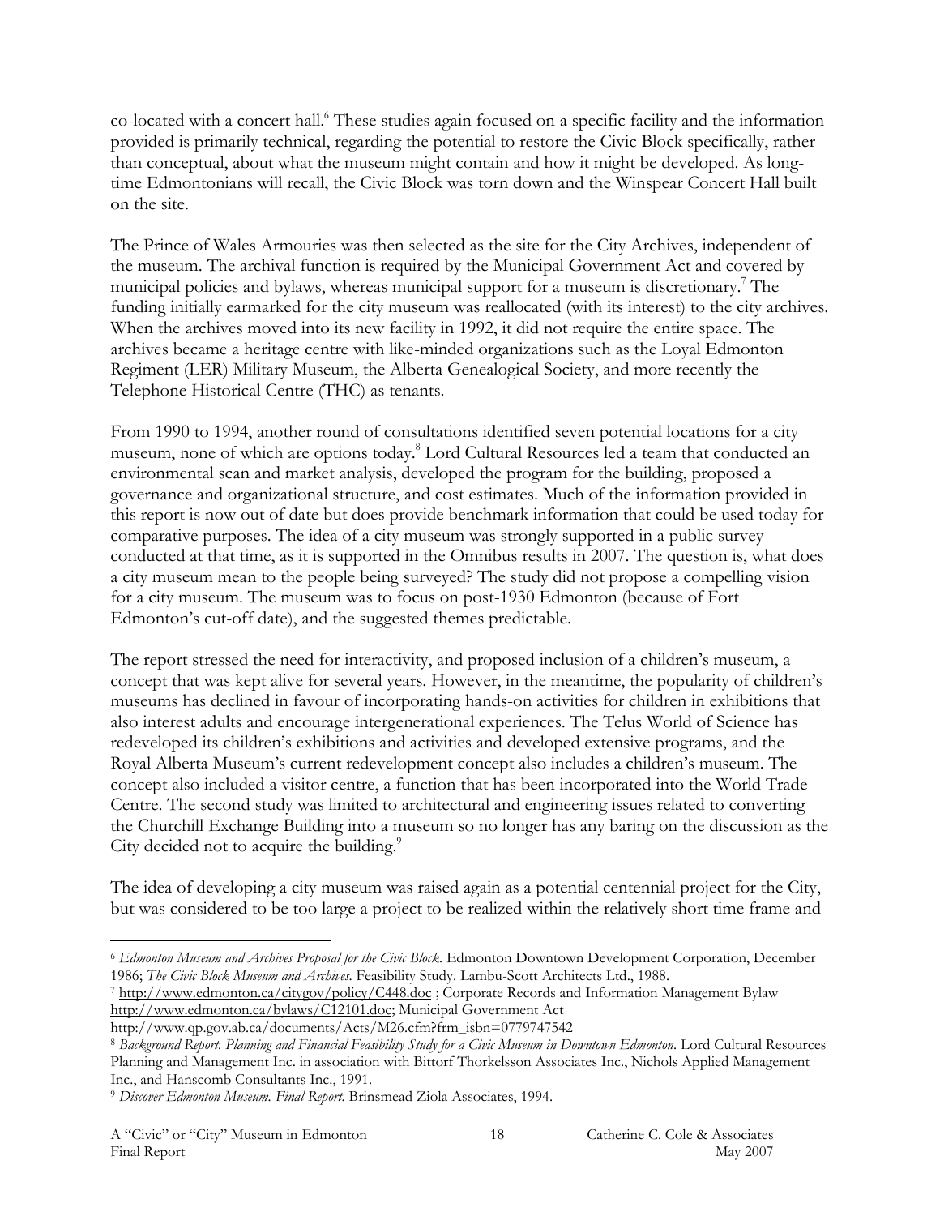co-located with a concert hall.[6] These studies again focused on a specific facility and the information provided is primarily technical, regarding the potential to restore the Civic Block specifically, rather than conceptual, about what the museum might contain and how it might be developed. As long-time Edmontonians will recall, the Civic Block was torn down and the Winspear Concert Hall built on the site.

The Prince of Wales Armouries was then selected as the site for the City Archives, independent of the museum. The archival function is required by the Municipal Government Act and covered by municipal policies and bylaws, whereas municipal support for a museum is discretionary.[7] The funding initially earmarked for the city museum was reallocated (with its interest) to the city archives. When the archives moved into its new facility in 1992, it did not require the entire space. The archives became a heritage centre with like-minded organizations such as the Loyal Edmonton Regiment (LER) Military Museum, the Alberta Genealogical Society, and more recently the Telephone Historical Centre (THC) as tenants.

From 1990 to 1994, another round of consultations identified seven potential locations for a city museum, none of which are options today.[8] Lord Cultural Resources led a team that conducted an environmental scan and market analysis, developed the program for the building, proposed a governance and organizational structure, and cost estimates. Much of the information provided in this report is now out of date but does provide benchmark information that could be used today for comparative purposes. The idea of a city museum was strongly supported in a public survey conducted at that time, as it is supported in the Omnibus results in 2007. The question is, what does a city museum mean to the people being surveyed? The study did not propose a compelling vision for a city museum. The museum was to focus on post-1930 Edmonton (because of Fort Edmonton's cut-off date), and the suggested themes predictable.

The report stressed the need for interactivity, and proposed inclusion of a children's museum, a concept that was kept alive for several years. However, in the meantime, the popularity of children's museums has declined in favour of incorporating hands-on activities for children in exhibitions that also interest adults and encourage intergenerational experiences. The Telus World of Science has redeveloped its children's exhibitions and activities and developed extensive programs, and the Royal Alberta Museum's current redevelopment concept also includes a children's museum. The concept also included a visitor centre, a function that has been incorporated into the World Trade Centre. The second study was limited to architectural and engineering issues related to converting the Churchill Exchange Building into a museum so no longer has any baring on the discussion as the City decided not to acquire the building.[9]

The idea of developing a city museum was raised again as a potential centennial project for the City, but was considered to be too large a project to be realized within the relatively short time frame and

---

[6] *Edmonton Museum and Archives Proposal for the Civic Block.* Edmonton Downtown Development Corporation, December 1986; *The Civic Block Museum and Archives.* Feasibility Study. Lambu-Scott Architects Ltd., 1988.

[7] http://www.edmonton.ca/citygov/policy/C448.doc ; Corporate Records and Information Management Bylaw http://www.edmonton.ca/bylaws/C12101.doc; Municipal Government Act http://www.qp.gov.ab.ca/documents/Acts/M26.cfm?frm_isbn=0779747542

[8] *Background Report. Planning and Financial Feasibility Study for a Civic Museum in Downtown Edmonton.* Lord Cultural Resources Planning and Management Inc. in association with Bittorf Thorkelsson Associates Inc., Nichols Applied Management Inc., and Hanscomb Consultants Inc., 1991.

[9] *Discover Edmonton Museum. Final Report.* Brinsmead Ziola Associates, 1994.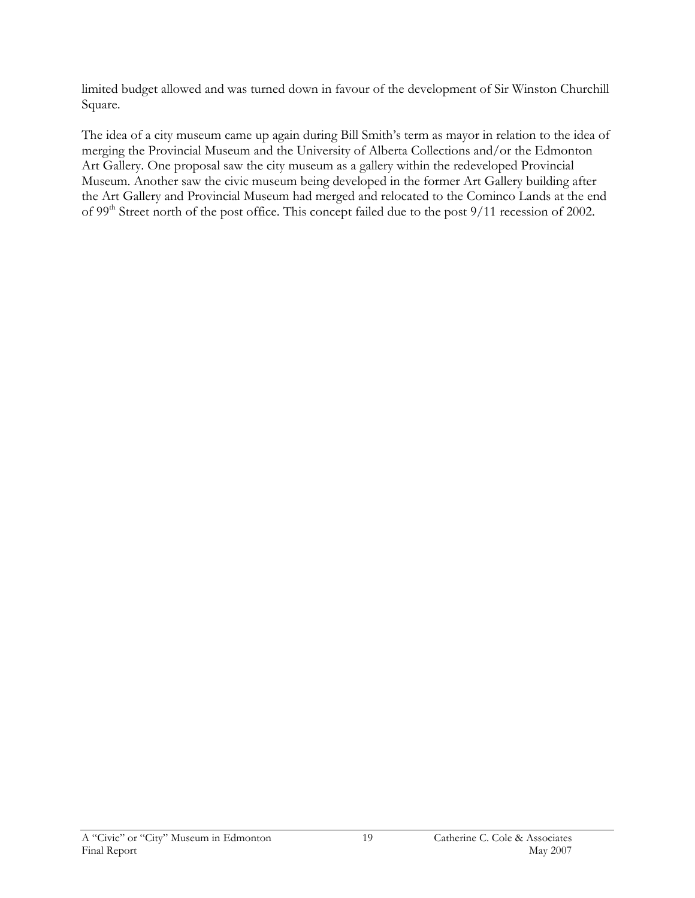limited budget allowed and was turned down in favour of the development of Sir Winston Churchill Square.

The idea of a city museum came up again during Bill Smith's term as mayor in relation to the idea of merging the Provincial Museum and the University of Alberta Collections and/or the Edmonton Art Gallery. One proposal saw the city museum as a gallery within the redeveloped Provincial Museum. Another saw the civic museum being developed in the former Art Gallery building after the Art Gallery and Provincial Museum had merged and relocated to the Cominco Lands at the end of 99th Street north of the post office. This concept failed due to the post 9/11 recession of 2002.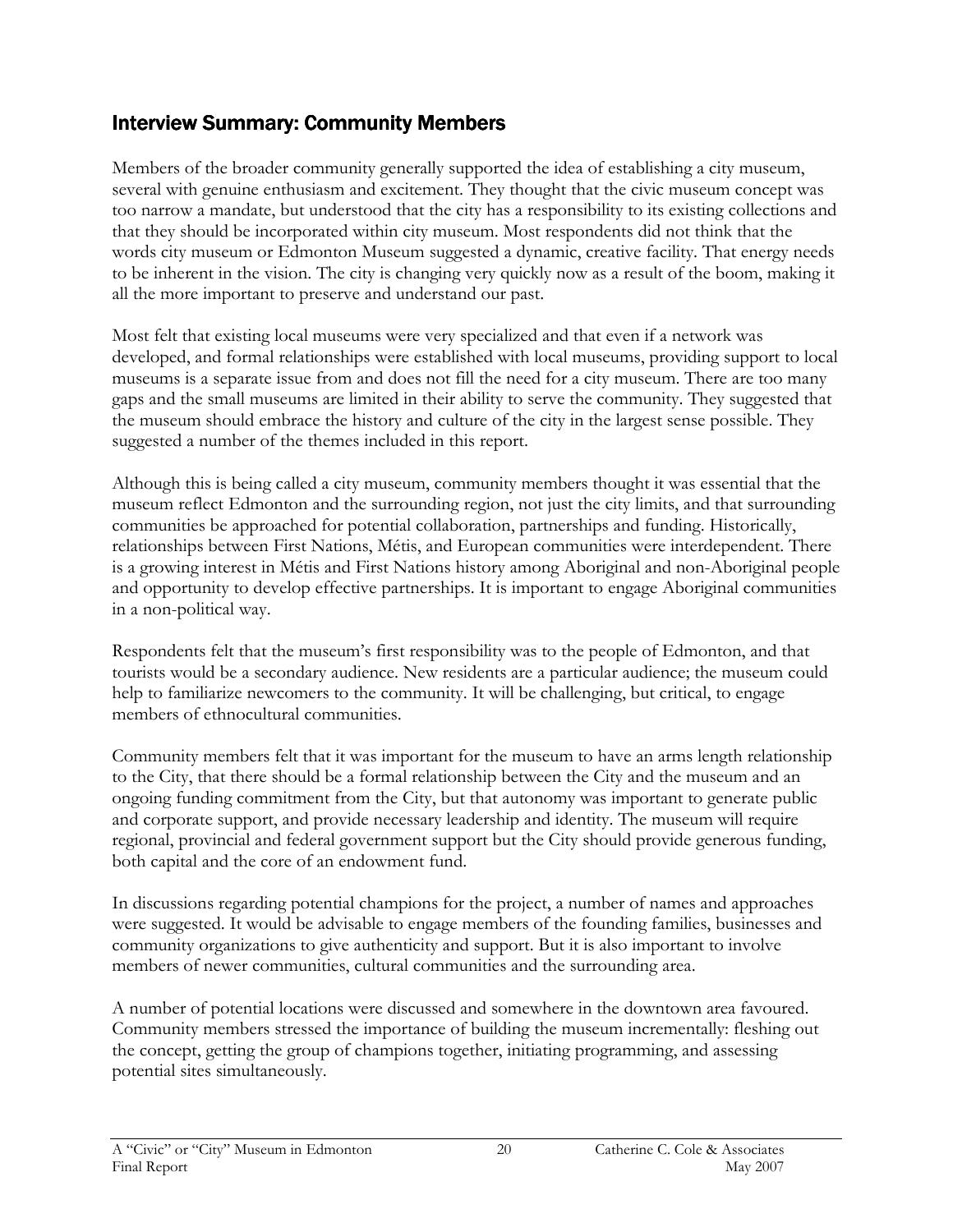## Interview Summary: Community Members

Members of the broader community generally supported the idea of establishing a city museum, several with genuine enthusiasm and excitement. They thought that the civic museum concept was too narrow a mandate, but understood that the city has a responsibility to its existing collections and that they should be incorporated within city museum. Most respondents did not think that the words city museum or Edmonton Museum suggested a dynamic, creative facility. That energy needs to be inherent in the vision. The city is changing very quickly now as a result of the boom, making it all the more important to preserve and understand our past.

Most felt that existing local museums were very specialized and that even if a network was developed, and formal relationships were established with local museums, providing support to local museums is a separate issue from and does not fill the need for a city museum. There are too many gaps and the small museums are limited in their ability to serve the community. They suggested that the museum should embrace the history and culture of the city in the largest sense possible. They suggested a number of the themes included in this report.

Although this is being called a city museum, community members thought it was essential that the museum reflect Edmonton and the surrounding region, not just the city limits, and that surrounding communities be approached for potential collaboration, partnerships and funding. Historically, relationships between First Nations, Métis, and European communities were interdependent. There is a growing interest in Métis and First Nations history among Aboriginal and non-Aboriginal people and opportunity to develop effective partnerships. It is important to engage Aboriginal communities in a non-political way.

Respondents felt that the museum's first responsibility was to the people of Edmonton, and that tourists would be a secondary audience. New residents are a particular audience; the museum could help to familiarize newcomers to the community. It will be challenging, but critical, to engage members of ethnocultural communities.

Community members felt that it was important for the museum to have an arms length relationship to the City, that there should be a formal relationship between the City and the museum and an ongoing funding commitment from the City, but that autonomy was important to generate public and corporate support, and provide necessary leadership and identity. The museum will require regional, provincial and federal government support but the City should provide generous funding, both capital and the core of an endowment fund.

In discussions regarding potential champions for the project, a number of names and approaches were suggested. It would be advisable to engage members of the founding families, businesses and community organizations to give authenticity and support. But it is also important to involve members of newer communities, cultural communities and the surrounding area.

A number of potential locations were discussed and somewhere in the downtown area favoured. Community members stressed the importance of building the museum incrementally: fleshing out the concept, getting the group of champions together, initiating programming, and assessing potential sites simultaneously.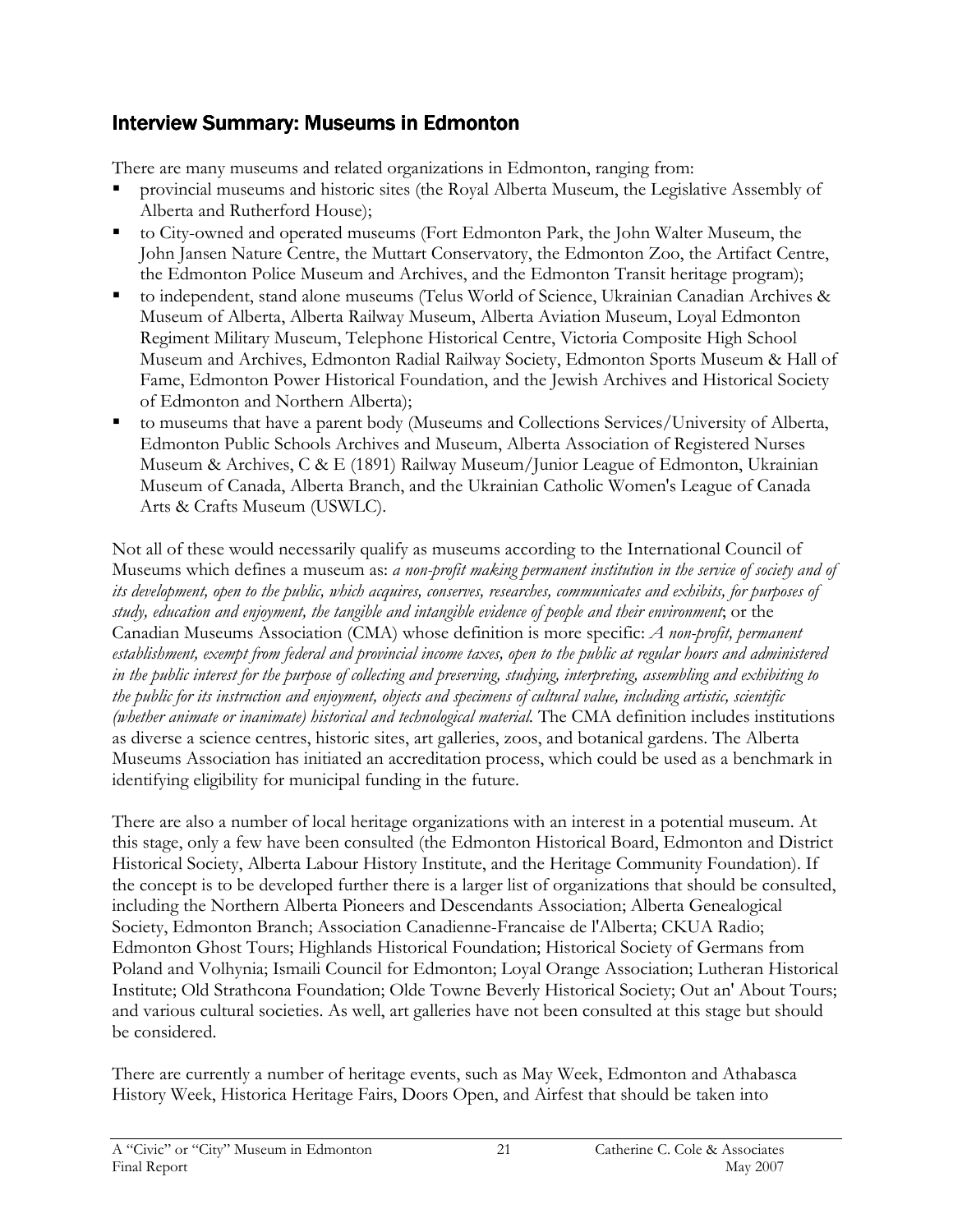## Interview Summary: Museums in Edmonton

There are many museums and related organizations in Edmonton, ranging from:

- provincial museums and historic sites (the Royal Alberta Museum, the Legislative Assembly of Alberta and Rutherford House);
- to City-owned and operated museums (Fort Edmonton Park, the John Walter Museum, the John Jansen Nature Centre, the Muttart Conservatory, the Edmonton Zoo, the Artifact Centre, the Edmonton Police Museum and Archives, and the Edmonton Transit heritage program);
- to independent, stand alone museums (Telus World of Science, Ukrainian Canadian Archives & Museum of Alberta, Alberta Railway Museum, Alberta Aviation Museum, Loyal Edmonton Regiment Military Museum, Telephone Historical Centre, Victoria Composite High School Museum and Archives, Edmonton Radial Railway Society, Edmonton Sports Museum & Hall of Fame, Edmonton Power Historical Foundation, and the Jewish Archives and Historical Society of Edmonton and Northern Alberta);
- to museums that have a parent body (Museums and Collections Services/University of Alberta, Edmonton Public Schools Archives and Museum, Alberta Association of Registered Nurses Museum & Archives, C & E (1891) Railway Museum/Junior League of Edmonton, Ukrainian Museum of Canada, Alberta Branch, and the Ukrainian Catholic Women's League of Canada Arts & Crafts Museum (USWLC).

Not all of these would necessarily qualify as museums according to the International Council of Museums which defines a museum as: *a non-profit making permanent institution in the service of society and of its development, open to the public, which acquires, conserves, researches, communicates and exhibits, for purposes of study, education and enjoyment, the tangible and intangible evidence of people and their environment*; or the Canadian Museums Association (CMA) whose definition is more specific: *A non-profit, permanent establishment, exempt from federal and provincial income taxes, open to the public at regular hours and administered in the public interest for the purpose of collecting and preserving, studying, interpreting, assembling and exhibiting to the public for its instruction and enjoyment, objects and specimens of cultural value, including artistic, scientific (whether animate or inanimate) historical and technological material.* The CMA definition includes institutions as diverse a science centres, historic sites, art galleries, zoos, and botanical gardens. The Alberta Museums Association has initiated an accreditation process, which could be used as a benchmark in identifying eligibility for municipal funding in the future.

There are also a number of local heritage organizations with an interest in a potential museum. At this stage, only a few have been consulted (the Edmonton Historical Board, Edmonton and District Historical Society, Alberta Labour History Institute, and the Heritage Community Foundation). If the concept is to be developed further there is a larger list of organizations that should be consulted, including the Northern Alberta Pioneers and Descendants Association; Alberta Genealogical Society, Edmonton Branch; Association Canadienne-Francaise de l'Alberta; CKUA Radio; Edmonton Ghost Tours; Highlands Historical Foundation; Historical Society of Germans from Poland and Volhynia; Ismaili Council for Edmonton; Loyal Orange Association; Lutheran Historical Institute; Old Strathcona Foundation; Olde Towne Beverly Historical Society; Out an' About Tours; and various cultural societies. As well, art galleries have not been consulted at this stage but should be considered.

There are currently a number of heritage events, such as May Week, Edmonton and Athabasca History Week, Historica Heritage Fairs, Doors Open, and Airfest that should be taken into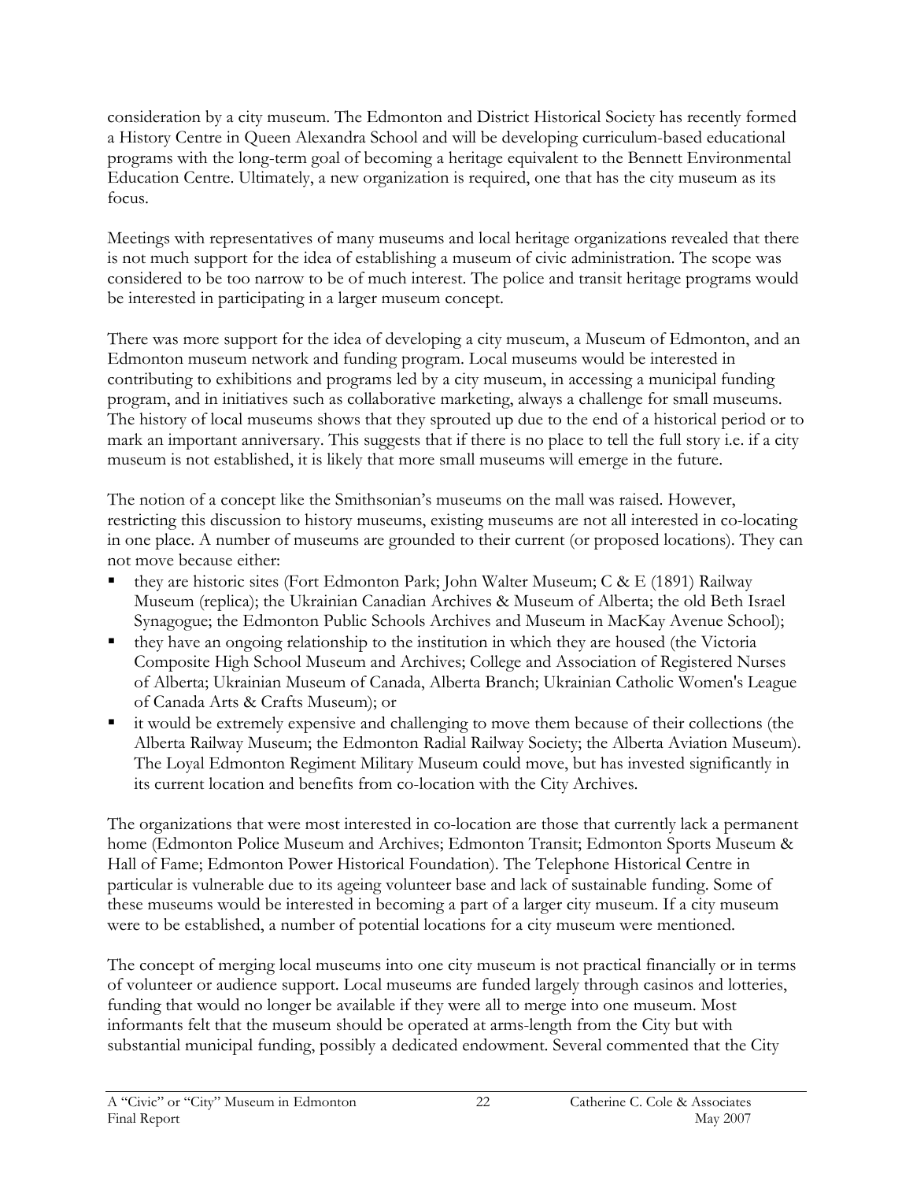consideration by a city museum. The Edmonton and District Historical Society has recently formed a History Centre in Queen Alexandra School and will be developing curriculum-based educational programs with the long-term goal of becoming a heritage equivalent to the Bennett Environmental Education Centre. Ultimately, a new organization is required, one that has the city museum as its focus.

Meetings with representatives of many museums and local heritage organizations revealed that there is not much support for the idea of establishing a museum of civic administration. The scope was considered to be too narrow to be of much interest. The police and transit heritage programs would be interested in participating in a larger museum concept.

There was more support for the idea of developing a city museum, a Museum of Edmonton, and an Edmonton museum network and funding program. Local museums would be interested in contributing to exhibitions and programs led by a city museum, in accessing a municipal funding program, and in initiatives such as collaborative marketing, always a challenge for small museums. The history of local museums shows that they sprouted up due to the end of a historical period or to mark an important anniversary. This suggests that if there is no place to tell the full story i.e. if a city museum is not established, it is likely that more small museums will emerge in the future.

The notion of a concept like the Smithsonian's museums on the mall was raised. However, restricting this discussion to history museums, existing museums are not all interested in co-locating in one place. A number of museums are grounded to their current (or proposed locations). They can not move because either:

- they are historic sites (Fort Edmonton Park; John Walter Museum; C & E (1891) Railway Museum (replica); the Ukrainian Canadian Archives & Museum of Alberta; the old Beth Israel Synagogue; the Edmonton Public Schools Archives and Museum in MacKay Avenue School);
- they have an ongoing relationship to the institution in which they are housed (the Victoria Composite High School Museum and Archives; College and Association of Registered Nurses of Alberta; Ukrainian Museum of Canada, Alberta Branch; Ukrainian Catholic Women's League of Canada Arts & Crafts Museum); or
- it would be extremely expensive and challenging to move them because of their collections (the Alberta Railway Museum; the Edmonton Radial Railway Society; the Alberta Aviation Museum). The Loyal Edmonton Regiment Military Museum could move, but has invested significantly in its current location and benefits from co-location with the City Archives.

The organizations that were most interested in co-location are those that currently lack a permanent home (Edmonton Police Museum and Archives; Edmonton Transit; Edmonton Sports Museum & Hall of Fame; Edmonton Power Historical Foundation). The Telephone Historical Centre in particular is vulnerable due to its ageing volunteer base and lack of sustainable funding. Some of these museums would be interested in becoming a part of a larger city museum. If a city museum were to be established, a number of potential locations for a city museum were mentioned.

The concept of merging local museums into one city museum is not practical financially or in terms of volunteer or audience support. Local museums are funded largely through casinos and lotteries, funding that would no longer be available if they were all to merge into one museum. Most informants felt that the museum should be operated at arms-length from the City but with substantial municipal funding, possibly a dedicated endowment. Several commented that the City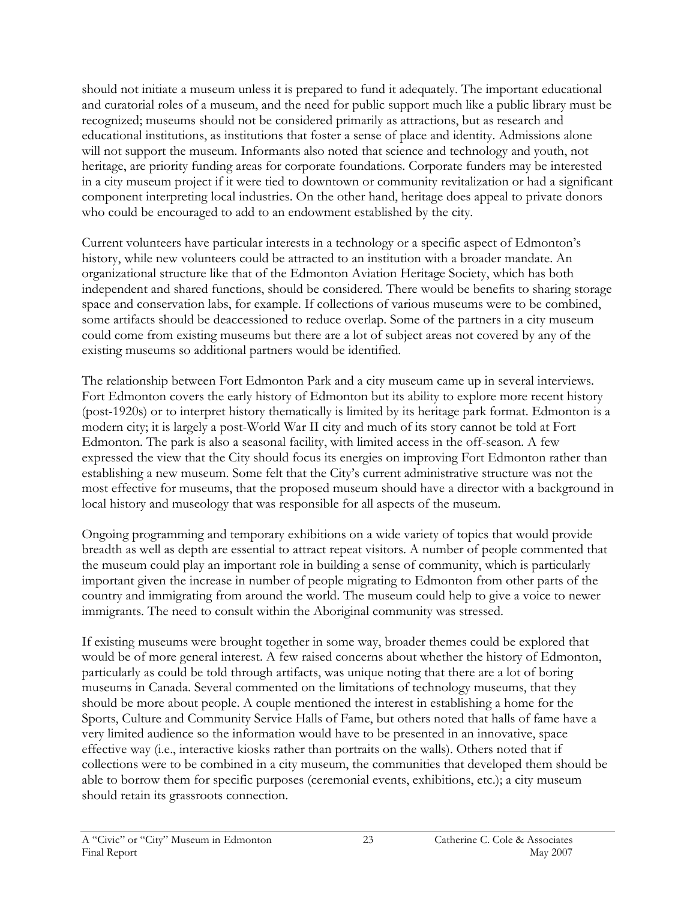should not initiate a museum unless it is prepared to fund it adequately. The important educational and curatorial roles of a museum, and the need for public support much like a public library must be recognized; museums should not be considered primarily as attractions, but as research and educational institutions, as institutions that foster a sense of place and identity. Admissions alone will not support the museum. Informants also noted that science and technology and youth, not heritage, are priority funding areas for corporate foundations. Corporate funders may be interested in a city museum project if it were tied to downtown or community revitalization or had a significant component interpreting local industries. On the other hand, heritage does appeal to private donors who could be encouraged to add to an endowment established by the city.

Current volunteers have particular interests in a technology or a specific aspect of Edmonton's history, while new volunteers could be attracted to an institution with a broader mandate. An organizational structure like that of the Edmonton Aviation Heritage Society, which has both independent and shared functions, should be considered. There would be benefits to sharing storage space and conservation labs, for example. If collections of various museums were to be combined, some artifacts should be deaccessioned to reduce overlap. Some of the partners in a city museum could come from existing museums but there are a lot of subject areas not covered by any of the existing museums so additional partners would be identified.

The relationship between Fort Edmonton Park and a city museum came up in several interviews. Fort Edmonton covers the early history of Edmonton but its ability to explore more recent history (post-1920s) or to interpret history thematically is limited by its heritage park format. Edmonton is a modern city; it is largely a post-World War II city and much of its story cannot be told at Fort Edmonton. The park is also a seasonal facility, with limited access in the off-season. A few expressed the view that the City should focus its energies on improving Fort Edmonton rather than establishing a new museum. Some felt that the City's current administrative structure was not the most effective for museums, that the proposed museum should have a director with a background in local history and museology that was responsible for all aspects of the museum.

Ongoing programming and temporary exhibitions on a wide variety of topics that would provide breadth as well as depth are essential to attract repeat visitors. A number of people commented that the museum could play an important role in building a sense of community, which is particularly important given the increase in number of people migrating to Edmonton from other parts of the country and immigrating from around the world. The museum could help to give a voice to newer immigrants. The need to consult within the Aboriginal community was stressed.

If existing museums were brought together in some way, broader themes could be explored that would be of more general interest. A few raised concerns about whether the history of Edmonton, particularly as could be told through artifacts, was unique noting that there are a lot of boring museums in Canada. Several commented on the limitations of technology museums, that they should be more about people. A couple mentioned the interest in establishing a home for the Sports, Culture and Community Service Halls of Fame, but others noted that halls of fame have a very limited audience so the information would have to be presented in an innovative, space effective way (i.e., interactive kiosks rather than portraits on the walls). Others noted that if collections were to be combined in a city museum, the communities that developed them should be able to borrow them for specific purposes (ceremonial events, exhibitions, etc.); a city museum should retain its grassroots connection.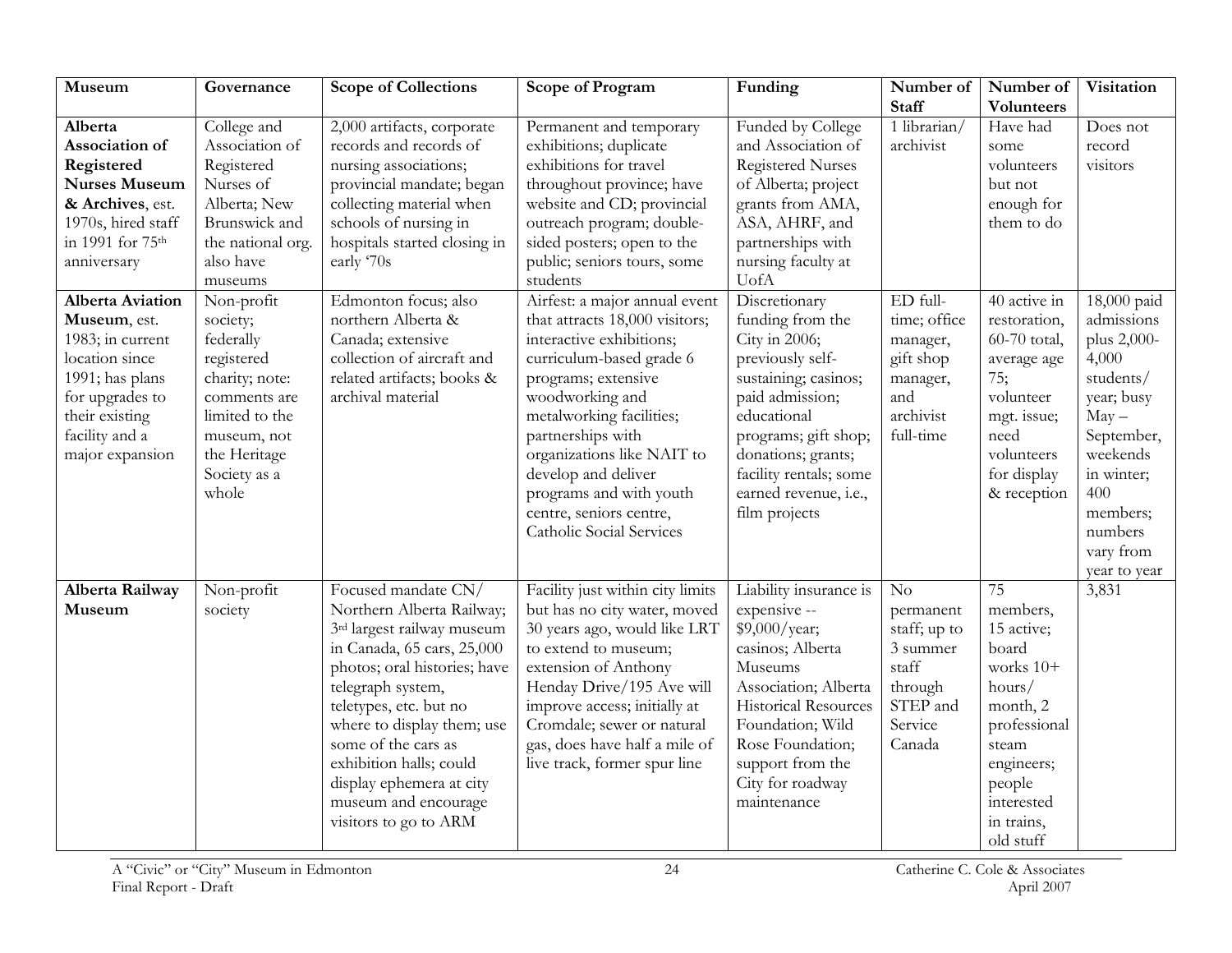| Museum | Governance | Scope of Collections | Scope of Program | Funding | Number of Staff | Number of Volunteers | Visitation |
|---|---|---|---|---|---|---|---|
| **Alberta Association of Registered Nurses Museum & Archives**, est. 1970s, hired staff in 1991 for 75th anniversary | College and Association of Registered Nurses of Alberta; New Brunswick and the national org. also have museums | 2,000 artifacts, corporate records and records of nursing associations; provincial mandate; began collecting material when schools of nursing in hospitals started closing in early '70s | Permanent and temporary exhibitions; duplicate exhibitions for travel throughout province; have website and CD; provincial outreach program; double-sided posters; open to the public; seniors tours, some students | Funded by College and Association of Registered Nurses of Alberta; project grants from AMA, ASA, AHRF, and partnerships with nursing faculty at UofA | 1 librarian/ archivist | Have had some volunteers but not enough for them to do | Does not record visitors |
| **Alberta Aviation Museum**, est. 1983; in current location since 1991; has plans for upgrades to their existing facility and a major expansion | Non-profit society; federally registered charity; note: comments are limited to the museum, not the Heritage Society as a whole | Edmonton focus; also northern Alberta & Canada; extensive collection of aircraft and related artifacts; books & archival material | Airfest: a major annual event that attracts 18,000 visitors; interactive exhibitions; curriculum-based grade 6 programs; extensive woodworking and metalworking facilities; partnerships with organizations like NAIT to develop and deliver programs and with youth centre, seniors centre, Catholic Social Services | Discretionary funding from the City in 2006; previously self-sustaining; casinos; paid admission; educational programs; gift shop; donations; grants; facility rentals; some earned revenue, i.e., film projects | ED full-time; office manager, gift shop manager, and archivist full-time | 40 active in restoration, 60-70 total, average age 75; volunteer mgt. issue; need volunteers for display & reception | 18,000 paid admissions plus 2,000-4,000 students/ year; busy May – September, weekends in winter; 400 members; numbers vary from year to year |
| **Alberta Railway Museum** | Non-profit society | Focused mandate CN/ Northern Alberta Railway; 3rd largest railway museum in Canada, 65 cars, 25,000 photos; oral histories; have telegraph system, teletypes, etc. but no where to display them; use some of the cars as exhibition halls; could display ephemera at city museum and encourage visitors to go to ARM | Facility just within city limits but has no city water, moved 30 years ago, would like LRT to extend to museum; extension of Anthony Henday Drive/195 Ave will improve access; initially at Cromdale; sewer or natural gas, does have half a mile of live track, former spur line | Liability insurance is expensive -- $9,000/year; casinos; Alberta Museums Association; Alberta Historical Resources Foundation; Wild Rose Foundation; support from the City for roadway maintenance | No permanent staff; up to 3 summer staff through STEP and Service Canada | 75 members, 15 active; board works 10+ hours/ month, 2 professional steam engineers; people interested in trains, old stuff | 3,831 |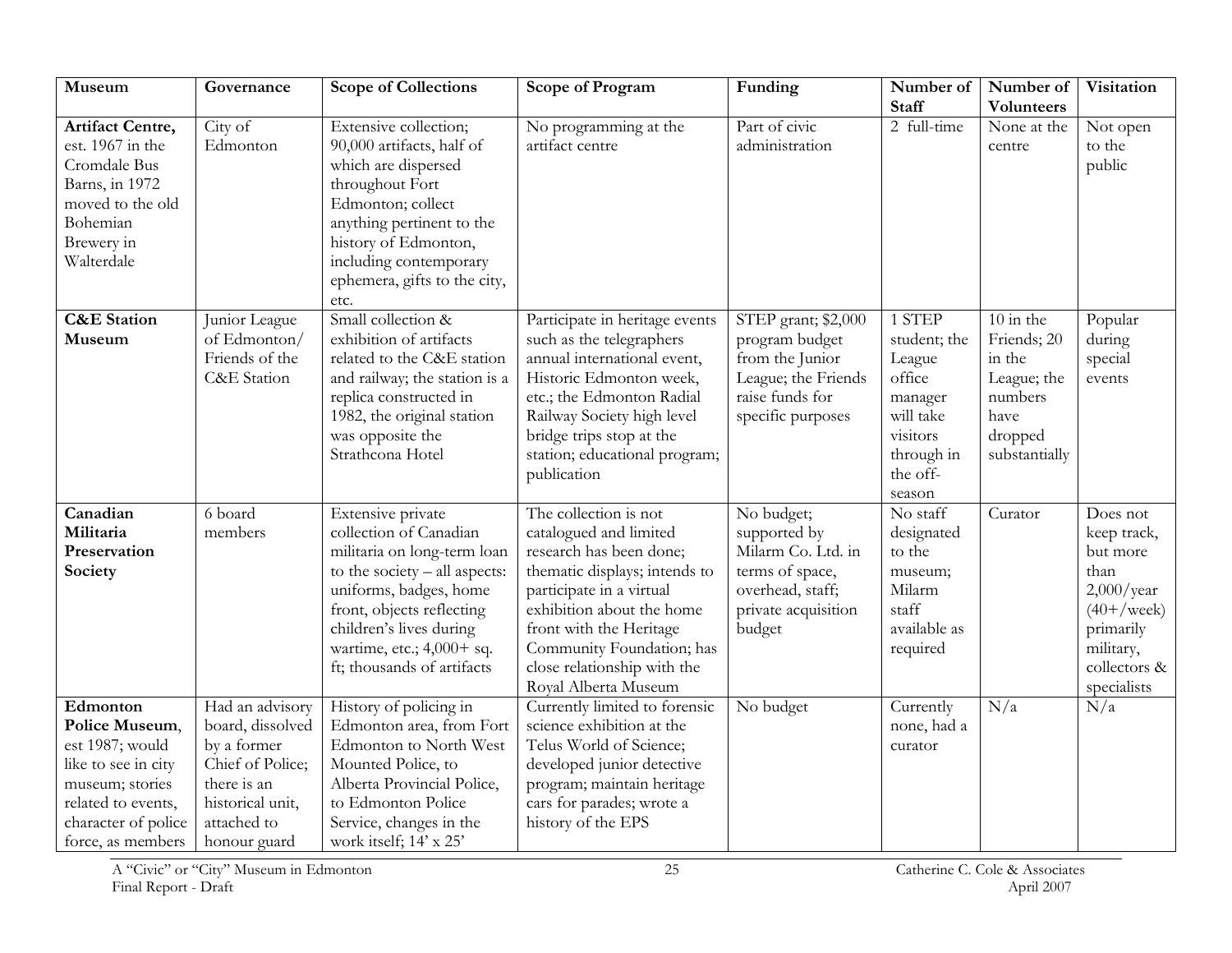| Museum | Governance | Scope of Collections | Scope of Program | Funding | Number of Staff | Number of Volunteers | Visitation |
|---|---|---|---|---|---|---|---|
| **Artifact Centre,** est. 1967 in the Cromdale Bus Barns, in 1972 moved to the old Bohemian Brewery in Walterdale | City of Edmonton | Extensive collection; 90,000 artifacts, half of which are dispersed throughout Fort Edmonton; collect anything pertinent to the history of Edmonton, including contemporary ephemera, gifts to the city, etc. | No programming at the artifact centre | Part of civic administration | 2 full-time | None at the centre | Not open to the public |
| **C&E Station Museum** | Junior League of Edmonton/ Friends of the C&E Station | Small collection & exhibition of artifacts related to the C&E station and railway; the station is a replica constructed in 1982, the original station was opposite the Strathcona Hotel | Participate in heritage events such as the telegraphers annual international event, Historic Edmonton week, etc.; the Edmonton Radial Railway Society high level bridge trips stop at the station; educational program; publication | STEP grant; $2,000 program budget from the Junior League; the Friends raise funds for specific purposes | 1 STEP student; the League office manager will take visitors through in the off-season | 10 in the Friends; 20 in the League; the numbers have dropped substantially | Popular during special events |
| **Canadian Militaria Preservation Society** | 6 board members | Extensive private collection of Canadian militaria on long-term loan to the society – all aspects: uniforms, badges, home front, objects reflecting children's lives during wartime, etc.; 4,000+ sq. ft; thousands of artifacts | The collection is not catalogued and limited research has been done; thematic displays; intends to participate in a virtual exhibition about the home front with the Heritage Community Foundation; has close relationship with the Royal Alberta Museum | No budget; supported by Milarm Co. Ltd. in terms of space, overhead, staff; private acquisition budget | No staff designated to the museum; Milarm staff available as required | Curator | Does not keep track, but more than 2,000/year (40+/week) primarily military, collectors & specialists |
| **Edmonton Police Museum**, est 1987; would like to see in city museum; stories related to events, character of police force, as members | Had an advisory board, dissolved by a former Chief of Police; there is an historical unit, attached to honour guard | History of policing in Edmonton area, from Fort Edmonton to North West Mounted Police, to Alberta Provincial Police, to Edmonton Police Service, changes in the work itself; 14' x 25' | Currently limited to forensic science exhibition at the Telus World of Science; developed junior detective program; maintain heritage cars for parades; wrote a history of the EPS | No budget | Currently none, had a curator | N/a | N/a |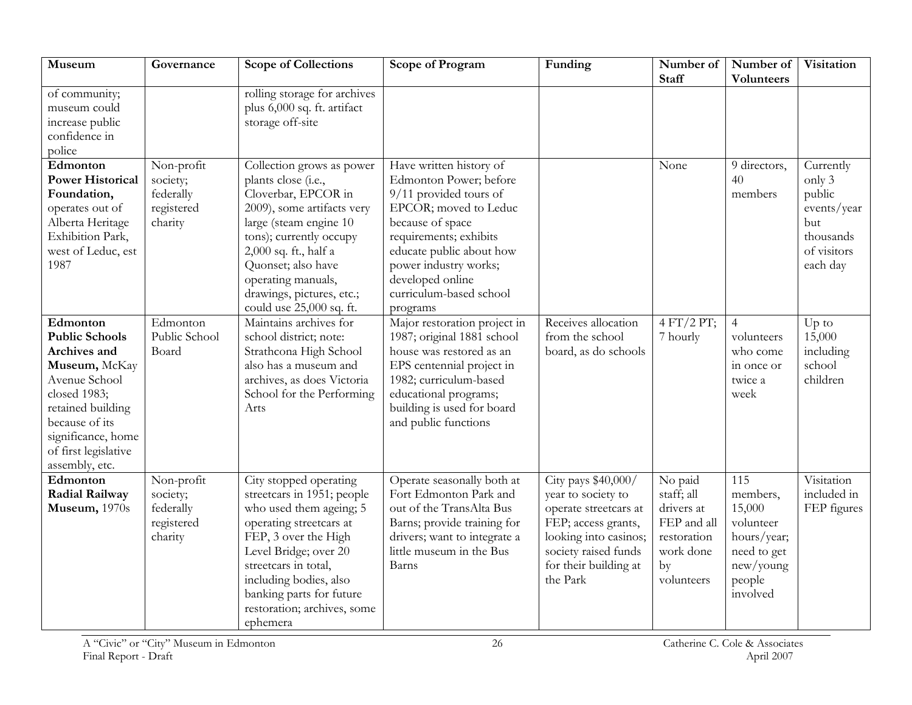| Museum | Governance | Scope of Collections | Scope of Program | Funding | Number of Staff | Number of Volunteers | Visitation |
|---|---|---|---|---|---|---|---|
| of community; museum could increase public confidence in police | | rolling storage for archives plus 6,000 sq. ft. artifact storage off-site | | | | | |
| **Edmonton Power Historical Foundation,** operates out of Alberta Heritage Exhibition Park, west of Leduc, est 1987 | Non-profit society; federally registered charity | Collection grows as power plants close (i.e., Cloverbar, EPCOR in 2009), some artifacts very large (steam engine 10 tons); currently occupy 2,000 sq. ft., half a Quonset; also have operating manuals, drawings, pictures, etc.; could use 25,000 sq. ft. | Have written history of Edmonton Power; before 9/11 provided tours of EPCOR; moved to Leduc because of space requirements; exhibits educate public about how power industry works; developed online curriculum-based school programs | | None | 9 directors, 40 members | Currently only 3 public events/year but thousands of visitors each day |
| **Edmonton Public Schools Archives and Museum,** McKay Avenue School closed 1983; retained building because of its significance, home of first legislative assembly, etc. | Edmonton Public School Board | Maintains archives for school district; note: Strathcona High School also has a museum and archives, as does Victoria School for the Performing Arts | Major restoration project in 1987; original 1881 school house was restored as an EPS centennial project in 1982; curriculum-based educational programs; building is used for board and public functions | Receives allocation from the school board, as do schools | 4 FT/2 PT; 7 hourly | 4 volunteers who come in once or twice a week | Up to 15,000 including school children |
| **Edmonton Radial Railway Museum,** 1970s | Non-profit society; federally registered charity | City stopped operating streetcars in 1951; people who used them ageing; 5 operating streetcars at FEP, 3 over the High Level Bridge; over 20 streetcars in total, including bodies, also banking parts for future restoration; archives, some ephemera | Operate seasonally both at Fort Edmonton Park and out of the TransAlta Bus Barns; provide training for drivers; want to integrate a little museum in the Bus Barns | City pays $40,000/ year to society to operate streetcars at FEP; access grants, looking into casinos; society raised funds for their building at the Park | No paid staff; all drivers at FEP and all restoration work done by volunteers | 115 members, 15,000 volunteer hours/year; need to get new/young people involved | Visitation included in FEP figures |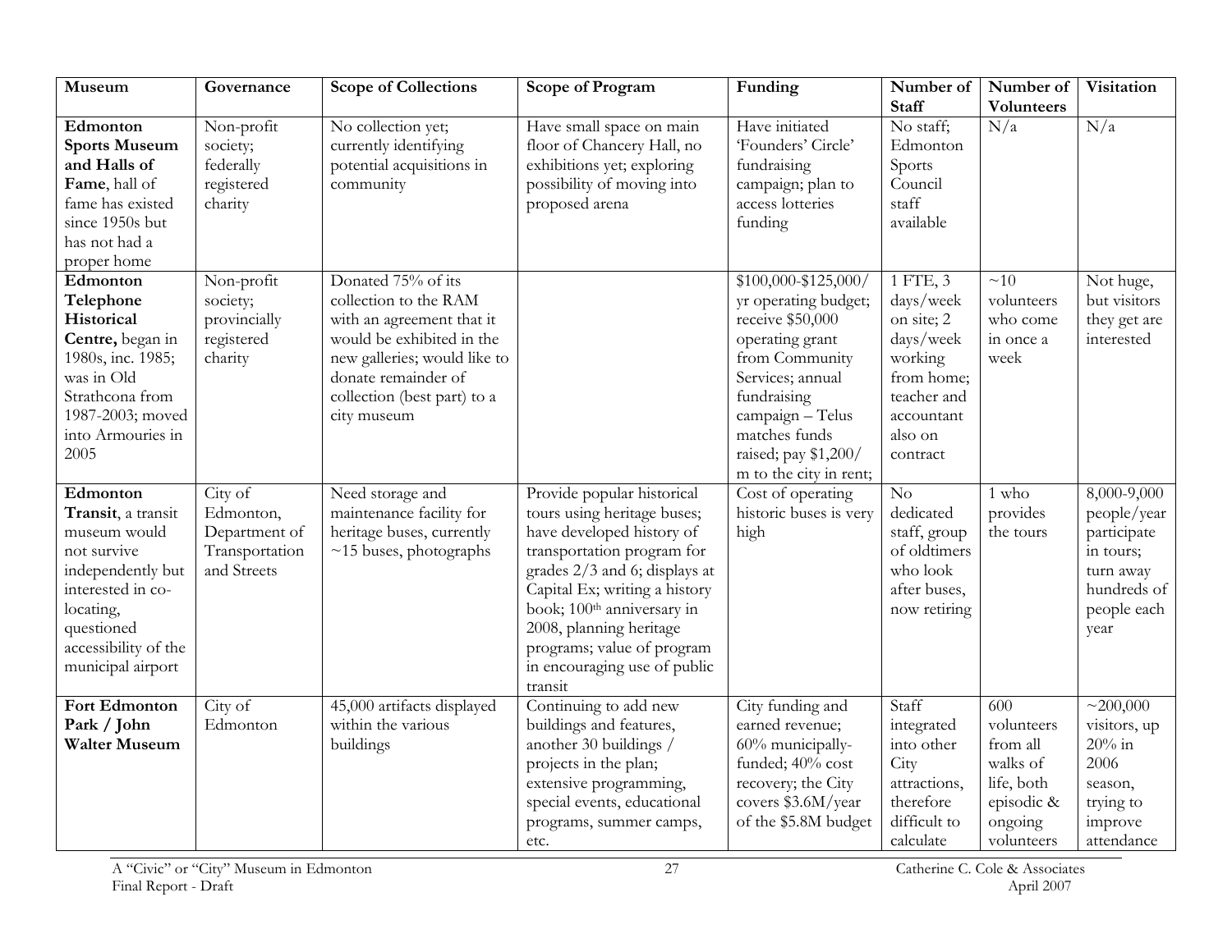| Museum | Governance | Scope of Collections | Scope of Program | Funding | Number of Staff | Number of Volunteers | Visitation |
|---|---|---|---|---|---|---|---|
| **Edmonton Sports Museum and Halls of Fame**, hall of fame has existed since 1950s but has not had a proper home | Non-profit society; federally registered charity | No collection yet; currently identifying potential acquisitions in community | Have small space on main floor of Chancery Hall, no exhibitions yet; exploring possibility of moving into proposed arena | Have initiated 'Founders' Circle' fundraising campaign; plan to access lotteries funding | No staff; Edmonton Sports Council staff available | N/a | N/a |
| **Edmonton Telephone Historical Centre,** began in 1980s, inc. 1985; was in Old Strathcona from 1987-2003; moved into Armouries in 2005 | Non-profit society; provincially registered charity | Donated 75% of its collection to the RAM with an agreement that it would be exhibited in the new galleries; would like to donate remainder of collection (best part) to a city museum | | $100,000-$125,000/yr operating budget; receive $50,000 operating grant from Community Services; annual fundraising campaign – Telus matches funds raised; pay $1,200/m to the city in rent; | 1 FTE, 3 days/week on site; 2 days/week working from home; teacher and accountant also on contract | ~10 volunteers who come in once a week | Not huge, but visitors they get are interested |
| **Edmonton Transit**, a transit museum would not survive independently but interested in co-locating, questioned accessibility of the municipal airport | City of Edmonton, Department of Transportation and Streets | Need storage and maintenance facility for heritage buses, currently ~15 buses, photographs | Provide popular historical tours using heritage buses; have developed history of transportation program for grades 2/3 and 6; displays at Capital Ex; writing a history book; 100th anniversary in 2008, planning heritage programs; value of program in encouraging use of public transit | Cost of operating historic buses is very high | No dedicated staff, group of oldtimers who look after buses, now retiring | 1 who provides the tours | 8,000-9,000 people/year participate in tours; turn away hundreds of people each year |
| **Fort Edmonton Park / John Walter Museum** | City of Edmonton | 45,000 artifacts displayed within the various buildings | Continuing to add new buildings and features, another 30 buildings / projects in the plan; extensive programming, special events, educational programs, summer camps, etc. | City funding and earned revenue; 60% municipally-funded; 40% cost recovery; the City covers $3.6M/year of the $5.8M budget | Staff integrated into other City attractions, therefore difficult to calculate | 600 volunteers from all walks of life, both episodic & ongoing volunteers | ~200,000 visitors, up 20% in 2006 season, trying to improve attendance |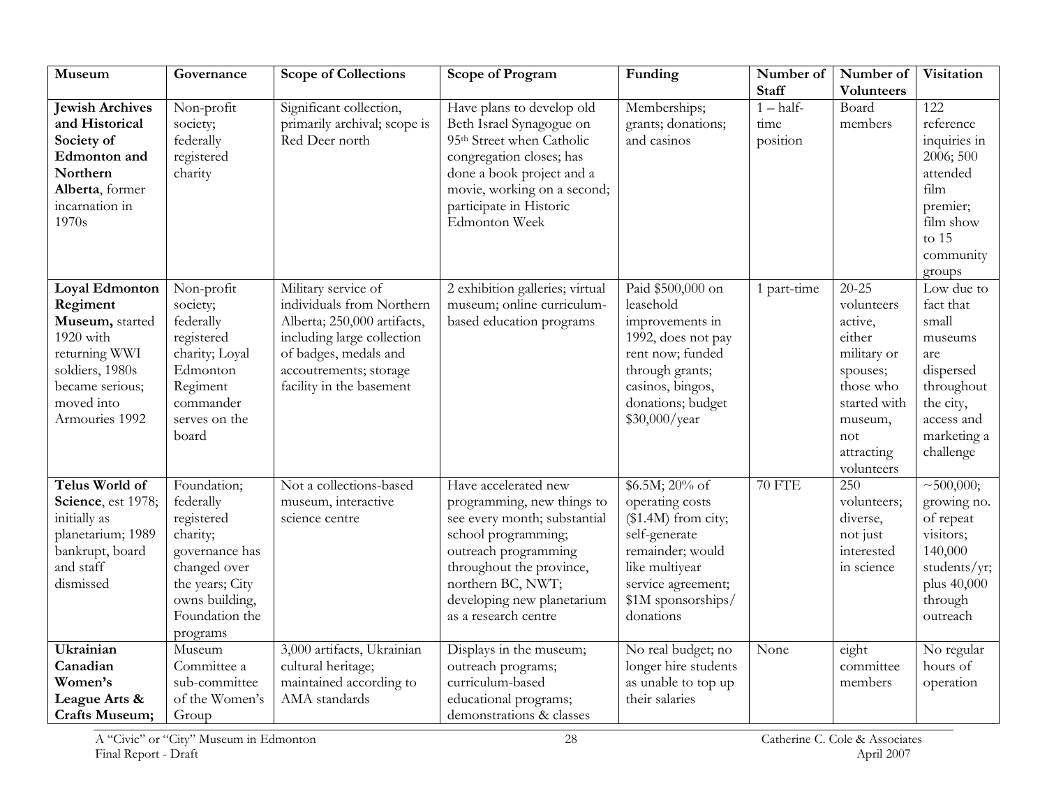| Museum | Governance | Scope of Collections | Scope of Program | Funding | Number of Staff | Number of Volunteers | Visitation |
|---|---|---|---|---|---|---|---|
| **Jewish Archives and Historical Society of Edmonton and Northern Alberta**, former incarnation in 1970s | Non-profit society; federally registered charity | Significant collection, primarily archival; scope is Red Deer north | Have plans to develop old Beth Israel Synagogue on 95th Street when Catholic congregation closes; has done a book project and a movie, working on a second; participate in Historic Edmonton Week | Memberships; grants; donations; and casinos | 1 – half-time position | Board members | 122 reference inquiries in 2006; 500 attended film premier; film show to 15 community groups |
| **Loyal Edmonton Regiment Museum,** started 1920 with returning WWI soldiers, 1980s became serious; moved into Armouries 1992 | Non-profit society; federally registered charity; Loyal Edmonton Regiment commander serves on the board | Military service of individuals from Northern Alberta; 250,000 artifacts, including large collection of badges, medals and accoutrements; storage facility in the basement | 2 exhibition galleries; virtual museum; online curriculum-based education programs | Paid $500,000 on leasehold improvements in 1992, does not pay rent now; funded through grants; casinos, bingos, donations; budget $30,000/year | 1 part-time | 20-25 volunteers active, either military or spouses; those who started with museum, not attracting volunteers | Low due to fact that small museums are dispersed throughout the city, access and marketing a challenge |
| **Telus World of Science**, est 1978; initially as planetarium; 1989 bankrupt, board and staff dismissed | Foundation; federally registered charity; governance has changed over the years; City owns building, Foundation the programs | Not a collections-based museum, interactive science centre | Have accelerated new programming, new things to see every month; substantial school programming; outreach programming throughout the province, northern BC, NWT; developing new planetarium as a research centre | $6.5M; 20% of operating costs ($1.4M) from city; self-generate remainder; would like multiyear service agreement; $1M sponsorships/ donations | 70 FTE | 250 volunteers; diverse, not just interested in science | ~500,000; growing no. of repeat visitors; 140,000 students/yr; plus 40,000 through outreach |
| **Ukrainian Canadian Women's League Arts & Crafts Museum;** | Museum Committee a sub-committee of the Women's Group | 3,000 artifacts, Ukrainian cultural heritage; maintained according to AMA standards | Displays in the museum; outreach programs; curriculum-based educational programs; demonstrations & classes | No real budget; no longer hire students as unable to top up their salaries | None | eight committee members | No regular hours of operation |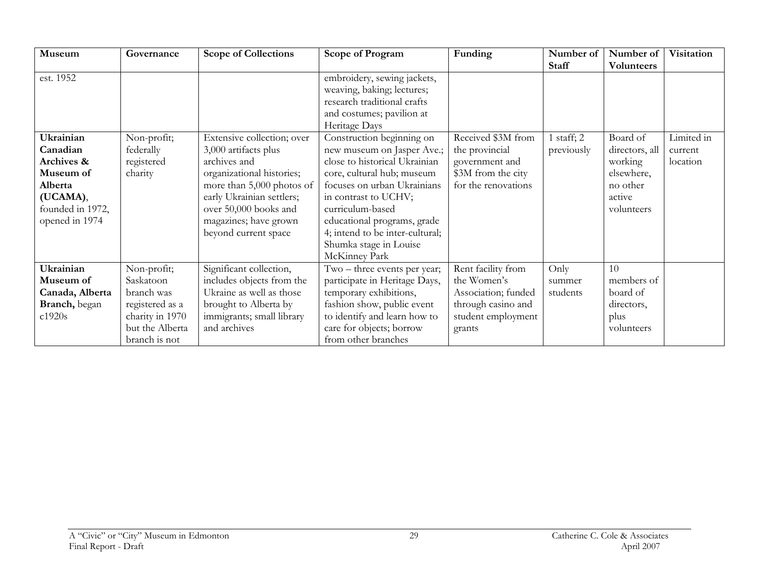| Museum | Governance | Scope of Collections | Scope of Program | Funding | Number of Staff | Number of Volunteers | Visitation |
|---|---|---|---|---|---|---|---|
| est. 1952 | | | embroidery, sewing jackets, weaving, baking; lectures; research traditional crafts and costumes; pavilion at Heritage Days | | | | |
| **Ukrainian Canadian Archives & Museum of Alberta (UCAMA)**, founded in 1972, opened in 1974 | Non-profit; federally registered charity | Extensive collection; over 3,000 artifacts plus archives and organizational histories; more than 5,000 photos of early Ukrainian settlers; over 50,000 books and magazines; have grown beyond current space | Construction beginning on new museum on Jasper Ave.; close to historical Ukrainian core, cultural hub; museum focuses on urban Ukrainians in contrast to UCHV; curriculum-based educational programs, grade 4; intend to be inter-cultural; Shumka stage in Louise McKinney Park | Received $3M from the provincial government and $3M from the city for the renovations | 1 staff; 2 previously | Board of directors, all working elsewhere, no other active volunteers | Limited in current location |
| **Ukrainian Museum of Canada, Alberta Branch,** began c1920s | Non-profit; Saskatoon branch was registered as a charity in 1970 but the Alberta branch is not | Significant collection, includes objects from the Ukraine as well as those brought to Alberta by immigrants; small library and archives | Two – three events per year; participate in Heritage Days, temporary exhibitions, fashion show, public event to identify and learn how to care for objects; borrow from other branches | Rent facility from the Women's Association; funded through casino and student employment grants | Only summer students | 10 members of board of directors, plus volunteers | |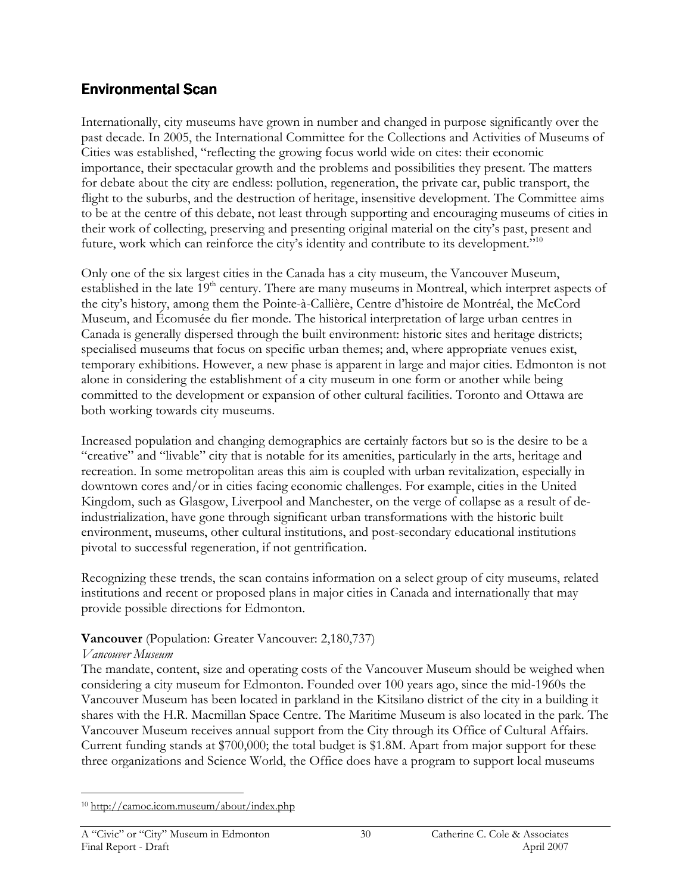## Environmental Scan

Internationally, city museums have grown in number and changed in purpose significantly over the past decade. In 2005, the International Committee for the Collections and Activities of Museums of Cities was established, "reflecting the growing focus world wide on cites: their economic importance, their spectacular growth and the problems and possibilities they present. The matters for debate about the city are endless: pollution, regeneration, the private car, public transport, the flight to the suburbs, and the destruction of heritage, insensitive development. The Committee aims to be at the centre of this debate, not least through supporting and encouraging museums of cities in their work of collecting, preserving and presenting original material on the city's past, present and future, work which can reinforce the city's identity and contribute to its development."[10]

Only one of the six largest cities in the Canada has a city museum, the Vancouver Museum, established in the late 19th century. There are many museums in Montreal, which interpret aspects of the city's history, among them the Pointe-à-Callière, Centre d'histoire de Montréal, the McCord Museum, and Écomusée du fier monde. The historical interpretation of large urban centres in Canada is generally dispersed through the built environment: historic sites and heritage districts; specialised museums that focus on specific urban themes; and, where appropriate venues exist, temporary exhibitions. However, a new phase is apparent in large and major cities. Edmonton is not alone in considering the establishment of a city museum in one form or another while being committed to the development or expansion of other cultural facilities. Toronto and Ottawa are both working towards city museums.

Increased population and changing demographics are certainly factors but so is the desire to be a "creative" and "livable" city that is notable for its amenities, particularly in the arts, heritage and recreation. In some metropolitan areas this aim is coupled with urban revitalization, especially in downtown cores and/or in cities facing economic challenges. For example, cities in the United Kingdom, such as Glasgow, Liverpool and Manchester, on the verge of collapse as a result of de-industrialization, have gone through significant urban transformations with the historic built environment, museums, other cultural institutions, and post-secondary educational institutions pivotal to successful regeneration, if not gentrification.

Recognizing these trends, the scan contains information on a select group of city museums, related institutions and recent or proposed plans in major cities in Canada and internationally that may provide possible directions for Edmonton.

**Vancouver** (Population: Greater Vancouver: 2,180,737)

*Vancouver Museum*

The mandate, content, size and operating costs of the Vancouver Museum should be weighed when considering a city museum for Edmonton. Founded over 100 years ago, since the mid-1960s the Vancouver Museum has been located in parkland in the Kitsilano district of the city in a building it shares with the H.R. Macmillan Space Centre. The Maritime Museum is also located in the park. The Vancouver Museum receives annual support from the City through its Office of Cultural Affairs. Current funding stands at $700,000; the total budget is $1.8M. Apart from major support for these three organizations and Science World, the Office does have a program to support local museums

[10] http://camoc.icom.museum/about/index.php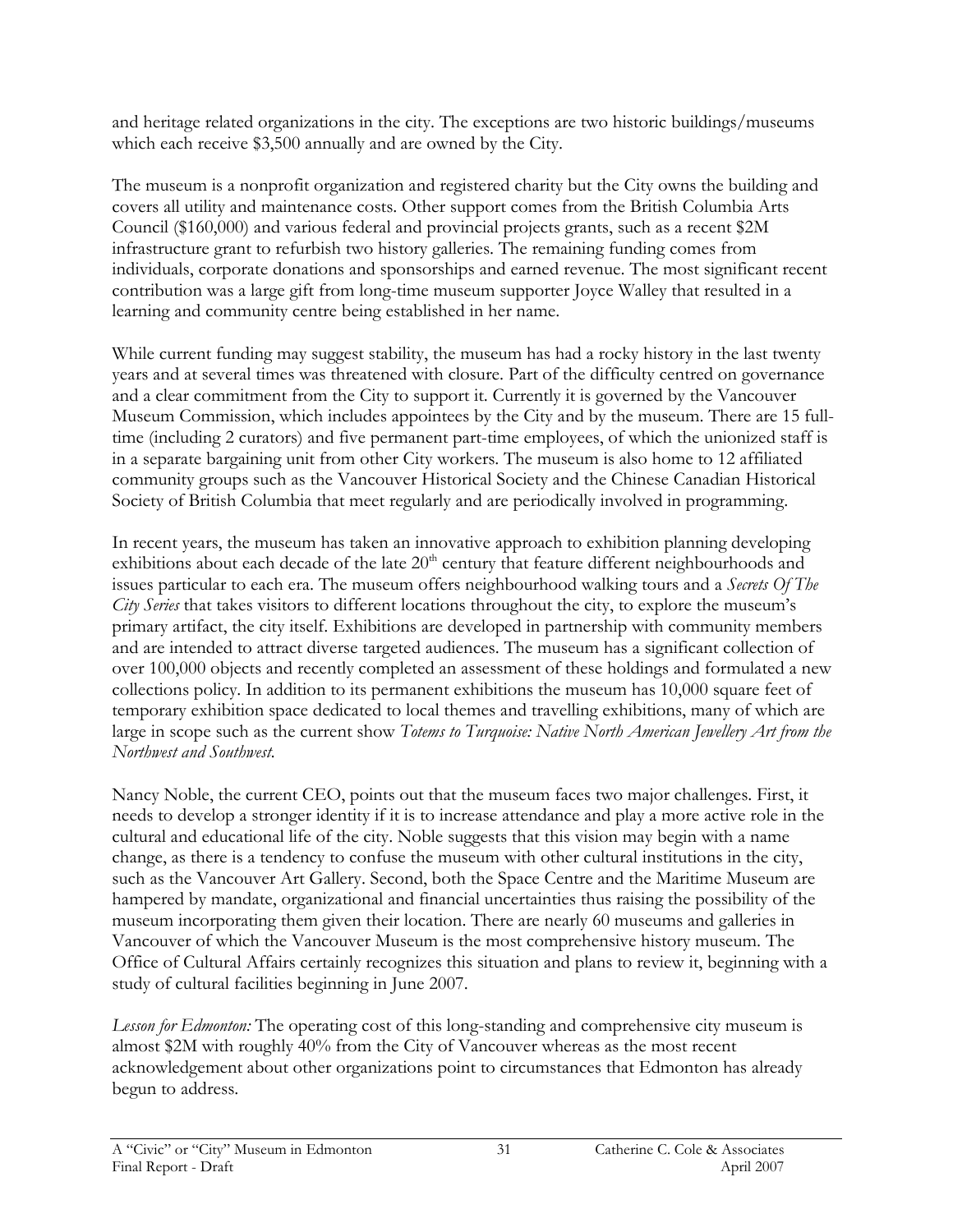and heritage related organizations in the city. The exceptions are two historic buildings/museums which each receive $3,500 annually and are owned by the City.

The museum is a nonprofit organization and registered charity but the City owns the building and covers all utility and maintenance costs. Other support comes from the British Columbia Arts Council ($160,000) and various federal and provincial projects grants, such as a recent $2M infrastructure grant to refurbish two history galleries. The remaining funding comes from individuals, corporate donations and sponsorships and earned revenue. The most significant recent contribution was a large gift from long-time museum supporter Joyce Walley that resulted in a learning and community centre being established in her name.

While current funding may suggest stability, the museum has had a rocky history in the last twenty years and at several times was threatened with closure. Part of the difficulty centred on governance and a clear commitment from the City to support it. Currently it is governed by the Vancouver Museum Commission, which includes appointees by the City and by the museum. There are 15 full-time (including 2 curators) and five permanent part-time employees, of which the unionized staff is in a separate bargaining unit from other City workers. The museum is also home to 12 affiliated community groups such as the Vancouver Historical Society and the Chinese Canadian Historical Society of British Columbia that meet regularly and are periodically involved in programming.

In recent years, the museum has taken an innovative approach to exhibition planning developing exhibitions about each decade of the late 20th century that feature different neighbourhoods and issues particular to each era. The museum offers neighbourhood walking tours and a *Secrets Of The City Series* that takes visitors to different locations throughout the city, to explore the museum's primary artifact, the city itself. Exhibitions are developed in partnership with community members and are intended to attract diverse targeted audiences. The museum has a significant collection of over 100,000 objects and recently completed an assessment of these holdings and formulated a new collections policy. In addition to its permanent exhibitions the museum has 10,000 square feet of temporary exhibition space dedicated to local themes and travelling exhibitions, many of which are large in scope such as the current show *Totems to Turquoise: Native North American Jewellery Art from the Northwest and Southwest.*

Nancy Noble, the current CEO, points out that the museum faces two major challenges. First, it needs to develop a stronger identity if it is to increase attendance and play a more active role in the cultural and educational life of the city. Noble suggests that this vision may begin with a name change, as there is a tendency to confuse the museum with other cultural institutions in the city, such as the Vancouver Art Gallery. Second, both the Space Centre and the Maritime Museum are hampered by mandate, organizational and financial uncertainties thus raising the possibility of the museum incorporating them given their location. There are nearly 60 museums and galleries in Vancouver of which the Vancouver Museum is the most comprehensive history museum. The Office of Cultural Affairs certainly recognizes this situation and plans to review it, beginning with a study of cultural facilities beginning in June 2007.

*Lesson for Edmonton:* The operating cost of this long-standing and comprehensive city museum is almost $2M with roughly 40% from the City of Vancouver whereas as the most recent acknowledgement about other organizations point to circumstances that Edmonton has already begun to address.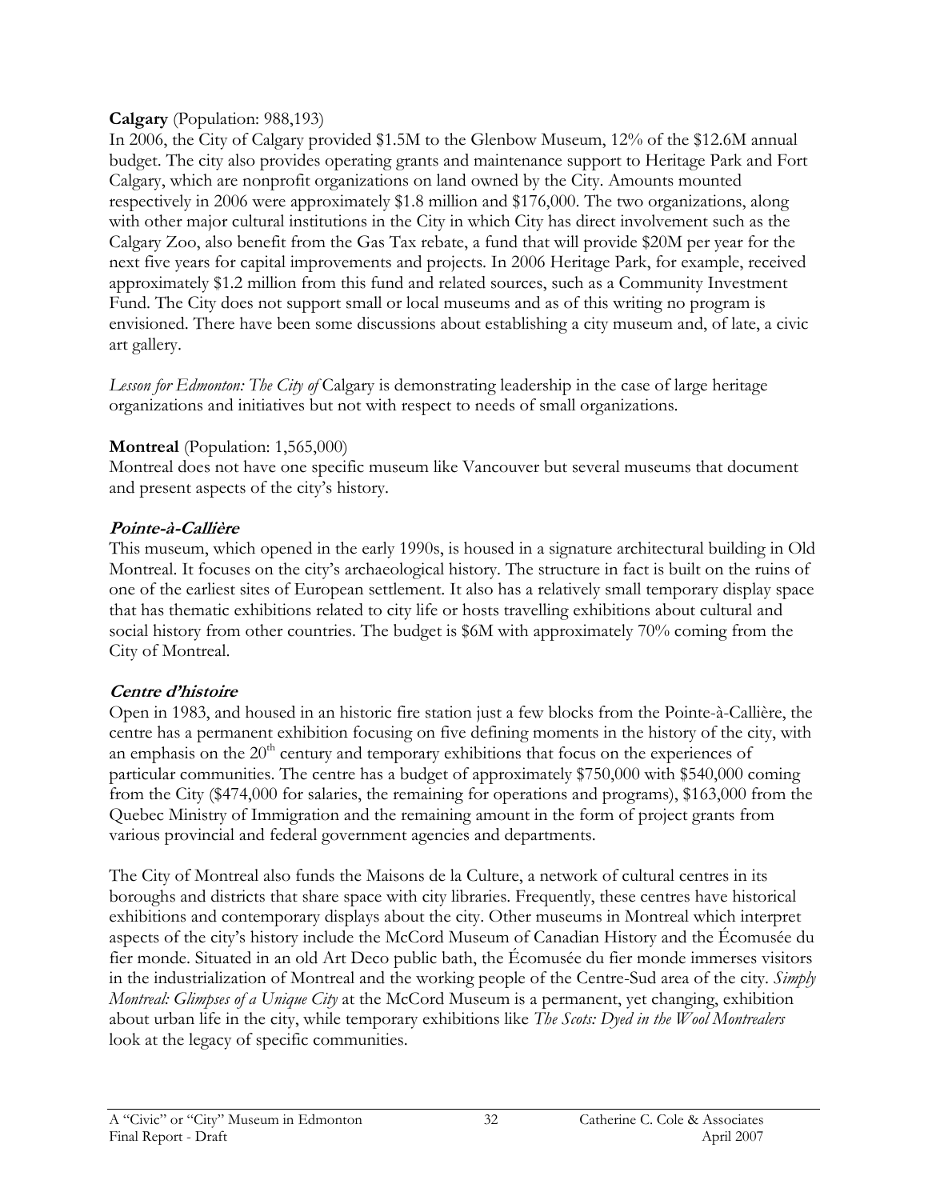**Calgary** (Population: 988,193)

In 2006, the City of Calgary provided $1.5M to the Glenbow Museum, 12% of the $12.6M annual budget. The city also provides operating grants and maintenance support to Heritage Park and Fort Calgary, which are nonprofit organizations on land owned by the City. Amounts mounted respectively in 2006 were approximately $1.8 million and $176,000. The two organizations, along with other major cultural institutions in the City in which City has direct involvement such as the Calgary Zoo, also benefit from the Gas Tax rebate, a fund that will provide $20M per year for the next five years for capital improvements and projects. In 2006 Heritage Park, for example, received approximately $1.2 million from this fund and related sources, such as a Community Investment Fund. The City does not support small or local museums and as of this writing no program is envisioned. There have been some discussions about establishing a city museum and, of late, a civic art gallery.

*Lesson for Edmonton: The City of* Calgary is demonstrating leadership in the case of large heritage organizations and initiatives but not with respect to needs of small organizations.

**Montreal** (Population: 1,565,000)

Montreal does not have one specific museum like Vancouver but several museums that document and present aspects of the city's history.

***Pointe-à-Callière***

This museum, which opened in the early 1990s, is housed in a signature architectural building in Old Montreal. It focuses on the city's archaeological history. The structure in fact is built on the ruins of one of the earliest sites of European settlement. It also has a relatively small temporary display space that has thematic exhibitions related to city life or hosts travelling exhibitions about cultural and social history from other countries. The budget is $6M with approximately 70% coming from the City of Montreal.

***Centre d'histoire***

Open in 1983, and housed in an historic fire station just a few blocks from the Pointe-à-Callière, the centre has a permanent exhibition focusing on five defining moments in the history of the city, with an emphasis on the 20th century and temporary exhibitions that focus on the experiences of particular communities. The centre has a budget of approximately $750,000 with $540,000 coming from the City ($474,000 for salaries, the remaining for operations and programs), $163,000 from the Quebec Ministry of Immigration and the remaining amount in the form of project grants from various provincial and federal government agencies and departments.

The City of Montreal also funds the Maisons de la Culture, a network of cultural centres in its boroughs and districts that share space with city libraries. Frequently, these centres have historical exhibitions and contemporary displays about the city. Other museums in Montreal which interpret aspects of the city's history include the McCord Museum of Canadian History and the Écomusée du fier monde. Situated in an old Art Deco public bath, the Écomusée du fier monde immerses visitors in the industrialization of Montreal and the working people of the Centre-Sud area of the city. *Simply Montreal: Glimpses of a Unique City* at the McCord Museum is a permanent, yet changing, exhibition about urban life in the city, while temporary exhibitions like *The Scots: Dyed in the Wool Montrealers* look at the legacy of specific communities.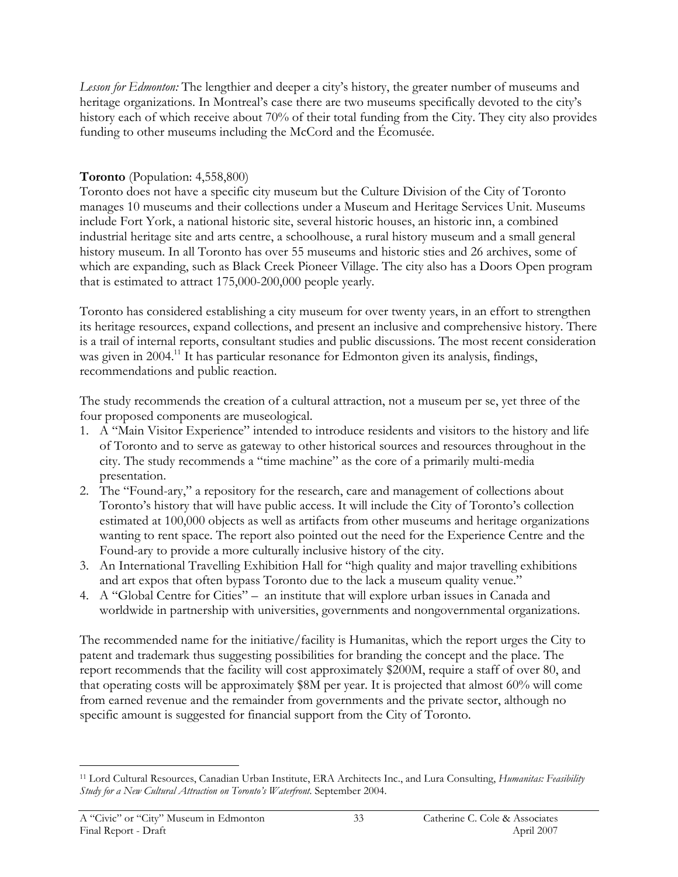*Lesson for Edmonton:* The lengthier and deeper a city's history, the greater number of museums and heritage organizations. In Montreal's case there are two museums specifically devoted to the city's history each of which receive about 70% of their total funding from the City. They city also provides funding to other museums including the McCord and the Écomusée.

**Toronto** (Population: 4,558,800)
Toronto does not have a specific city museum but the Culture Division of the City of Toronto manages 10 museums and their collections under a Museum and Heritage Services Unit. Museums include Fort York, a national historic site, several historic houses, an historic inn, a combined industrial heritage site and arts centre, a schoolhouse, a rural history museum and a small general history museum. In all Toronto has over 55 museums and historic sties and 26 archives, some of which are expanding, such as Black Creek Pioneer Village. The city also has a Doors Open program that is estimated to attract 175,000-200,000 people yearly.

Toronto has considered establishing a city museum for over twenty years, in an effort to strengthen its heritage resources, expand collections, and present an inclusive and comprehensive history. There is a trail of internal reports, consultant studies and public discussions. The most recent consideration was given in 2004.[11] It has particular resonance for Edmonton given its analysis, findings, recommendations and public reaction.

The study recommends the creation of a cultural attraction, not a museum per se, yet three of the four proposed components are museological.

1. A "Main Visitor Experience" intended to introduce residents and visitors to the history and life of Toronto and to serve as gateway to other historical sources and resources throughout in the city. The study recommends a "time machine" as the core of a primarily multi-media presentation.
2. The "Found-ary," a repository for the research, care and management of collections about Toronto's history that will have public access. It will include the City of Toronto's collection estimated at 100,000 objects as well as artifacts from other museums and heritage organizations wanting to rent space. The report also pointed out the need for the Experience Centre and the Found-ary to provide a more culturally inclusive history of the city.
3. An International Travelling Exhibition Hall for "high quality and major travelling exhibitions and art expos that often bypass Toronto due to the lack a museum quality venue."
4. A "Global Centre for Cities" – an institute that will explore urban issues in Canada and worldwide in partnership with universities, governments and nongovernmental organizations.

The recommended name for the initiative/facility is Humanitas, which the report urges the City to patent and trademark thus suggesting possibilities for branding the concept and the place. The report recommends that the facility will cost approximately $200M, require a staff of over 80, and that operating costs will be approximately $8M per year. It is projected that almost 60% will come from earned revenue and the remainder from governments and the private sector, although no specific amount is suggested for financial support from the City of Toronto.

---

[11] Lord Cultural Resources, Canadian Urban Institute, ERA Architects Inc., and Lura Consulting, *Humanitas: Feasibility Study for a New Cultural Attraction on Toronto's Waterfront.* September 2004.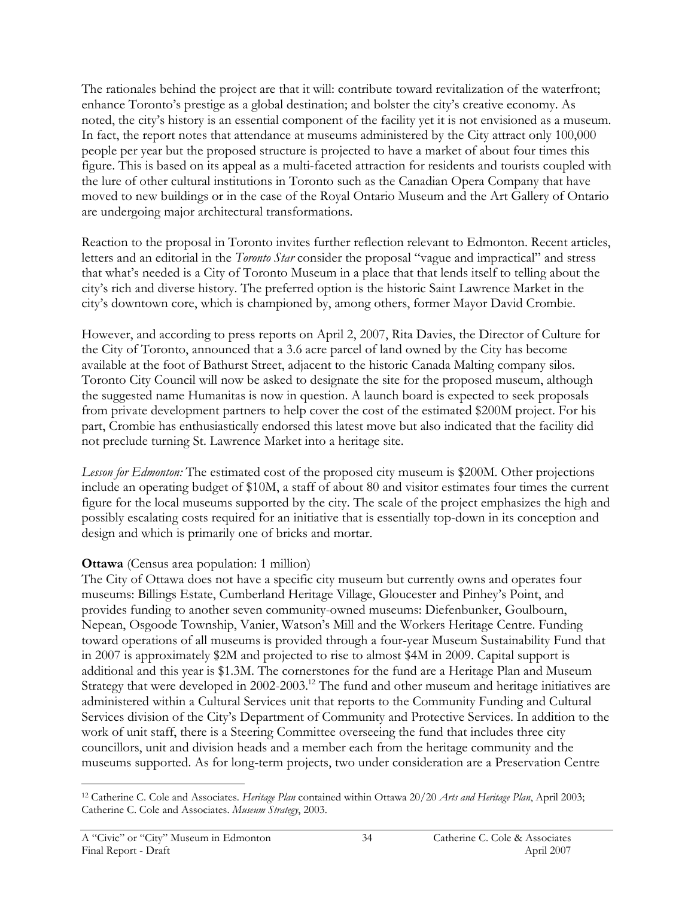The rationales behind the project are that it will: contribute toward revitalization of the waterfront; enhance Toronto's prestige as a global destination; and bolster the city's creative economy. As noted, the city's history is an essential component of the facility yet it is not envisioned as a museum. In fact, the report notes that attendance at museums administered by the City attract only 100,000 people per year but the proposed structure is projected to have a market of about four times this figure. This is based on its appeal as a multi-faceted attraction for residents and tourists coupled with the lure of other cultural institutions in Toronto such as the Canadian Opera Company that have moved to new buildings or in the case of the Royal Ontario Museum and the Art Gallery of Ontario are undergoing major architectural transformations.

Reaction to the proposal in Toronto invites further reflection relevant to Edmonton. Recent articles, letters and an editorial in the *Toronto Star* consider the proposal "vague and impractical" and stress that what's needed is a City of Toronto Museum in a place that that lends itself to telling about the city's rich and diverse history. The preferred option is the historic Saint Lawrence Market in the city's downtown core, which is championed by, among others, former Mayor David Crombie.

However, and according to press reports on April 2, 2007, Rita Davies, the Director of Culture for the City of Toronto, announced that a 3.6 acre parcel of land owned by the City has become available at the foot of Bathurst Street, adjacent to the historic Canada Malting company silos. Toronto City Council will now be asked to designate the site for the proposed museum, although the suggested name Humanitas is now in question. A launch board is expected to seek proposals from private development partners to help cover the cost of the estimated $200M project. For his part, Crombie has enthusiastically endorsed this latest move but also indicated that the facility did not preclude turning St. Lawrence Market into a heritage site.

*Lesson for Edmonton:* The estimated cost of the proposed city museum is $200M. Other projections include an operating budget of $10M, a staff of about 80 and visitor estimates four times the current figure for the local museums supported by the city. The scale of the project emphasizes the high and possibly escalating costs required for an initiative that is essentially top-down in its conception and design and which is primarily one of bricks and mortar.

**Ottawa** (Census area population: 1 million)
The City of Ottawa does not have a specific city museum but currently owns and operates four museums: Billings Estate, Cumberland Heritage Village, Gloucester and Pinhey's Point, and provides funding to another seven community-owned museums: Diefenbunker, Goulbourn, Nepean, Osgoode Township, Vanier, Watson's Mill and the Workers Heritage Centre. Funding toward operations of all museums is provided through a four-year Museum Sustainability Fund that in 2007 is approximately $2M and projected to rise to almost $4M in 2009. Capital support is additional and this year is $1.3M. The cornerstones for the fund are a Heritage Plan and Museum Strategy that were developed in 2002-2003.[12] The fund and other museum and heritage initiatives are administered within a Cultural Services unit that reports to the Community Funding and Cultural Services division of the City's Department of Community and Protective Services. In addition to the work of unit staff, there is a Steering Committee overseeing the fund that includes three city councillors, unit and division heads and a member each from the heritage community and the museums supported. As for long-term projects, two under consideration are a Preservation Centre

---

[12] Catherine C. Cole and Associates. *Heritage Plan* contained within Ottawa 20/20 *Arts and Heritage Plan*, April 2003; Catherine C. Cole and Associates. *Museum Strategy*, 2003.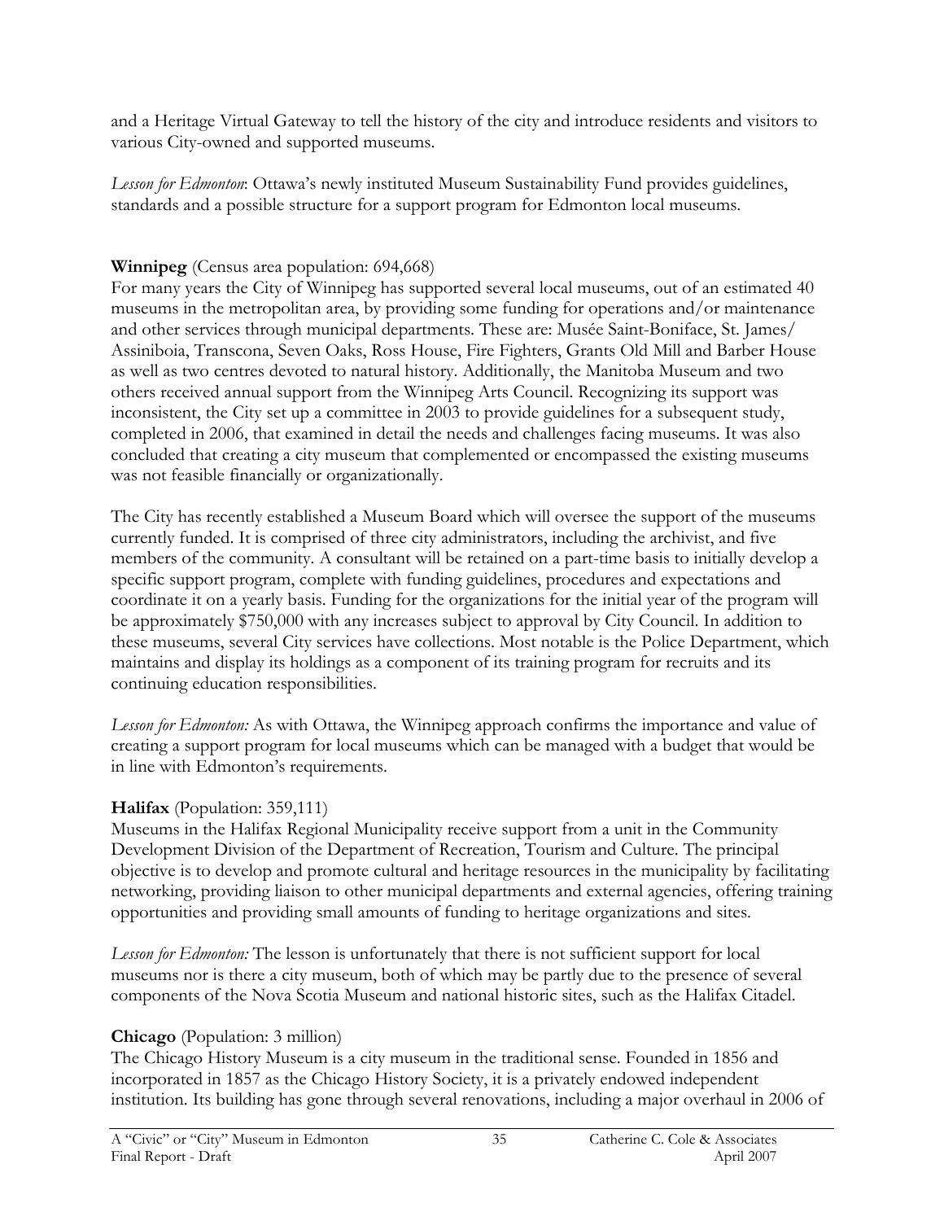and a Heritage Virtual Gateway to tell the history of the city and introduce residents and visitors to various City-owned and supported museums.

*Lesson for Edmonton*: Ottawa's newly instituted Museum Sustainability Fund provides guidelines, standards and a possible structure for a support program for Edmonton local museums.

**Winnipeg** (Census area population: 694,668)

For many years the City of Winnipeg has supported several local museums, out of an estimated 40 museums in the metropolitan area, by providing some funding for operations and/or maintenance and other services through municipal departments. These are: Musée Saint-Boniface, St. James/ Assiniboia, Transcona, Seven Oaks, Ross House, Fire Fighters, Grants Old Mill and Barber House as well as two centres devoted to natural history. Additionally, the Manitoba Museum and two others received annual support from the Winnipeg Arts Council. Recognizing its support was inconsistent, the City set up a committee in 2003 to provide guidelines for a subsequent study, completed in 2006, that examined in detail the needs and challenges facing museums. It was also concluded that creating a city museum that complemented or encompassed the existing museums was not feasible financially or organizationally.

The City has recently established a Museum Board which will oversee the support of the museums currently funded. It is comprised of three city administrators, including the archivist, and five members of the community. A consultant will be retained on a part-time basis to initially develop a specific support program, complete with funding guidelines, procedures and expectations and coordinate it on a yearly basis. Funding for the organizations for the initial year of the program will be approximately $750,000 with any increases subject to approval by City Council. In addition to these museums, several City services have collections. Most notable is the Police Department, which maintains and display its holdings as a component of its training program for recruits and its continuing education responsibilities.

*Lesson for Edmonton:* As with Ottawa, the Winnipeg approach confirms the importance and value of creating a support program for local museums which can be managed with a budget that would be in line with Edmonton's requirements.

**Halifax** (Population: 359,111)

Museums in the Halifax Regional Municipality receive support from a unit in the Community Development Division of the Department of Recreation, Tourism and Culture. The principal objective is to develop and promote cultural and heritage resources in the municipality by facilitating networking, providing liaison to other municipal departments and external agencies, offering training opportunities and providing small amounts of funding to heritage organizations and sites.

*Lesson for Edmonton:* The lesson is unfortunately that there is not sufficient support for local museums nor is there a city museum, both of which may be partly due to the presence of several components of the Nova Scotia Museum and national historic sites, such as the Halifax Citadel.

**Chicago** (Population: 3 million)

The Chicago History Museum is a city museum in the traditional sense. Founded in 1856 and incorporated in 1857 as the Chicago History Society, it is a privately endowed independent institution. Its building has gone through several renovations, including a major overhaul in 2006 of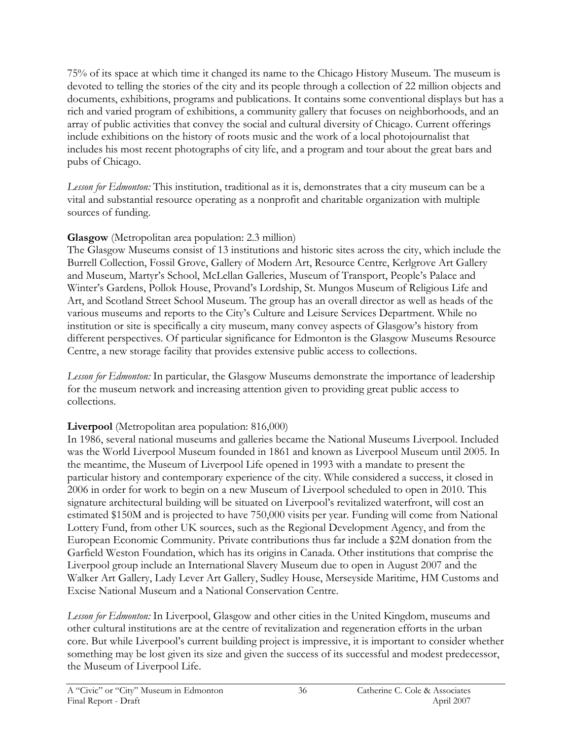75% of its space at which time it changed its name to the Chicago History Museum. The museum is devoted to telling the stories of the city and its people through a collection of 22 million objects and documents, exhibitions, programs and publications. It contains some conventional displays but has a rich and varied program of exhibitions, a community gallery that focuses on neighborhoods, and an array of public activities that convey the social and cultural diversity of Chicago. Current offerings include exhibitions on the history of roots music and the work of a local photojournalist that includes his most recent photographs of city life, and a program and tour about the great bars and pubs of Chicago.

*Lesson for Edmonton:* This institution, traditional as it is, demonstrates that a city museum can be a vital and substantial resource operating as a nonprofit and charitable organization with multiple sources of funding.

**Glasgow** (Metropolitan area population: 2.3 million)
The Glasgow Museums consist of 13 institutions and historic sites across the city, which include the Burrell Collection, Fossil Grove, Gallery of Modern Art, Resource Centre, Kerlgrove Art Gallery and Museum, Martyr's School, McLellan Galleries, Museum of Transport, People's Palace and Winter's Gardens, Pollok House, Provand's Lordship, St. Mungos Museum of Religious Life and Art, and Scotland Street School Museum. The group has an overall director as well as heads of the various museums and reports to the City's Culture and Leisure Services Department. While no institution or site is specifically a city museum, many convey aspects of Glasgow's history from different perspectives. Of particular significance for Edmonton is the Glasgow Museums Resource Centre, a new storage facility that provides extensive public access to collections.

*Lesson for Edmonton:* In particular, the Glasgow Museums demonstrate the importance of leadership for the museum network and increasing attention given to providing great public access to collections.

**Liverpool** (Metropolitan area population: 816,000)
In 1986, several national museums and galleries became the National Museums Liverpool. Included was the World Liverpool Museum founded in 1861 and known as Liverpool Museum until 2005. In the meantime, the Museum of Liverpool Life opened in 1993 with a mandate to present the particular history and contemporary experience of the city. While considered a success, it closed in 2006 in order for work to begin on a new Museum of Liverpool scheduled to open in 2010. This signature architectural building will be situated on Liverpool's revitalized waterfront, will cost an estimated $150M and is projected to have 750,000 visits per year. Funding will come from National Lottery Fund, from other UK sources, such as the Regional Development Agency, and from the European Economic Community. Private contributions thus far include a $2M donation from the Garfield Weston Foundation, which has its origins in Canada. Other institutions that comprise the Liverpool group include an International Slavery Museum due to open in August 2007 and the Walker Art Gallery, Lady Lever Art Gallery, Sudley House, Merseyside Maritime, HM Customs and Excise National Museum and a National Conservation Centre.

*Lesson for Edmonton:* In Liverpool, Glasgow and other cities in the United Kingdom, museums and other cultural institutions are at the centre of revitalization and regeneration efforts in the urban core. But while Liverpool's current building project is impressive, it is important to consider whether something may be lost given its size and given the success of its successful and modest predecessor, the Museum of Liverpool Life.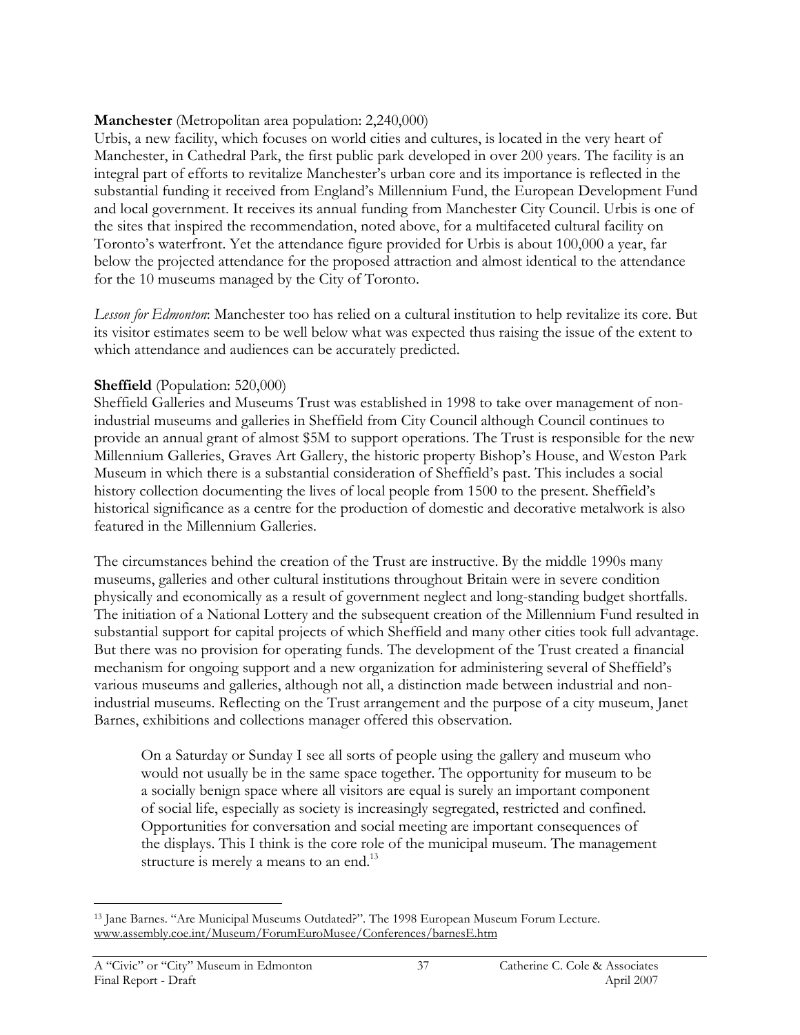**Manchester** (Metropolitan area population: 2,240,000)
Urbis, a new facility, which focuses on world cities and cultures, is located in the very heart of Manchester, in Cathedral Park, the first public park developed in over 200 years. The facility is an integral part of efforts to revitalize Manchester's urban core and its importance is reflected in the substantial funding it received from England's Millennium Fund, the European Development Fund and local government. It receives its annual funding from Manchester City Council. Urbis is one of the sites that inspired the recommendation, noted above, for a multifaceted cultural facility on Toronto's waterfront. Yet the attendance figure provided for Urbis is about 100,000 a year, far below the projected attendance for the proposed attraction and almost identical to the attendance for the 10 museums managed by the City of Toronto.

*Lesson for Edmonton*: Manchester too has relied on a cultural institution to help revitalize its core. But its visitor estimates seem to be well below what was expected thus raising the issue of the extent to which attendance and audiences can be accurately predicted.

**Sheffield** (Population: 520,000)
Sheffield Galleries and Museums Trust was established in 1998 to take over management of non-industrial museums and galleries in Sheffield from City Council although Council continues to provide an annual grant of almost $5M to support operations. The Trust is responsible for the new Millennium Galleries, Graves Art Gallery, the historic property Bishop's House, and Weston Park Museum in which there is a substantial consideration of Sheffield's past. This includes a social history collection documenting the lives of local people from 1500 to the present. Sheffield's historical significance as a centre for the production of domestic and decorative metalwork is also featured in the Millennium Galleries.

The circumstances behind the creation of the Trust are instructive. By the middle 1990s many museums, galleries and other cultural institutions throughout Britain were in severe condition physically and economically as a result of government neglect and long-standing budget shortfalls. The initiation of a National Lottery and the subsequent creation of the Millennium Fund resulted in substantial support for capital projects of which Sheffield and many other cities took full advantage. But there was no provision for operating funds. The development of the Trust created a financial mechanism for ongoing support and a new organization for administering several of Sheffield's various museums and galleries, although not all, a distinction made between industrial and non-industrial museums. Reflecting on the Trust arrangement and the purpose of a city museum, Janet Barnes, exhibitions and collections manager offered this observation.

> On a Saturday or Sunday I see all sorts of people using the gallery and museum who would not usually be in the same space together. The opportunity for museum to be a socially benign space where all visitors are equal is surely an important component of social life, especially as society is increasingly segregated, restricted and confined. Opportunities for conversation and social meeting are important consequences of the displays. This I think is the core role of the municipal museum. The management structure is merely a means to an end.[13]

---

[13] Jane Barnes. "Are Municipal Museums Outdated?". The 1998 European Museum Forum Lecture. www.assembly.coe.int/Museum/ForumEuroMusee/Conferences/barnesE.htm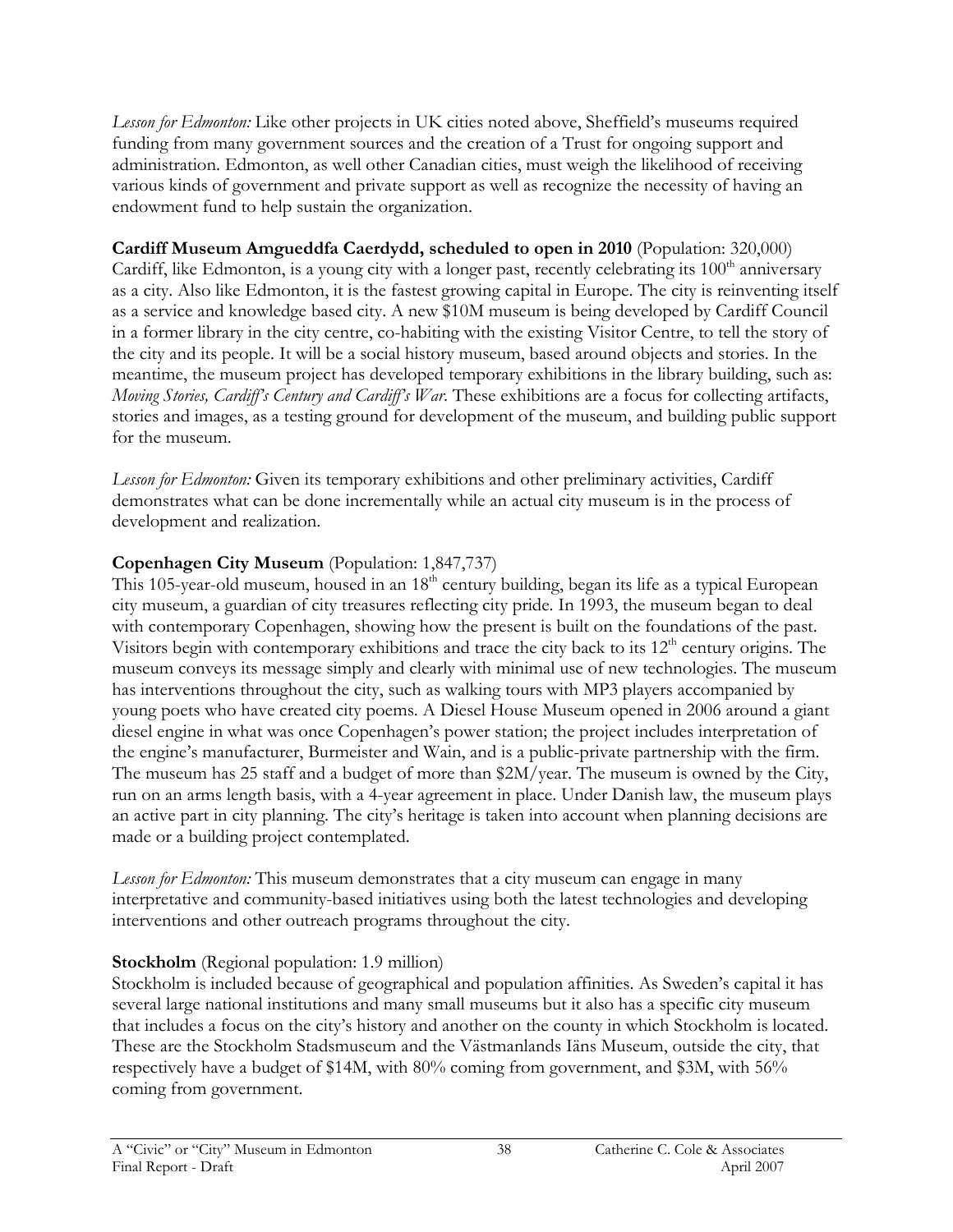*Lesson for Edmonton:* Like other projects in UK cities noted above, Sheffield's museums required funding from many government sources and the creation of a Trust for ongoing support and administration. Edmonton, as well other Canadian cities, must weigh the likelihood of receiving various kinds of government and private support as well as recognize the necessity of having an endowment fund to help sustain the organization.

**Cardiff Museum Amgueddfa Caerdydd, scheduled to open in 2010** (Population: 320,000)
Cardiff, like Edmonton, is a young city with a longer past, recently celebrating its 100th anniversary as a city. Also like Edmonton, it is the fastest growing capital in Europe. The city is reinventing itself as a service and knowledge based city. A new $10M museum is being developed by Cardiff Council in a former library in the city centre, co-habiting with the existing Visitor Centre, to tell the story of the city and its people. It will be a social history museum, based around objects and stories. In the meantime, the museum project has developed temporary exhibitions in the library building, such as: *Moving Stories, Cardiff's Century and Cardiff's War*. These exhibitions are a focus for collecting artifacts, stories and images, as a testing ground for development of the museum, and building public support for the museum.

*Lesson for Edmonton:* Given its temporary exhibitions and other preliminary activities, Cardiff demonstrates what can be done incrementally while an actual city museum is in the process of development and realization.

**Copenhagen City Museum** (Population: 1,847,737)
This 105-year-old museum, housed in an 18th century building, began its life as a typical European city museum, a guardian of city treasures reflecting city pride. In 1993, the museum began to deal with contemporary Copenhagen, showing how the present is built on the foundations of the past. Visitors begin with contemporary exhibitions and trace the city back to its 12th century origins. The museum conveys its message simply and clearly with minimal use of new technologies. The museum has interventions throughout the city, such as walking tours with MP3 players accompanied by young poets who have created city poems. A Diesel House Museum opened in 2006 around a giant diesel engine in what was once Copenhagen's power station; the project includes interpretation of the engine's manufacturer, Burmeister and Wain, and is a public-private partnership with the firm. The museum has 25 staff and a budget of more than $2M/year. The museum is owned by the City, run on an arms length basis, with a 4-year agreement in place. Under Danish law, the museum plays an active part in city planning. The city's heritage is taken into account when planning decisions are made or a building project contemplated.

*Lesson for Edmonton:* This museum demonstrates that a city museum can engage in many interpretative and community-based initiatives using both the latest technologies and developing interventions and other outreach programs throughout the city.

**Stockholm** (Regional population: 1.9 million)
Stockholm is included because of geographical and population affinities. As Sweden's capital it has several large national institutions and many small museums but it also has a specific city museum that includes a focus on the city's history and another on the county in which Stockholm is located. These are the Stockholm Stadsmuseum and the Västmanlands Iäns Museum, outside the city, that respectively have a budget of $14M, with 80% coming from government, and $3M, with 56% coming from government.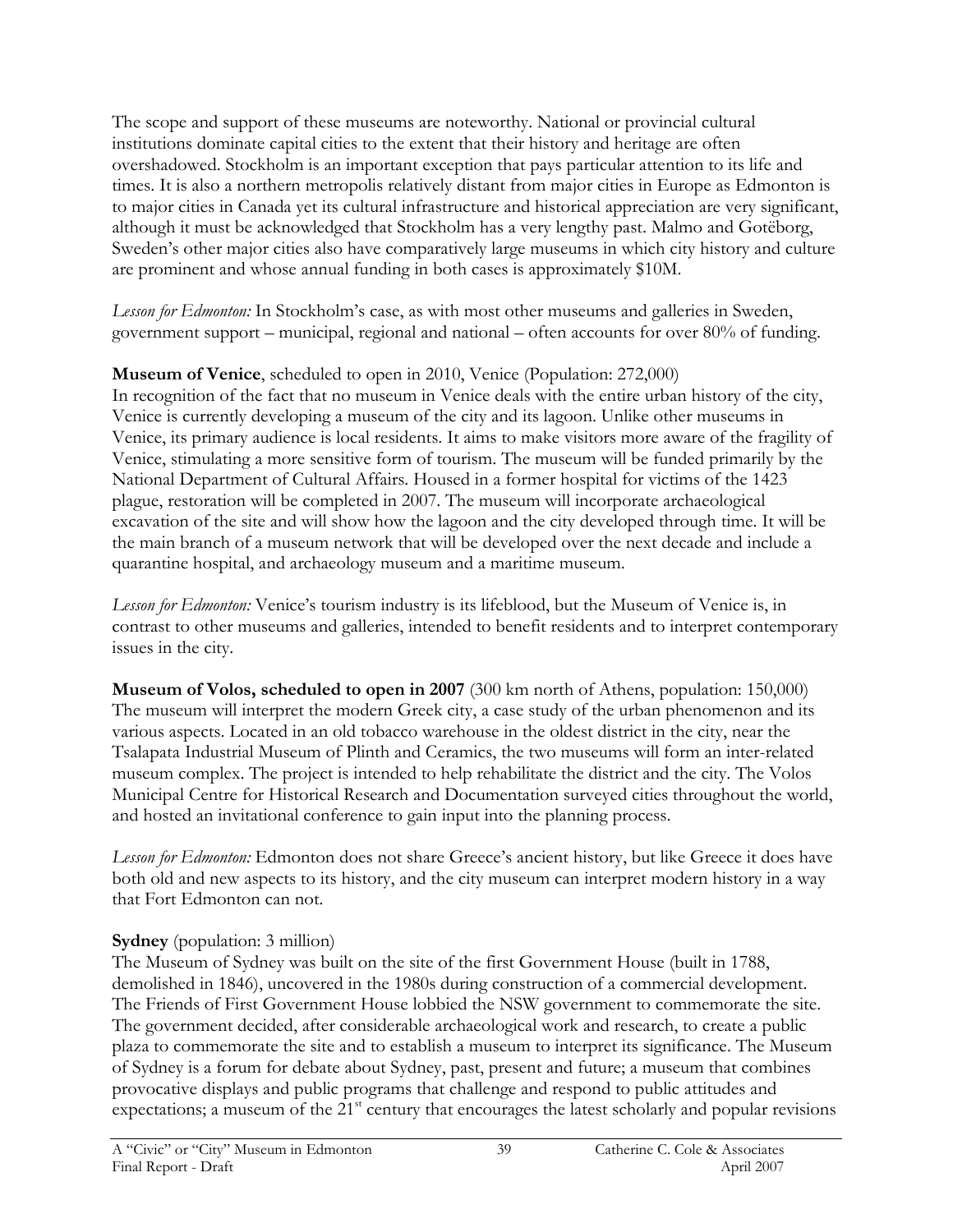The scope and support of these museums are noteworthy. National or provincial cultural institutions dominate capital cities to the extent that their history and heritage are often overshadowed. Stockholm is an important exception that pays particular attention to its life and times. It is also a northern metropolis relatively distant from major cities in Europe as Edmonton is to major cities in Canada yet its cultural infrastructure and historical appreciation are very significant, although it must be acknowledged that Stockholm has a very lengthy past. Malmo and Gotëborg, Sweden's other major cities also have comparatively large museums in which city history and culture are prominent and whose annual funding in both cases is approximately $10M.

*Lesson for Edmonton:* In Stockholm's case, as with most other museums and galleries in Sweden, government support – municipal, regional and national – often accounts for over 80% of funding.

**Museum of Venice**, scheduled to open in 2010, Venice (Population: 272,000)
In recognition of the fact that no museum in Venice deals with the entire urban history of the city, Venice is currently developing a museum of the city and its lagoon. Unlike other museums in Venice, its primary audience is local residents. It aims to make visitors more aware of the fragility of Venice, stimulating a more sensitive form of tourism. The museum will be funded primarily by the National Department of Cultural Affairs. Housed in a former hospital for victims of the 1423 plague, restoration will be completed in 2007. The museum will incorporate archaeological excavation of the site and will show how the lagoon and the city developed through time. It will be the main branch of a museum network that will be developed over the next decade and include a quarantine hospital, and archaeology museum and a maritime museum.

*Lesson for Edmonton:* Venice's tourism industry is its lifeblood, but the Museum of Venice is, in contrast to other museums and galleries, intended to benefit residents and to interpret contemporary issues in the city.

**Museum of Volos, scheduled to open in 2007** (300 km north of Athens, population: 150,000)
The museum will interpret the modern Greek city, a case study of the urban phenomenon and its various aspects. Located in an old tobacco warehouse in the oldest district in the city, near the Tsalapata Industrial Museum of Plinth and Ceramics, the two museums will form an inter-related museum complex. The project is intended to help rehabilitate the district and the city. The Volos Municipal Centre for Historical Research and Documentation surveyed cities throughout the world, and hosted an invitational conference to gain input into the planning process.

*Lesson for Edmonton:* Edmonton does not share Greece's ancient history, but like Greece it does have both old and new aspects to its history, and the city museum can interpret modern history in a way that Fort Edmonton can not.

**Sydney** (population: 3 million)
The Museum of Sydney was built on the site of the first Government House (built in 1788, demolished in 1846), uncovered in the 1980s during construction of a commercial development. The Friends of First Government House lobbied the NSW government to commemorate the site. The government decided, after considerable archaeological work and research, to create a public plaza to commemorate the site and to establish a museum to interpret its significance. The Museum of Sydney is a forum for debate about Sydney, past, present and future; a museum that combines provocative displays and public programs that challenge and respond to public attitudes and expectations; a museum of the 21st century that encourages the latest scholarly and popular revisions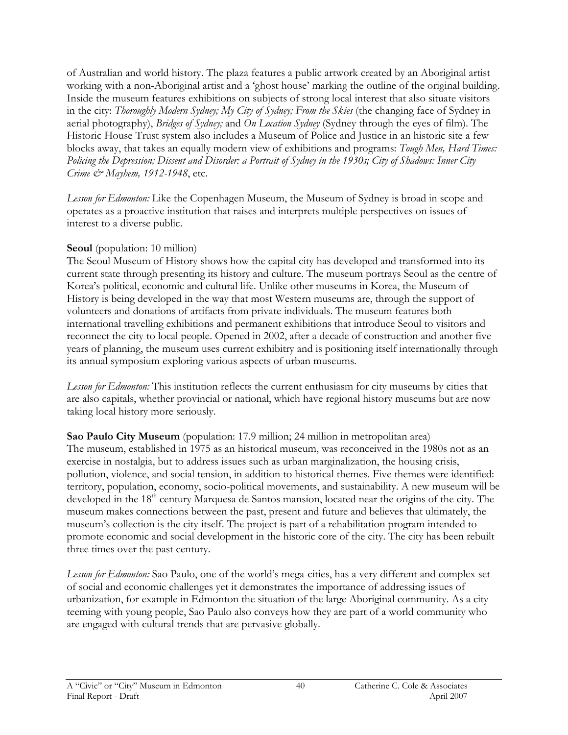of Australian and world history. The plaza features a public artwork created by an Aboriginal artist working with a non-Aboriginal artist and a 'ghost house' marking the outline of the original building. Inside the museum features exhibitions on subjects of strong local interest that also situate visitors in the city: *Thoroughly Modern Sydney; My City of Sydney; From the Skies* (the changing face of Sydney in aerial photography), *Bridges of Sydney;* and *On Location Sydney* (Sydney through the eyes of film). The Historic House Trust system also includes a Museum of Police and Justice in an historic site a few blocks away, that takes an equally modern view of exhibitions and programs: *Tough Men, Hard Times: Policing the Depression; Dissent and Disorder: a Portrait of Sydney in the 1930s; City of Shadows: Inner City Crime & Mayhem, 1912-1948*, etc.

*Lesson for Edmonton:* Like the Copenhagen Museum, the Museum of Sydney is broad in scope and operates as a proactive institution that raises and interprets multiple perspectives on issues of interest to a diverse public.

**Seoul** (population: 10 million)
The Seoul Museum of History shows how the capital city has developed and transformed into its current state through presenting its history and culture. The museum portrays Seoul as the centre of Korea's political, economic and cultural life. Unlike other museums in Korea, the Museum of History is being developed in the way that most Western museums are, through the support of volunteers and donations of artifacts from private individuals. The museum features both international travelling exhibitions and permanent exhibitions that introduce Seoul to visitors and reconnect the city to local people. Opened in 2002, after a decade of construction and another five years of planning, the museum uses current exhibitry and is positioning itself internationally through its annual symposium exploring various aspects of urban museums.

*Lesson for Edmonton:* This institution reflects the current enthusiasm for city museums by cities that are also capitals, whether provincial or national, which have regional history museums but are now taking local history more seriously.

**Sao Paulo City Museum** (population: 17.9 million; 24 million in metropolitan area)
The museum, established in 1975 as an historical museum, was reconceived in the 1980s not as an exercise in nostalgia, but to address issues such as urban marginalization, the housing crisis, pollution, violence, and social tension, in addition to historical themes. Five themes were identified: territory, population, economy, socio-political movements, and sustainability. A new museum will be developed in the 18th century Marquesa de Santos mansion, located near the origins of the city. The museum makes connections between the past, present and future and believes that ultimately, the museum's collection is the city itself. The project is part of a rehabilitation program intended to promote economic and social development in the historic core of the city. The city has been rebuilt three times over the past century.

*Lesson for Edmonton:* Sao Paulo, one of the world's mega-cities, has a very different and complex set of social and economic challenges yet it demonstrates the importance of addressing issues of urbanization, for example in Edmonton the situation of the large Aboriginal community. As a city teeming with young people, Sao Paulo also conveys how they are part of a world community who are engaged with cultural trends that are pervasive globally.